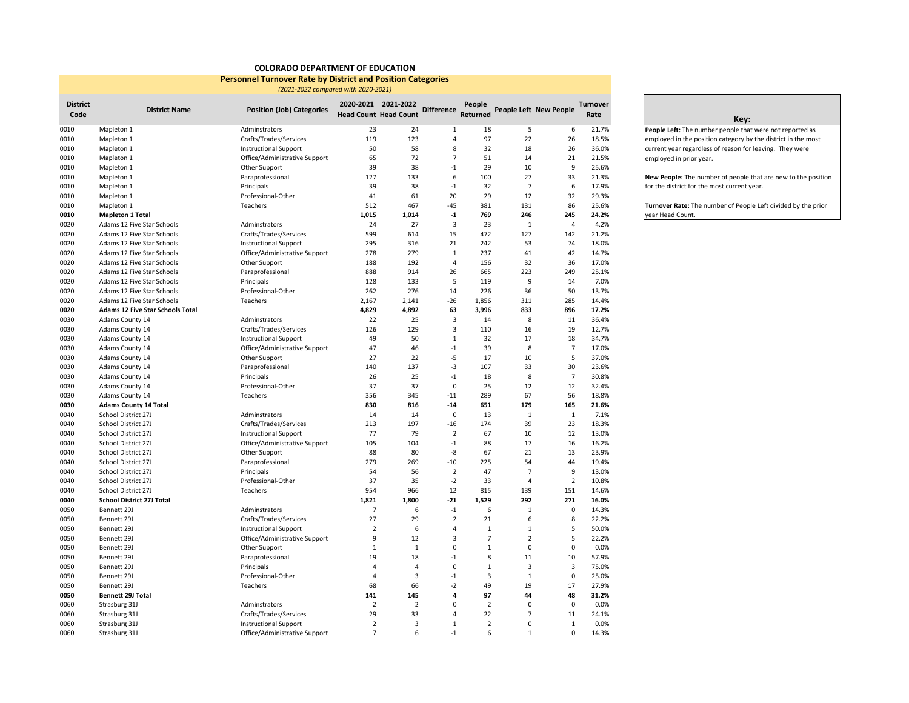# COLORADO DEPARTMENT OF EDUCATION

## Personnel Turnover Rate by District and Position Categories

*(2021-2022 compared with 2020-2021)*

| District Code | District Name | Position (Job) Categories | 2020-2021 Head Count | 2021-2022 Head Count | Difference | People Returned | People Left | New People | Turnover Rate |
|---|---|---|---|---|---|---|---|---|---|
| 0010 | Mapleton 1 | Adminstrators | 23 | 24 | 1 | 18 | 5 | 6 | 21.7% |
| 0010 | Mapleton 1 | Crafts/Trades/Services | 119 | 123 | 4 | 97 | 22 | 26 | 18.5% |
| 0010 | Mapleton 1 | Instructional Support | 50 | 58 | 8 | 32 | 18 | 26 | 36.0% |
| 0010 | Mapleton 1 | Office/Administrative Support | 65 | 72 | 7 | 51 | 14 | 21 | 21.5% |
| 0010 | Mapleton 1 | Other Support | 39 | 38 | -1 | 29 | 10 | 9 | 25.6% |
| 0010 | Mapleton 1 | Paraprofessional | 127 | 133 | 6 | 100 | 27 | 33 | 21.3% |
| 0010 | Mapleton 1 | Principals | 39 | 38 | -1 | 32 | 7 | 6 | 17.9% |
| 0010 | Mapleton 1 | Professional-Other | 41 | 61 | 20 | 29 | 12 | 32 | 29.3% |
| 0010 | Mapleton 1 | Teachers | 512 | 467 | -45 | 381 | 131 | 86 | 25.6% |
| **0010** | **Mapleton 1 Total** | | **1,015** | **1,014** | **-1** | **769** | **246** | **245** | **24.2%** |
| 0020 | Adams 12 Five Star Schools | Adminstrators | 24 | 27 | 3 | 23 | 1 | 4 | 4.2% |
| 0020 | Adams 12 Five Star Schools | Crafts/Trades/Services | 599 | 614 | 15 | 472 | 127 | 142 | 21.2% |
| 0020 | Adams 12 Five Star Schools | Instructional Support | 295 | 316 | 21 | 242 | 53 | 74 | 18.0% |
| 0020 | Adams 12 Five Star Schools | Office/Administrative Support | 278 | 279 | 1 | 237 | 41 | 42 | 14.7% |
| 0020 | Adams 12 Five Star Schools | Other Support | 188 | 192 | 4 | 156 | 32 | 36 | 17.0% |
| 0020 | Adams 12 Five Star Schools | Paraprofessional | 888 | 914 | 26 | 665 | 223 | 249 | 25.1% |
| 0020 | Adams 12 Five Star Schools | Principals | 128 | 133 | 5 | 119 | 9 | 14 | 7.0% |
| 0020 | Adams 12 Five Star Schools | Professional-Other | 262 | 276 | 14 | 226 | 36 | 50 | 13.7% |
| 0020 | Adams 12 Five Star Schools | Teachers | 2,167 | 2,141 | -26 | 1,856 | 311 | 285 | 14.4% |
| **0020** | **Adams 12 Five Star Schools Total** | | **4,829** | **4,892** | **63** | **3,996** | **833** | **896** | **17.2%** |
| 0030 | Adams County 14 | Adminstrators | 22 | 25 | 3 | 14 | 8 | 11 | 36.4% |
| 0030 | Adams County 14 | Crafts/Trades/Services | 126 | 129 | 3 | 110 | 16 | 19 | 12.7% |
| 0030 | Adams County 14 | Instructional Support | 49 | 50 | 1 | 32 | 17 | 18 | 34.7% |
| 0030 | Adams County 14 | Office/Administrative Support | 47 | 46 | -1 | 39 | 8 | 7 | 17.0% |
| 0030 | Adams County 14 | Other Support | 27 | 22 | -5 | 17 | 10 | 5 | 37.0% |
| 0030 | Adams County 14 | Paraprofessional | 140 | 137 | -3 | 107 | 33 | 30 | 23.6% |
| 0030 | Adams County 14 | Principals | 26 | 25 | -1 | 18 | 8 | 7 | 30.8% |
| 0030 | Adams County 14 | Professional-Other | 37 | 37 | 0 | 25 | 12 | 12 | 32.4% |
| 0030 | Adams County 14 | Teachers | 356 | 345 | -11 | 289 | 67 | 56 | 18.8% |
| **0030** | **Adams County 14 Total** | | **830** | **816** | **-14** | **651** | **179** | **165** | **21.6%** |
| 0040 | School District 27J | Adminstrators | 14 | 14 | 0 | 13 | 1 | 1 | 7.1% |
| 0040 | School District 27J | Crafts/Trades/Services | 213 | 197 | -16 | 174 | 39 | 23 | 18.3% |
| 0040 | School District 27J | Instructional Support | 77 | 79 | 2 | 67 | 10 | 12 | 13.0% |
| 0040 | School District 27J | Office/Administrative Support | 105 | 104 | -1 | 88 | 17 | 16 | 16.2% |
| 0040 | School District 27J | Other Support | 88 | 80 | -8 | 67 | 21 | 13 | 23.9% |
| 0040 | School District 27J | Paraprofessional | 279 | 269 | -10 | 225 | 54 | 44 | 19.4% |
| 0040 | School District 27J | Principals | 54 | 56 | 2 | 47 | 7 | 9 | 13.0% |
| 0040 | School District 27J | Professional-Other | 37 | 35 | -2 | 33 | 4 | 2 | 10.8% |
| 0040 | School District 27J | Teachers | 954 | 966 | 12 | 815 | 139 | 151 | 14.6% |
| **0040** | **School District 27J Total** | | **1,821** | **1,800** | **-21** | **1,529** | **292** | **271** | **16.0%** |
| 0050 | Bennett 29J | Adminstrators | 7 | 6 | -1 | 6 | 1 | 0 | 14.3% |
| 0050 | Bennett 29J | Crafts/Trades/Services | 27 | 29 | 2 | 21 | 6 | 8 | 22.2% |
| 0050 | Bennett 29J | Instructional Support | 2 | 6 | 4 | 1 | 1 | 5 | 50.0% |
| 0050 | Bennett 29J | Office/Administrative Support | 9 | 12 | 3 | 7 | 2 | 5 | 22.2% |
| 0050 | Bennett 29J | Other Support | 1 | 1 | 0 | 1 | 0 | 0 | 0.0% |
| 0050 | Bennett 29J | Paraprofessional | 19 | 18 | -1 | 8 | 11 | 10 | 57.9% |
| 0050 | Bennett 29J | Principals | 4 | 4 | 0 | 1 | 3 | 3 | 75.0% |
| 0050 | Bennett 29J | Professional-Other | 4 | 3 | -1 | 3 | 1 | 0 | 25.0% |
| 0050 | Bennett 29J | Teachers | 68 | 66 | -2 | 49 | 19 | 17 | 27.9% |
| **0050** | **Bennett 29J Total** | | **141** | **145** | **4** | **97** | **44** | **48** | **31.2%** |
| 0060 | Strasburg 31J | Adminstrators | 2 | 2 | 0 | 2 | 0 | 0 | 0.0% |
| 0060 | Strasburg 31J | Crafts/Trades/Services | 29 | 33 | 4 | 22 | 7 | 11 | 24.1% |
| 0060 | Strasburg 31J | Instructional Support | 2 | 3 | 1 | 2 | 0 | 1 | 0.0% |
| 0060 | Strasburg 31J | Office/Administrative Support | 7 | 6 | -1 | 6 | 1 | 0 | 14.3% |

### Key:

**People Left:** The number people that were not reported as employed in the position category by the district in the most current year regardless of reason for leaving. They were employed in prior year.

**New People:** The number of people that are new to the position for the district for the most current year.

**Turnover Rate:** The number of People Left divided by the prior year Head Count.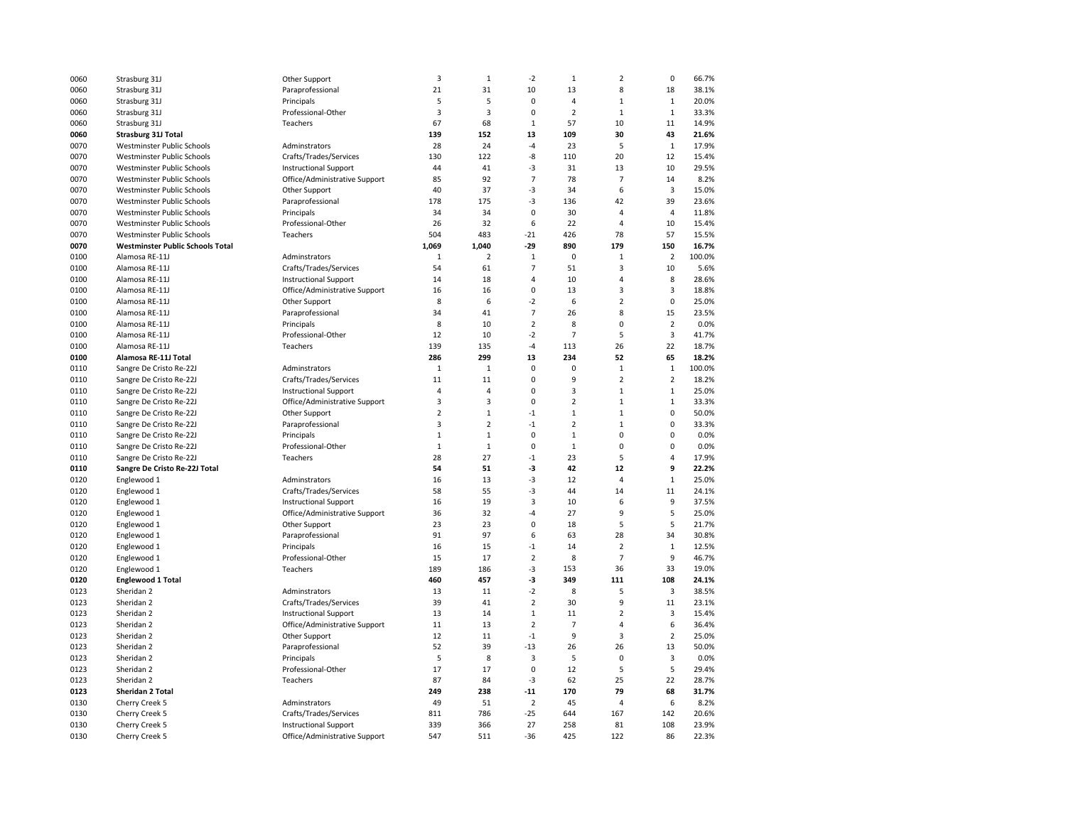| | | | | | | | | | |
|---|---|---|---|---|---|---|---|---|---|
| 0060 | Strasburg 31J | Other Support | 3 | 1 | -2 | 1 | 2 | 0 | 66.7% |
| 0060 | Strasburg 31J | Paraprofessional | 21 | 31 | 10 | 13 | 8 | 18 | 38.1% |
| 0060 | Strasburg 31J | Principals | 5 | 5 | 0 | 4 | 1 | 1 | 20.0% |
| 0060 | Strasburg 31J | Professional-Other | 3 | 3 | 0 | 2 | 1 | 1 | 33.3% |
| 0060 | Strasburg 31J | Teachers | 67 | 68 | 1 | 57 | 10 | 11 | 14.9% |
| **0060** | **Strasburg 31J Total** | | **139** | **152** | **13** | **109** | **30** | **43** | **21.6%** |
| 0070 | Westminster Public Schools | Adminstrators | 28 | 24 | -4 | 23 | 5 | 1 | 17.9% |
| 0070 | Westminster Public Schools | Crafts/Trades/Services | 130 | 122 | -8 | 110 | 20 | 12 | 15.4% |
| 0070 | Westminster Public Schools | Instructional Support | 44 | 41 | -3 | 31 | 13 | 10 | 29.5% |
| 0070 | Westminster Public Schools | Office/Administrative Support | 85 | 92 | 7 | 78 | 7 | 14 | 8.2% |
| 0070 | Westminster Public Schools | Other Support | 40 | 37 | -3 | 34 | 6 | 3 | 15.0% |
| 0070 | Westminster Public Schools | Paraprofessional | 178 | 175 | -3 | 136 | 42 | 39 | 23.6% |
| 0070 | Westminster Public Schools | Principals | 34 | 34 | 0 | 30 | 4 | 4 | 11.8% |
| 0070 | Westminster Public Schools | Professional-Other | 26 | 32 | 6 | 22 | 4 | 10 | 15.4% |
| 0070 | Westminster Public Schools | Teachers | 504 | 483 | -21 | 426 | 78 | 57 | 15.5% |
| **0070** | **Westminster Public Schools Total** | | **1,069** | **1,040** | **-29** | **890** | **179** | **150** | **16.7%** |
| 0100 | Alamosa RE-11J | Adminstrators | 1 | 2 | 1 | 0 | 1 | 2 | 100.0% |
| 0100 | Alamosa RE-11J | Crafts/Trades/Services | 54 | 61 | 7 | 51 | 3 | 10 | 5.6% |
| 0100 | Alamosa RE-11J | Instructional Support | 14 | 18 | 4 | 10 | 4 | 8 | 28.6% |
| 0100 | Alamosa RE-11J | Office/Administrative Support | 16 | 16 | 0 | 13 | 3 | 3 | 18.8% |
| 0100 | Alamosa RE-11J | Other Support | 8 | 6 | -2 | 6 | 2 | 0 | 25.0% |
| 0100 | Alamosa RE-11J | Paraprofessional | 34 | 41 | 7 | 26 | 8 | 15 | 23.5% |
| 0100 | Alamosa RE-11J | Principals | 8 | 10 | 2 | 8 | 0 | 2 | 0.0% |
| 0100 | Alamosa RE-11J | Professional-Other | 12 | 10 | -2 | 7 | 5 | 3 | 41.7% |
| 0100 | Alamosa RE-11J | Teachers | 139 | 135 | -4 | 113 | 26 | 22 | 18.7% |
| **0100** | **Alamosa RE-11J Total** | | **286** | **299** | **13** | **234** | **52** | **65** | **18.2%** |
| 0110 | Sangre De Cristo Re-22J | Adminstrators | 1 | 1 | 0 | 0 | 1 | 1 | 100.0% |
| 0110 | Sangre De Cristo Re-22J | Crafts/Trades/Services | 11 | 11 | 0 | 9 | 2 | 2 | 18.2% |
| 0110 | Sangre De Cristo Re-22J | Instructional Support | 4 | 4 | 0 | 3 | 1 | 1 | 25.0% |
| 0110 | Sangre De Cristo Re-22J | Office/Administrative Support | 3 | 3 | 0 | 2 | 1 | 1 | 33.3% |
| 0110 | Sangre De Cristo Re-22J | Other Support | 2 | 1 | -1 | 1 | 1 | 0 | 50.0% |
| 0110 | Sangre De Cristo Re-22J | Paraprofessional | 3 | 2 | -1 | 2 | 1 | 0 | 33.3% |
| 0110 | Sangre De Cristo Re-22J | Principals | 1 | 1 | 0 | 1 | 0 | 0 | 0.0% |
| 0110 | Sangre De Cristo Re-22J | Professional-Other | 1 | 1 | 0 | 1 | 0 | 0 | 0.0% |
| 0110 | Sangre De Cristo Re-22J | Teachers | 28 | 27 | -1 | 23 | 5 | 4 | 17.9% |
| **0110** | **Sangre De Cristo Re-22J Total** | | **54** | **51** | **-3** | **42** | **12** | **9** | **22.2%** |
| 0120 | Englewood 1 | Adminstrators | 16 | 13 | -3 | 12 | 4 | 1 | 25.0% |
| 0120 | Englewood 1 | Crafts/Trades/Services | 58 | 55 | -3 | 44 | 14 | 11 | 24.1% |
| 0120 | Englewood 1 | Instructional Support | 16 | 19 | 3 | 10 | 6 | 9 | 37.5% |
| 0120 | Englewood 1 | Office/Administrative Support | 36 | 32 | -4 | 27 | 9 | 5 | 25.0% |
| 0120 | Englewood 1 | Other Support | 23 | 23 | 0 | 18 | 5 | 5 | 21.7% |
| 0120 | Englewood 1 | Paraprofessional | 91 | 97 | 6 | 63 | 28 | 34 | 30.8% |
| 0120 | Englewood 1 | Principals | 16 | 15 | -1 | 14 | 2 | 1 | 12.5% |
| 0120 | Englewood 1 | Professional-Other | 15 | 17 | 2 | 8 | 7 | 9 | 46.7% |
| 0120 | Englewood 1 | Teachers | 189 | 186 | -3 | 153 | 36 | 33 | 19.0% |
| **0120** | **Englewood 1 Total** | | **460** | **457** | **-3** | **349** | **111** | **108** | **24.1%** |
| 0123 | Sheridan 2 | Adminstrators | 13 | 11 | -2 | 8 | 5 | 3 | 38.5% |
| 0123 | Sheridan 2 | Crafts/Trades/Services | 39 | 41 | 2 | 30 | 9 | 11 | 23.1% |
| 0123 | Sheridan 2 | Instructional Support | 13 | 14 | 1 | 11 | 2 | 3 | 15.4% |
| 0123 | Sheridan 2 | Office/Administrative Support | 11 | 13 | 2 | 7 | 4 | 6 | 36.4% |
| 0123 | Sheridan 2 | Other Support | 12 | 11 | -1 | 9 | 3 | 2 | 25.0% |
| 0123 | Sheridan 2 | Paraprofessional | 52 | 39 | -13 | 26 | 26 | 13 | 50.0% |
| 0123 | Sheridan 2 | Principals | 5 | 8 | 3 | 5 | 0 | 3 | 0.0% |
| 0123 | Sheridan 2 | Professional-Other | 17 | 17 | 0 | 12 | 5 | 5 | 29.4% |
| 0123 | Sheridan 2 | Teachers | 87 | 84 | -3 | 62 | 25 | 22 | 28.7% |
| **0123** | **Sheridan 2 Total** | | **249** | **238** | **-11** | **170** | **79** | **68** | **31.7%** |
| 0130 | Cherry Creek 5 | Adminstrators | 49 | 51 | 2 | 45 | 4 | 6 | 8.2% |
| 0130 | Cherry Creek 5 | Crafts/Trades/Services | 811 | 786 | -25 | 644 | 167 | 142 | 20.6% |
| 0130 | Cherry Creek 5 | Instructional Support | 339 | 366 | 27 | 258 | 81 | 108 | 23.9% |
| 0130 | Cherry Creek 5 | Office/Administrative Support | 547 | 511 | -36 | 425 | 122 | 86 | 22.3% |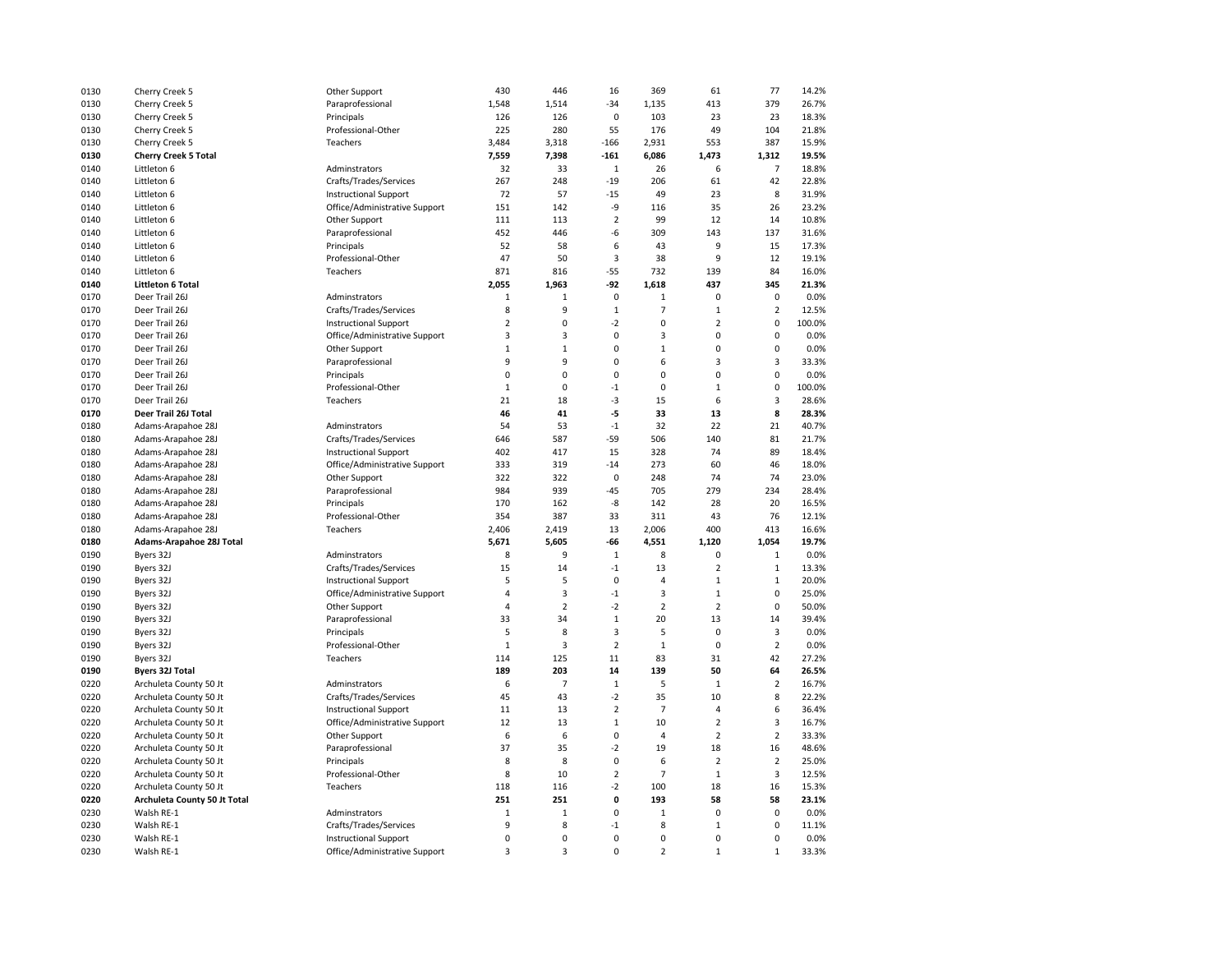| | | | | | | | | | |
|---|---|---|---|---|---|---|---|---|---|
| 0130 | Cherry Creek 5 | Other Support | 430 | 446 | 16 | 369 | 61 | 77 | 14.2% |
| 0130 | Cherry Creek 5 | Paraprofessional | 1,548 | 1,514 | -34 | 1,135 | 413 | 379 | 26.7% |
| 0130 | Cherry Creek 5 | Principals | 126 | 126 | 0 | 103 | 23 | 23 | 18.3% |
| 0130 | Cherry Creek 5 | Professional-Other | 225 | 280 | 55 | 176 | 49 | 104 | 21.8% |
| 0130 | Cherry Creek 5 | Teachers | 3,484 | 3,318 | -166 | 2,931 | 553 | 387 | 15.9% |
| **0130** | **Cherry Creek 5 Total** | | **7,559** | **7,398** | **-161** | **6,086** | **1,473** | **1,312** | **19.5%** |
| 0140 | Littleton 6 | Adminstrators | 32 | 33 | 1 | 26 | 6 | 7 | 18.8% |
| 0140 | Littleton 6 | Crafts/Trades/Services | 267 | 248 | -19 | 206 | 61 | 42 | 22.8% |
| 0140 | Littleton 6 | Instructional Support | 72 | 57 | -15 | 49 | 23 | 8 | 31.9% |
| 0140 | Littleton 6 | Office/Administrative Support | 151 | 142 | -9 | 116 | 35 | 26 | 23.2% |
| 0140 | Littleton 6 | Other Support | 111 | 113 | 2 | 99 | 12 | 14 | 10.8% |
| 0140 | Littleton 6 | Paraprofessional | 452 | 446 | -6 | 309 | 143 | 137 | 31.6% |
| 0140 | Littleton 6 | Principals | 52 | 58 | 6 | 43 | 9 | 15 | 17.3% |
| 0140 | Littleton 6 | Professional-Other | 47 | 50 | 3 | 38 | 9 | 12 | 19.1% |
| 0140 | Littleton 6 | Teachers | 871 | 816 | -55 | 732 | 139 | 84 | 16.0% |
| **0140** | **Littleton 6 Total** | | **2,055** | **1,963** | **-92** | **1,618** | **437** | **345** | **21.3%** |
| 0170 | Deer Trail 26J | Adminstrators | 1 | 1 | 0 | 1 | 0 | 0 | 0.0% |
| 0170 | Deer Trail 26J | Crafts/Trades/Services | 8 | 9 | 1 | 7 | 1 | 2 | 12.5% |
| 0170 | Deer Trail 26J | Instructional Support | 2 | 0 | -2 | 0 | 2 | 0 | 100.0% |
| 0170 | Deer Trail 26J | Office/Administrative Support | 3 | 3 | 0 | 3 | 0 | 0 | 0.0% |
| 0170 | Deer Trail 26J | Other Support | 1 | 1 | 0 | 1 | 0 | 0 | 0.0% |
| 0170 | Deer Trail 26J | Paraprofessional | 9 | 9 | 0 | 6 | 3 | 3 | 33.3% |
| 0170 | Deer Trail 26J | Principals | 0 | 0 | 0 | 0 | 0 | 0 | 0.0% |
| 0170 | Deer Trail 26J | Professional-Other | 1 | 0 | -1 | 0 | 1 | 0 | 100.0% |
| 0170 | Deer Trail 26J | Teachers | 21 | 18 | -3 | 15 | 6 | 3 | 28.6% |
| **0170** | **Deer Trail 26J Total** | | **46** | **41** | **-5** | **33** | **13** | **8** | **28.3%** |
| 0180 | Adams-Arapahoe 28J | Adminstrators | 54 | 53 | -1 | 32 | 22 | 21 | 40.7% |
| 0180 | Adams-Arapahoe 28J | Crafts/Trades/Services | 646 | 587 | -59 | 506 | 140 | 81 | 21.7% |
| 0180 | Adams-Arapahoe 28J | Instructional Support | 402 | 417 | 15 | 328 | 74 | 89 | 18.4% |
| 0180 | Adams-Arapahoe 28J | Office/Administrative Support | 333 | 319 | -14 | 273 | 60 | 46 | 18.0% |
| 0180 | Adams-Arapahoe 28J | Other Support | 322 | 322 | 0 | 248 | 74 | 74 | 23.0% |
| 0180 | Adams-Arapahoe 28J | Paraprofessional | 984 | 939 | -45 | 705 | 279 | 234 | 28.4% |
| 0180 | Adams-Arapahoe 28J | Principals | 170 | 162 | -8 | 142 | 28 | 20 | 16.5% |
| 0180 | Adams-Arapahoe 28J | Professional-Other | 354 | 387 | 33 | 311 | 43 | 76 | 12.1% |
| 0180 | Adams-Arapahoe 28J | Teachers | 2,406 | 2,419 | 13 | 2,006 | 400 | 413 | 16.6% |
| **0180** | **Adams-Arapahoe 28J Total** | | **5,671** | **5,605** | **-66** | **4,551** | **1,120** | **1,054** | **19.7%** |
| 0190 | Byers 32J | Adminstrators | 8 | 9 | 1 | 8 | 0 | 1 | 0.0% |
| 0190 | Byers 32J | Crafts/Trades/Services | 15 | 14 | -1 | 13 | 2 | 1 | 13.3% |
| 0190 | Byers 32J | Instructional Support | 5 | 5 | 0 | 4 | 1 | 1 | 20.0% |
| 0190 | Byers 32J | Office/Administrative Support | 4 | 3 | -1 | 3 | 1 | 0 | 25.0% |
| 0190 | Byers 32J | Other Support | 4 | 2 | -2 | 2 | 2 | 0 | 50.0% |
| 0190 | Byers 32J | Paraprofessional | 33 | 34 | 1 | 20 | 13 | 14 | 39.4% |
| 0190 | Byers 32J | Principals | 5 | 8 | 3 | 5 | 0 | 3 | 0.0% |
| 0190 | Byers 32J | Professional-Other | 1 | 3 | 2 | 1 | 0 | 2 | 0.0% |
| 0190 | Byers 32J | Teachers | 114 | 125 | 11 | 83 | 31 | 42 | 27.2% |
| **0190** | **Byers 32J Total** | | **189** | **203** | **14** | **139** | **50** | **64** | **26.5%** |
| 0220 | Archuleta County 50 Jt | Adminstrators | 6 | 7 | 1 | 5 | 1 | 2 | 16.7% |
| 0220 | Archuleta County 50 Jt | Crafts/Trades/Services | 45 | 43 | -2 | 35 | 10 | 8 | 22.2% |
| 0220 | Archuleta County 50 Jt | Instructional Support | 11 | 13 | 2 | 7 | 4 | 6 | 36.4% |
| 0220 | Archuleta County 50 Jt | Office/Administrative Support | 12 | 13 | 1 | 10 | 2 | 3 | 16.7% |
| 0220 | Archuleta County 50 Jt | Other Support | 6 | 6 | 0 | 4 | 2 | 2 | 33.3% |
| 0220 | Archuleta County 50 Jt | Paraprofessional | 37 | 35 | -2 | 19 | 18 | 16 | 48.6% |
| 0220 | Archuleta County 50 Jt | Principals | 8 | 8 | 0 | 6 | 2 | 2 | 25.0% |
| 0220 | Archuleta County 50 Jt | Professional-Other | 8 | 10 | 2 | 7 | 1 | 3 | 12.5% |
| 0220 | Archuleta County 50 Jt | Teachers | 118 | 116 | -2 | 100 | 18 | 16 | 15.3% |
| **0220** | **Archuleta County 50 Jt Total** | | **251** | **251** | **0** | **193** | **58** | **58** | **23.1%** |
| 0230 | Walsh RE-1 | Adminstrators | 1 | 1 | 0 | 1 | 0 | 0 | 0.0% |
| 0230 | Walsh RE-1 | Crafts/Trades/Services | 9 | 8 | -1 | 8 | 1 | 0 | 11.1% |
| 0230 | Walsh RE-1 | Instructional Support | 0 | 0 | 0 | 0 | 0 | 0 | 0.0% |
| 0230 | Walsh RE-1 | Office/Administrative Support | 3 | 3 | 0 | 2 | 1 | 1 | 33.3% |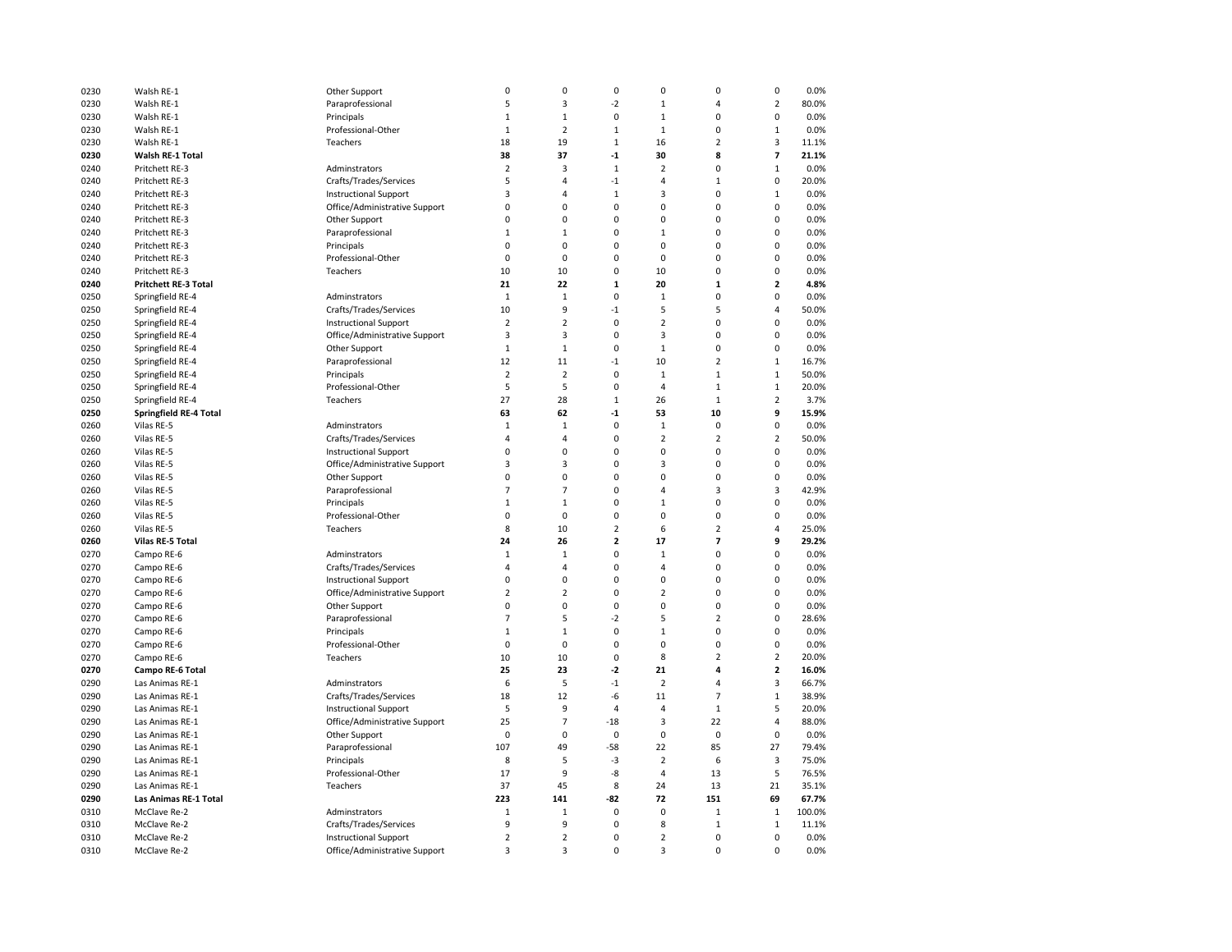| | | | | | | | | | |
|---|---|---|---|---|---|---|---|---|---|
| 0230 | Walsh RE-1 | Other Support | 0 | 0 | 0 | 0 | 0 | 0 | 0.0% |
| 0230 | Walsh RE-1 | Paraprofessional | 5 | 3 | -2 | 1 | 4 | 2 | 80.0% |
| 0230 | Walsh RE-1 | Principals | 1 | 1 | 0 | 1 | 0 | 0 | 0.0% |
| 0230 | Walsh RE-1 | Professional-Other | 1 | 2 | 1 | 1 | 0 | 1 | 0.0% |
| 0230 | Walsh RE-1 | Teachers | 18 | 19 | 1 | 16 | 2 | 3 | 11.1% |
| **0230** | **Walsh RE-1 Total** | | **38** | **37** | **-1** | **30** | **8** | **7** | **21.1%** |
| 0240 | Pritchett RE-3 | Adminstrators | 2 | 3 | 1 | 2 | 0 | 1 | 0.0% |
| 0240 | Pritchett RE-3 | Crafts/Trades/Services | 5 | 4 | -1 | 4 | 1 | 0 | 20.0% |
| 0240 | Pritchett RE-3 | Instructional Support | 3 | 4 | 1 | 3 | 0 | 1 | 0.0% |
| 0240 | Pritchett RE-3 | Office/Administrative Support | 0 | 0 | 0 | 0 | 0 | 0 | 0.0% |
| 0240 | Pritchett RE-3 | Other Support | 0 | 0 | 0 | 0 | 0 | 0 | 0.0% |
| 0240 | Pritchett RE-3 | Paraprofessional | 1 | 1 | 0 | 1 | 0 | 0 | 0.0% |
| 0240 | Pritchett RE-3 | Principals | 0 | 0 | 0 | 0 | 0 | 0 | 0.0% |
| 0240 | Pritchett RE-3 | Professional-Other | 0 | 0 | 0 | 0 | 0 | 0 | 0.0% |
| 0240 | Pritchett RE-3 | Teachers | 10 | 10 | 0 | 10 | 0 | 0 | 0.0% |
| **0240** | **Pritchett RE-3 Total** | | **21** | **22** | **1** | **20** | **1** | **2** | **4.8%** |
| 0250 | Springfield RE-4 | Adminstrators | 1 | 1 | 0 | 1 | 0 | 0 | 0.0% |
| 0250 | Springfield RE-4 | Crafts/Trades/Services | 10 | 9 | -1 | 5 | 5 | 4 | 50.0% |
| 0250 | Springfield RE-4 | Instructional Support | 2 | 2 | 0 | 2 | 0 | 0 | 0.0% |
| 0250 | Springfield RE-4 | Office/Administrative Support | 3 | 3 | 0 | 3 | 0 | 0 | 0.0% |
| 0250 | Springfield RE-4 | Other Support | 1 | 1 | 0 | 1 | 0 | 0 | 0.0% |
| 0250 | Springfield RE-4 | Paraprofessional | 12 | 11 | -1 | 10 | 2 | 1 | 16.7% |
| 0250 | Springfield RE-4 | Principals | 2 | 2 | 0 | 1 | 1 | 1 | 50.0% |
| 0250 | Springfield RE-4 | Professional-Other | 5 | 5 | 0 | 4 | 1 | 1 | 20.0% |
| 0250 | Springfield RE-4 | Teachers | 27 | 28 | 1 | 26 | 1 | 2 | 3.7% |
| **0250** | **Springfield RE-4 Total** | | **63** | **62** | **-1** | **53** | **10** | **9** | **15.9%** |
| 0260 | Vilas RE-5 | Adminstrators | 1 | 1 | 0 | 1 | 0 | 0 | 0.0% |
| 0260 | Vilas RE-5 | Crafts/Trades/Services | 4 | 4 | 0 | 2 | 2 | 2 | 50.0% |
| 0260 | Vilas RE-5 | Instructional Support | 0 | 0 | 0 | 0 | 0 | 0 | 0.0% |
| 0260 | Vilas RE-5 | Office/Administrative Support | 3 | 3 | 0 | 3 | 0 | 0 | 0.0% |
| 0260 | Vilas RE-5 | Other Support | 0 | 0 | 0 | 0 | 0 | 0 | 0.0% |
| 0260 | Vilas RE-5 | Paraprofessional | 7 | 7 | 0 | 4 | 3 | 3 | 42.9% |
| 0260 | Vilas RE-5 | Principals | 1 | 1 | 0 | 1 | 0 | 0 | 0.0% |
| 0260 | Vilas RE-5 | Professional-Other | 0 | 0 | 0 | 0 | 0 | 0 | 0.0% |
| 0260 | Vilas RE-5 | Teachers | 8 | 10 | 2 | 6 | 2 | 4 | 25.0% |
| **0260** | **Vilas RE-5 Total** | | **24** | **26** | **2** | **17** | **7** | **9** | **29.2%** |
| 0270 | Campo RE-6 | Adminstrators | 1 | 1 | 0 | 1 | 0 | 0 | 0.0% |
| 0270 | Campo RE-6 | Crafts/Trades/Services | 4 | 4 | 0 | 4 | 0 | 0 | 0.0% |
| 0270 | Campo RE-6 | Instructional Support | 0 | 0 | 0 | 0 | 0 | 0 | 0.0% |
| 0270 | Campo RE-6 | Office/Administrative Support | 2 | 2 | 0 | 2 | 0 | 0 | 0.0% |
| 0270 | Campo RE-6 | Other Support | 0 | 0 | 0 | 0 | 0 | 0 | 0.0% |
| 0270 | Campo RE-6 | Paraprofessional | 7 | 5 | -2 | 5 | 2 | 0 | 28.6% |
| 0270 | Campo RE-6 | Principals | 1 | 1 | 0 | 1 | 0 | 0 | 0.0% |
| 0270 | Campo RE-6 | Professional-Other | 0 | 0 | 0 | 0 | 0 | 0 | 0.0% |
| 0270 | Campo RE-6 | Teachers | 10 | 10 | 0 | 8 | 2 | 2 | 20.0% |
| **0270** | **Campo RE-6 Total** | | **25** | **23** | **-2** | **21** | **4** | **2** | **16.0%** |
| 0290 | Las Animas RE-1 | Adminstrators | 6 | 5 | -1 | 2 | 4 | 3 | 66.7% |
| 0290 | Las Animas RE-1 | Crafts/Trades/Services | 18 | 12 | -6 | 11 | 7 | 1 | 38.9% |
| 0290 | Las Animas RE-1 | Instructional Support | 5 | 9 | 4 | 4 | 1 | 5 | 20.0% |
| 0290 | Las Animas RE-1 | Office/Administrative Support | 25 | 7 | -18 | 3 | 22 | 4 | 88.0% |
| 0290 | Las Animas RE-1 | Other Support | 0 | 0 | 0 | 0 | 0 | 0 | 0.0% |
| 0290 | Las Animas RE-1 | Paraprofessional | 107 | 49 | -58 | 22 | 85 | 27 | 79.4% |
| 0290 | Las Animas RE-1 | Principals | 8 | 5 | -3 | 2 | 6 | 3 | 75.0% |
| 0290 | Las Animas RE-1 | Professional-Other | 17 | 9 | -8 | 4 | 13 | 5 | 76.5% |
| 0290 | Las Animas RE-1 | Teachers | 37 | 45 | 8 | 24 | 13 | 21 | 35.1% |
| **0290** | **Las Animas RE-1 Total** | | **223** | **141** | **-82** | **72** | **151** | **69** | **67.7%** |
| 0310 | McClave Re-2 | Adminstrators | 1 | 1 | 0 | 0 | 1 | 1 | 100.0% |
| 0310 | McClave Re-2 | Crafts/Trades/Services | 9 | 9 | 0 | 8 | 1 | 1 | 11.1% |
| 0310 | McClave Re-2 | Instructional Support | 2 | 2 | 0 | 2 | 0 | 0 | 0.0% |
| 0310 | McClave Re-2 | Office/Administrative Support | 3 | 3 | 0 | 3 | 0 | 0 | 0.0% |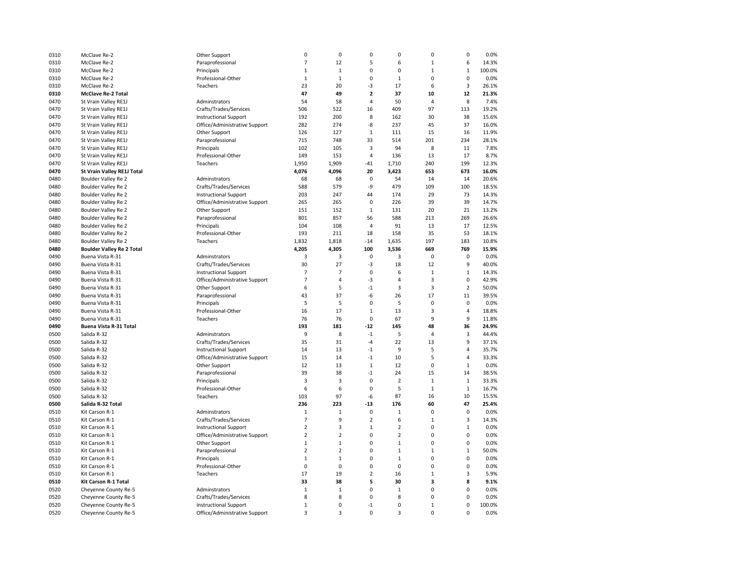| | | | | | | | | | |
|---|---|---|---|---|---|---|---|---|---|
| 0310 | McClave Re-2 | Other Support | 0 | 0 | 0 | 0 | 0 | 0 | 0.0% |
| 0310 | McClave Re-2 | Paraprofessional | 7 | 12 | 5 | 6 | 1 | 6 | 14.3% |
| 0310 | McClave Re-2 | Principals | 1 | 1 | 0 | 0 | 1 | 1 | 100.0% |
| 0310 | McClave Re-2 | Professional-Other | 1 | 1 | 0 | 1 | 0 | 0 | 0.0% |
| 0310 | McClave Re-2 | Teachers | 23 | 20 | -3 | 17 | 6 | 3 | 26.1% |
| **0310** | **McClave Re-2 Total** | | **47** | **49** | **2** | **37** | **10** | **12** | **21.3%** |
| 0470 | St Vrain Valley RE1J | Adminstrators | 54 | 58 | 4 | 50 | 4 | 8 | 7.4% |
| 0470 | St Vrain Valley RE1J | Crafts/Trades/Services | 506 | 522 | 16 | 409 | 97 | 113 | 19.2% |
| 0470 | St Vrain Valley RE1J | Instructional Support | 192 | 200 | 8 | 162 | 30 | 38 | 15.6% |
| 0470 | St Vrain Valley RE1J | Office/Administrative Support | 282 | 274 | -8 | 237 | 45 | 37 | 16.0% |
| 0470 | St Vrain Valley RE1J | Other Support | 126 | 127 | 1 | 111 | 15 | 16 | 11.9% |
| 0470 | St Vrain Valley RE1J | Paraprofessional | 715 | 748 | 33 | 514 | 201 | 234 | 28.1% |
| 0470 | St Vrain Valley RE1J | Principals | 102 | 105 | 3 | 94 | 8 | 11 | 7.8% |
| 0470 | St Vrain Valley RE1J | Professional-Other | 149 | 153 | 4 | 136 | 13 | 17 | 8.7% |
| 0470 | St Vrain Valley RE1J | Teachers | 1,950 | 1,909 | -41 | 1,710 | 240 | 199 | 12.3% |
| **0470** | **St Vrain Valley RE1J Total** | | **4,076** | **4,096** | **20** | **3,423** | **653** | **673** | **16.0%** |
| 0480 | Boulder Valley Re 2 | Adminstrators | 68 | 68 | 0 | 54 | 14 | 14 | 20.6% |
| 0480 | Boulder Valley Re 2 | Crafts/Trades/Services | 588 | 579 | -9 | 479 | 109 | 100 | 18.5% |
| 0480 | Boulder Valley Re 2 | Instructional Support | 203 | 247 | 44 | 174 | 29 | 73 | 14.3% |
| 0480 | Boulder Valley Re 2 | Office/Administrative Support | 265 | 265 | 0 | 226 | 39 | 39 | 14.7% |
| 0480 | Boulder Valley Re 2 | Other Support | 151 | 152 | 1 | 131 | 20 | 21 | 13.2% |
| 0480 | Boulder Valley Re 2 | Paraprofessional | 801 | 857 | 56 | 588 | 213 | 269 | 26.6% |
| 0480 | Boulder Valley Re 2 | Principals | 104 | 108 | 4 | 91 | 13 | 17 | 12.5% |
| 0480 | Boulder Valley Re 2 | Professional-Other | 193 | 211 | 18 | 158 | 35 | 53 | 18.1% |
| 0480 | Boulder Valley Re 2 | Teachers | 1,832 | 1,818 | -14 | 1,635 | 197 | 183 | 10.8% |
| **0480** | **Boulder Valley Re 2 Total** | | **4,205** | **4,305** | **100** | **3,536** | **669** | **769** | **15.9%** |
| 0490 | Buena Vista R-31 | Adminstrators | 3 | 3 | 0 | 3 | 0 | 0 | 0.0% |
| 0490 | Buena Vista R-31 | Crafts/Trades/Services | 30 | 27 | -3 | 18 | 12 | 9 | 40.0% |
| 0490 | Buena Vista R-31 | Instructional Support | 7 | 7 | 0 | 6 | 1 | 1 | 14.3% |
| 0490 | Buena Vista R-31 | Office/Administrative Support | 7 | 4 | -3 | 4 | 3 | 0 | 42.9% |
| 0490 | Buena Vista R-31 | Other Support | 6 | 5 | -1 | 3 | 3 | 2 | 50.0% |
| 0490 | Buena Vista R-31 | Paraprofessional | 43 | 37 | -6 | 26 | 17 | 11 | 39.5% |
| 0490 | Buena Vista R-31 | Principals | 5 | 5 | 0 | 5 | 0 | 0 | 0.0% |
| 0490 | Buena Vista R-31 | Professional-Other | 16 | 17 | 1 | 13 | 3 | 4 | 18.8% |
| 0490 | Buena Vista R-31 | Teachers | 76 | 76 | 0 | 67 | 9 | 9 | 11.8% |
| **0490** | **Buena Vista R-31 Total** | | **193** | **181** | **-12** | **145** | **48** | **36** | **24.9%** |
| 0500 | Salida R-32 | Adminstrators | 9 | 8 | -1 | 5 | 4 | 3 | 44.4% |
| 0500 | Salida R-32 | Crafts/Trades/Services | 35 | 31 | -4 | 22 | 13 | 9 | 37.1% |
| 0500 | Salida R-32 | Instructional Support | 14 | 13 | -1 | 9 | 5 | 4 | 35.7% |
| 0500 | Salida R-32 | Office/Administrative Support | 15 | 14 | -1 | 10 | 5 | 4 | 33.3% |
| 0500 | Salida R-32 | Other Support | 12 | 13 | 1 | 12 | 0 | 1 | 0.0% |
| 0500 | Salida R-32 | Paraprofessional | 39 | 38 | -1 | 24 | 15 | 14 | 38.5% |
| 0500 | Salida R-32 | Principals | 3 | 3 | 0 | 2 | 1 | 1 | 33.3% |
| 0500 | Salida R-32 | Professional-Other | 6 | 6 | 0 | 5 | 1 | 1 | 16.7% |
| 0500 | Salida R-32 | Teachers | 103 | 97 | -6 | 87 | 16 | 10 | 15.5% |
| **0500** | **Salida R-32 Total** | | **236** | **223** | **-13** | **176** | **60** | **47** | **25.4%** |
| 0510 | Kit Carson R-1 | Adminstrators | 1 | 1 | 0 | 1 | 0 | 0 | 0.0% |
| 0510 | Kit Carson R-1 | Crafts/Trades/Services | 7 | 9 | 2 | 6 | 1 | 3 | 14.3% |
| 0510 | Kit Carson R-1 | Instructional Support | 2 | 3 | 1 | 2 | 0 | 1 | 0.0% |
| 0510 | Kit Carson R-1 | Office/Administrative Support | 2 | 2 | 0 | 2 | 0 | 0 | 0.0% |
| 0510 | Kit Carson R-1 | Other Support | 1 | 1 | 0 | 1 | 0 | 0 | 0.0% |
| 0510 | Kit Carson R-1 | Paraprofessional | 2 | 2 | 0 | 1 | 1 | 1 | 50.0% |
| 0510 | Kit Carson R-1 | Principals | 1 | 1 | 0 | 1 | 0 | 0 | 0.0% |
| 0510 | Kit Carson R-1 | Professional-Other | 0 | 0 | 0 | 0 | 0 | 0 | 0.0% |
| 0510 | Kit Carson R-1 | Teachers | 17 | 19 | 2 | 16 | 1 | 3 | 5.9% |
| **0510** | **Kit Carson R-1 Total** | | **33** | **38** | **5** | **30** | **3** | **8** | **9.1%** |
| 0520 | Cheyenne County Re-5 | Adminstrators | 1 | 1 | 0 | 1 | 0 | 0 | 0.0% |
| 0520 | Cheyenne County Re-5 | Crafts/Trades/Services | 8 | 8 | 0 | 8 | 0 | 0 | 0.0% |
| 0520 | Cheyenne County Re-5 | Instructional Support | 1 | 0 | -1 | 0 | 1 | 0 | 100.0% |
| 0520 | Cheyenne County Re-5 | Office/Administrative Support | 3 | 3 | 0 | 3 | 0 | 0 | 0.0% |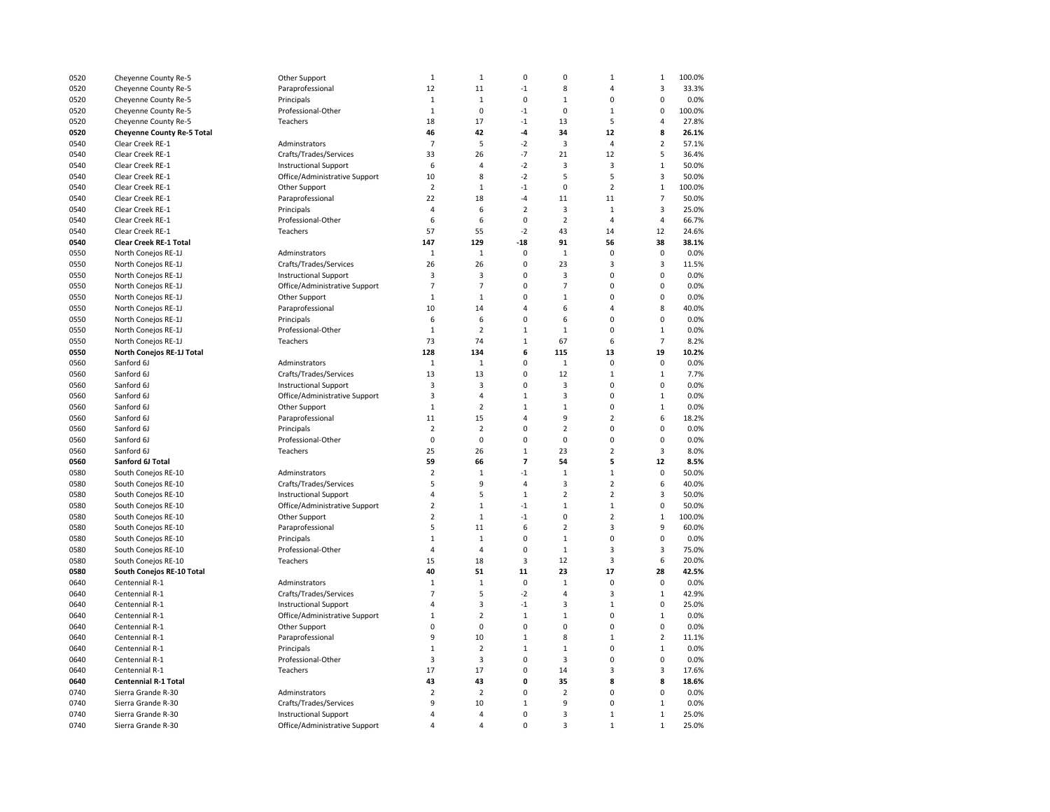| | | | | | | | | | |
|---|---|---|---|---|---|---|---|---|---|
| 0520 | Cheyenne County Re-5 | Other Support | 1 | 1 | 0 | 0 | 1 | 1 | 100.0% |
| 0520 | Cheyenne County Re-5 | Paraprofessional | 12 | 11 | -1 | 8 | 4 | 3 | 33.3% |
| 0520 | Cheyenne County Re-5 | Principals | 1 | 1 | 0 | 1 | 0 | 0 | 0.0% |
| 0520 | Cheyenne County Re-5 | Professional-Other | 1 | 0 | -1 | 0 | 1 | 0 | 100.0% |
| 0520 | Cheyenne County Re-5 | Teachers | 18 | 17 | -1 | 13 | 5 | 4 | 27.8% |
| **0520** | **Cheyenne County Re-5 Total** | | **46** | **42** | **-4** | **34** | **12** | **8** | **26.1%** |
| 0540 | Clear Creek RE-1 | Adminstrators | 7 | 5 | -2 | 3 | 4 | 2 | 57.1% |
| 0540 | Clear Creek RE-1 | Crafts/Trades/Services | 33 | 26 | -7 | 21 | 12 | 5 | 36.4% |
| 0540 | Clear Creek RE-1 | Instructional Support | 6 | 4 | -2 | 3 | 3 | 1 | 50.0% |
| 0540 | Clear Creek RE-1 | Office/Administrative Support | 10 | 8 | -2 | 5 | 5 | 3 | 50.0% |
| 0540 | Clear Creek RE-1 | Other Support | 2 | 1 | -1 | 0 | 2 | 1 | 100.0% |
| 0540 | Clear Creek RE-1 | Paraprofessional | 22 | 18 | -4 | 11 | 11 | 7 | 50.0% |
| 0540 | Clear Creek RE-1 | Principals | 4 | 6 | 2 | 3 | 1 | 3 | 25.0% |
| 0540 | Clear Creek RE-1 | Professional-Other | 6 | 6 | 0 | 2 | 4 | 4 | 66.7% |
| 0540 | Clear Creek RE-1 | Teachers | 57 | 55 | -2 | 43 | 14 | 12 | 24.6% |
| **0540** | **Clear Creek RE-1 Total** | | **147** | **129** | **-18** | **91** | **56** | **38** | **38.1%** |
| 0550 | North Conejos RE-1J | Adminstrators | 1 | 1 | 0 | 1 | 0 | 0 | 0.0% |
| 0550 | North Conejos RE-1J | Crafts/Trades/Services | 26 | 26 | 0 | 23 | 3 | 3 | 11.5% |
| 0550 | North Conejos RE-1J | Instructional Support | 3 | 3 | 0 | 3 | 0 | 0 | 0.0% |
| 0550 | North Conejos RE-1J | Office/Administrative Support | 7 | 7 | 0 | 7 | 0 | 0 | 0.0% |
| 0550 | North Conejos RE-1J | Other Support | 1 | 1 | 0 | 1 | 0 | 0 | 0.0% |
| 0550 | North Conejos RE-1J | Paraprofessional | 10 | 14 | 4 | 6 | 4 | 8 | 40.0% |
| 0550 | North Conejos RE-1J | Principals | 6 | 6 | 0 | 6 | 0 | 0 | 0.0% |
| 0550 | North Conejos RE-1J | Professional-Other | 1 | 2 | 1 | 1 | 0 | 1 | 0.0% |
| 0550 | North Conejos RE-1J | Teachers | 73 | 74 | 1 | 67 | 6 | 7 | 8.2% |
| **0550** | **North Conejos RE-1J Total** | | **128** | **134** | **6** | **115** | **13** | **19** | **10.2%** |
| 0560 | Sanford 6J | Adminstrators | 1 | 1 | 0 | 1 | 0 | 0 | 0.0% |
| 0560 | Sanford 6J | Crafts/Trades/Services | 13 | 13 | 0 | 12 | 1 | 1 | 7.7% |
| 0560 | Sanford 6J | Instructional Support | 3 | 3 | 0 | 3 | 0 | 0 | 0.0% |
| 0560 | Sanford 6J | Office/Administrative Support | 3 | 4 | 1 | 3 | 0 | 1 | 0.0% |
| 0560 | Sanford 6J | Other Support | 1 | 2 | 1 | 1 | 0 | 1 | 0.0% |
| 0560 | Sanford 6J | Paraprofessional | 11 | 15 | 4 | 9 | 2 | 6 | 18.2% |
| 0560 | Sanford 6J | Principals | 2 | 2 | 0 | 2 | 0 | 0 | 0.0% |
| 0560 | Sanford 6J | Professional-Other | 0 | 0 | 0 | 0 | 0 | 0 | 0.0% |
| 0560 | Sanford 6J | Teachers | 25 | 26 | 1 | 23 | 2 | 3 | 8.0% |
| **0560** | **Sanford 6J Total** | | **59** | **66** | **7** | **54** | **5** | **12** | **8.5%** |
| 0580 | South Conejos RE-10 | Adminstrators | 2 | 1 | -1 | 1 | 1 | 0 | 50.0% |
| 0580 | South Conejos RE-10 | Crafts/Trades/Services | 5 | 9 | 4 | 3 | 2 | 6 | 40.0% |
| 0580 | South Conejos RE-10 | Instructional Support | 4 | 5 | 1 | 2 | 2 | 3 | 50.0% |
| 0580 | South Conejos RE-10 | Office/Administrative Support | 2 | 1 | -1 | 1 | 1 | 0 | 50.0% |
| 0580 | South Conejos RE-10 | Other Support | 2 | 1 | -1 | 0 | 2 | 1 | 100.0% |
| 0580 | South Conejos RE-10 | Paraprofessional | 5 | 11 | 6 | 2 | 3 | 9 | 60.0% |
| 0580 | South Conejos RE-10 | Principals | 1 | 1 | 0 | 1 | 0 | 0 | 0.0% |
| 0580 | South Conejos RE-10 | Professional-Other | 4 | 4 | 0 | 1 | 3 | 3 | 75.0% |
| 0580 | South Conejos RE-10 | Teachers | 15 | 18 | 3 | 12 | 3 | 6 | 20.0% |
| **0580** | **South Conejos RE-10 Total** | | **40** | **51** | **11** | **23** | **17** | **28** | **42.5%** |
| 0640 | Centennial R-1 | Adminstrators | 1 | 1 | 0 | 1 | 0 | 0 | 0.0% |
| 0640 | Centennial R-1 | Crafts/Trades/Services | 7 | 5 | -2 | 4 | 3 | 1 | 42.9% |
| 0640 | Centennial R-1 | Instructional Support | 4 | 3 | -1 | 3 | 1 | 0 | 25.0% |
| 0640 | Centennial R-1 | Office/Administrative Support | 1 | 2 | 1 | 1 | 0 | 1 | 0.0% |
| 0640 | Centennial R-1 | Other Support | 0 | 0 | 0 | 0 | 0 | 0 | 0.0% |
| 0640 | Centennial R-1 | Paraprofessional | 9 | 10 | 1 | 8 | 1 | 2 | 11.1% |
| 0640 | Centennial R-1 | Principals | 1 | 2 | 1 | 1 | 0 | 1 | 0.0% |
| 0640 | Centennial R-1 | Professional-Other | 3 | 3 | 0 | 3 | 0 | 0 | 0.0% |
| 0640 | Centennial R-1 | Teachers | 17 | 17 | 0 | 14 | 3 | 3 | 17.6% |
| **0640** | **Centennial R-1 Total** | | **43** | **43** | **0** | **35** | **8** | **8** | **18.6%** |
| 0740 | Sierra Grande R-30 | Adminstrators | 2 | 2 | 0 | 2 | 0 | 0 | 0.0% |
| 0740 | Sierra Grande R-30 | Crafts/Trades/Services | 9 | 10 | 1 | 9 | 0 | 1 | 0.0% |
| 0740 | Sierra Grande R-30 | Instructional Support | 4 | 4 | 0 | 3 | 1 | 1 | 25.0% |
| 0740 | Sierra Grande R-30 | Office/Administrative Support | 4 | 4 | 0 | 3 | 1 | 1 | 25.0% |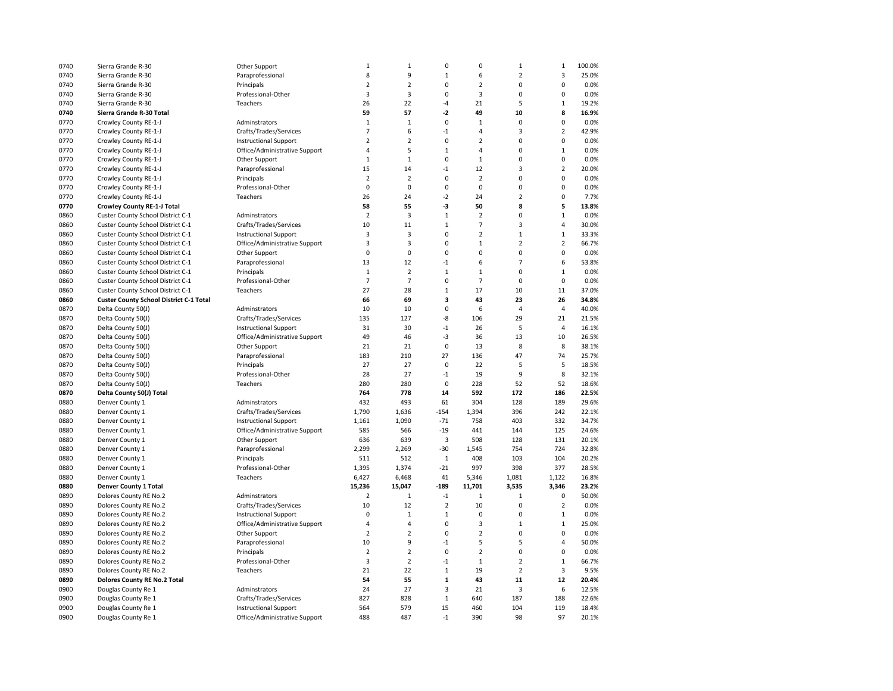| | | | | | | | | | |
|---|---|---|---|---|---|---|---|---|---|
| 0740 | Sierra Grande R-30 | Other Support | 1 | 1 | 0 | 0 | 1 | 1 | 100.0% |
| 0740 | Sierra Grande R-30 | Paraprofessional | 8 | 9 | 1 | 6 | 2 | 3 | 25.0% |
| 0740 | Sierra Grande R-30 | Principals | 2 | 2 | 0 | 2 | 0 | 0 | 0.0% |
| 0740 | Sierra Grande R-30 | Professional-Other | 3 | 3 | 0 | 3 | 0 | 0 | 0.0% |
| 0740 | Sierra Grande R-30 | Teachers | 26 | 22 | -4 | 21 | 5 | 1 | 19.2% |
| **0740** | **Sierra Grande R-30 Total** | | **59** | **57** | **-2** | **49** | **10** | **8** | **16.9%** |
| 0770 | Crowley County RE-1-J | Adminstrators | 1 | 1 | 0 | 1 | 0 | 0 | 0.0% |
| 0770 | Crowley County RE-1-J | Crafts/Trades/Services | 7 | 6 | -1 | 4 | 3 | 2 | 42.9% |
| 0770 | Crowley County RE-1-J | Instructional Support | 2 | 2 | 0 | 2 | 0 | 0 | 0.0% |
| 0770 | Crowley County RE-1-J | Office/Administrative Support | 4 | 5 | 1 | 4 | 0 | 1 | 0.0% |
| 0770 | Crowley County RE-1-J | Other Support | 1 | 1 | 0 | 1 | 0 | 0 | 0.0% |
| 0770 | Crowley County RE-1-J | Paraprofessional | 15 | 14 | -1 | 12 | 3 | 2 | 20.0% |
| 0770 | Crowley County RE-1-J | Principals | 2 | 2 | 0 | 2 | 0 | 0 | 0.0% |
| 0770 | Crowley County RE-1-J | Professional-Other | 0 | 0 | 0 | 0 | 0 | 0 | 0.0% |
| 0770 | Crowley County RE-1-J | Teachers | 26 | 24 | -2 | 24 | 2 | 0 | 7.7% |
| **0770** | **Crowley County RE-1-J Total** | | **58** | **55** | **-3** | **50** | **8** | **5** | **13.8%** |
| 0860 | Custer County School District C-1 | Adminstrators | 2 | 3 | 1 | 2 | 0 | 1 | 0.0% |
| 0860 | Custer County School District C-1 | Crafts/Trades/Services | 10 | 11 | 1 | 7 | 3 | 4 | 30.0% |
| 0860 | Custer County School District C-1 | Instructional Support | 3 | 3 | 0 | 2 | 1 | 1 | 33.3% |
| 0860 | Custer County School District C-1 | Office/Administrative Support | 3 | 3 | 0 | 1 | 2 | 2 | 66.7% |
| 0860 | Custer County School District C-1 | Other Support | 0 | 0 | 0 | 0 | 0 | 0 | 0.0% |
| 0860 | Custer County School District C-1 | Paraprofessional | 13 | 12 | -1 | 6 | 7 | 6 | 53.8% |
| 0860 | Custer County School District C-1 | Principals | 1 | 2 | 1 | 1 | 0 | 1 | 0.0% |
| 0860 | Custer County School District C-1 | Professional-Other | 7 | 7 | 0 | 7 | 0 | 0 | 0.0% |
| 0860 | Custer County School District C-1 | Teachers | 27 | 28 | 1 | 17 | 10 | 11 | 37.0% |
| **0860** | **Custer County School District C-1 Total** | | **66** | **69** | **3** | **43** | **23** | **26** | **34.8%** |
| 0870 | Delta County 50(J) | Adminstrators | 10 | 10 | 0 | 6 | 4 | 4 | 40.0% |
| 0870 | Delta County 50(J) | Crafts/Trades/Services | 135 | 127 | -8 | 106 | 29 | 21 | 21.5% |
| 0870 | Delta County 50(J) | Instructional Support | 31 | 30 | -1 | 26 | 5 | 4 | 16.1% |
| 0870 | Delta County 50(J) | Office/Administrative Support | 49 | 46 | -3 | 36 | 13 | 10 | 26.5% |
| 0870 | Delta County 50(J) | Other Support | 21 | 21 | 0 | 13 | 8 | 8 | 38.1% |
| 0870 | Delta County 50(J) | Paraprofessional | 183 | 210 | 27 | 136 | 47 | 74 | 25.7% |
| 0870 | Delta County 50(J) | Principals | 27 | 27 | 0 | 22 | 5 | 5 | 18.5% |
| 0870 | Delta County 50(J) | Professional-Other | 28 | 27 | -1 | 19 | 9 | 8 | 32.1% |
| 0870 | Delta County 50(J) | Teachers | 280 | 280 | 0 | 228 | 52 | 52 | 18.6% |
| **0870** | **Delta County 50(J) Total** | | **764** | **778** | **14** | **592** | **172** | **186** | **22.5%** |
| 0880 | Denver County 1 | Adminstrators | 432 | 493 | 61 | 304 | 128 | 189 | 29.6% |
| 0880 | Denver County 1 | Crafts/Trades/Services | 1,790 | 1,636 | -154 | 1,394 | 396 | 242 | 22.1% |
| 0880 | Denver County 1 | Instructional Support | 1,161 | 1,090 | -71 | 758 | 403 | 332 | 34.7% |
| 0880 | Denver County 1 | Office/Administrative Support | 585 | 566 | -19 | 441 | 144 | 125 | 24.6% |
| 0880 | Denver County 1 | Other Support | 636 | 639 | 3 | 508 | 128 | 131 | 20.1% |
| 0880 | Denver County 1 | Paraprofessional | 2,299 | 2,269 | -30 | 1,545 | 754 | 724 | 32.8% |
| 0880 | Denver County 1 | Principals | 511 | 512 | 1 | 408 | 103 | 104 | 20.2% |
| 0880 | Denver County 1 | Professional-Other | 1,395 | 1,374 | -21 | 997 | 398 | 377 | 28.5% |
| 0880 | Denver County 1 | Teachers | 6,427 | 6,468 | 41 | 5,346 | 1,081 | 1,122 | 16.8% |
| **0880** | **Denver County 1 Total** | | **15,236** | **15,047** | **-189** | **11,701** | **3,535** | **3,346** | **23.2%** |
| 0890 | Dolores County RE No.2 | Adminstrators | 2 | 1 | -1 | 1 | 1 | 0 | 50.0% |
| 0890 | Dolores County RE No.2 | Crafts/Trades/Services | 10 | 12 | 2 | 10 | 0 | 2 | 0.0% |
| 0890 | Dolores County RE No.2 | Instructional Support | 0 | 1 | 1 | 0 | 0 | 1 | 0.0% |
| 0890 | Dolores County RE No.2 | Office/Administrative Support | 4 | 4 | 0 | 3 | 1 | 1 | 25.0% |
| 0890 | Dolores County RE No.2 | Other Support | 2 | 2 | 0 | 2 | 0 | 0 | 0.0% |
| 0890 | Dolores County RE No.2 | Paraprofessional | 10 | 9 | -1 | 5 | 5 | 4 | 50.0% |
| 0890 | Dolores County RE No.2 | Principals | 2 | 2 | 0 | 2 | 0 | 0 | 0.0% |
| 0890 | Dolores County RE No.2 | Professional-Other | 3 | 2 | -1 | 1 | 2 | 1 | 66.7% |
| 0890 | Dolores County RE No.2 | Teachers | 21 | 22 | 1 | 19 | 2 | 3 | 9.5% |
| **0890** | **Dolores County RE No.2 Total** | | **54** | **55** | **1** | **43** | **11** | **12** | **20.4%** |
| 0900 | Douglas County Re 1 | Adminstrators | 24 | 27 | 3 | 21 | 3 | 6 | 12.5% |
| 0900 | Douglas County Re 1 | Crafts/Trades/Services | 827 | 828 | 1 | 640 | 187 | 188 | 22.6% |
| 0900 | Douglas County Re 1 | Instructional Support | 564 | 579 | 15 | 460 | 104 | 119 | 18.4% |
| 0900 | Douglas County Re 1 | Office/Administrative Support | 488 | 487 | -1 | 390 | 98 | 97 | 20.1% |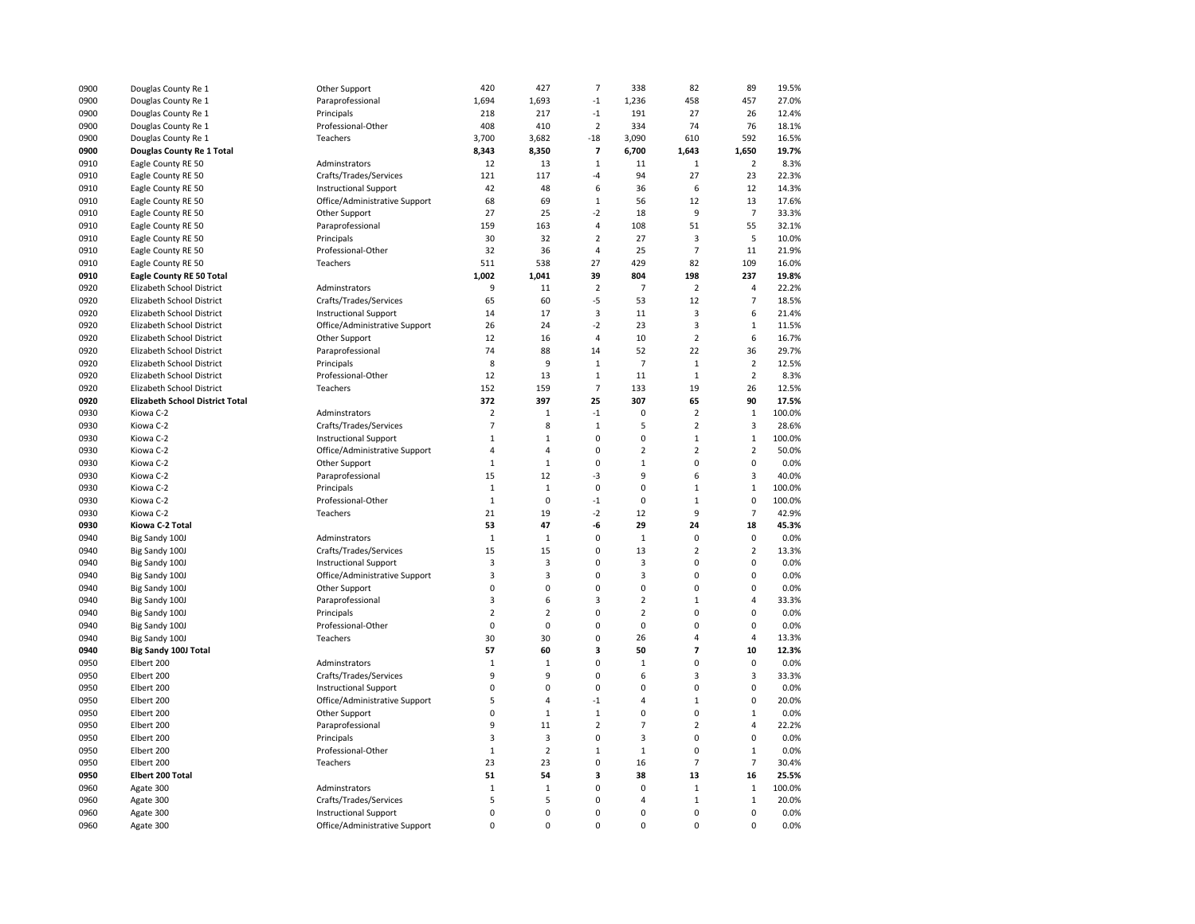| | | | | | | | | | |
|---|---|---|---|---|---|---|---|---|---|
| 0900 | Douglas County Re 1 | Other Support | 420 | 427 | 7 | 338 | 82 | 89 | 19.5% |
| 0900 | Douglas County Re 1 | Paraprofessional | 1,694 | 1,693 | -1 | 1,236 | 458 | 457 | 27.0% |
| 0900 | Douglas County Re 1 | Principals | 218 | 217 | -1 | 191 | 27 | 26 | 12.4% |
| 0900 | Douglas County Re 1 | Professional-Other | 408 | 410 | 2 | 334 | 74 | 76 | 18.1% |
| 0900 | Douglas County Re 1 | Teachers | 3,700 | 3,682 | -18 | 3,090 | 610 | 592 | 16.5% |
| **0900** | **Douglas County Re 1 Total** | | **8,343** | **8,350** | **7** | **6,700** | **1,643** | **1,650** | **19.7%** |
| 0910 | Eagle County RE 50 | Adminstrators | 12 | 13 | 1 | 11 | 1 | 2 | 8.3% |
| 0910 | Eagle County RE 50 | Crafts/Trades/Services | 121 | 117 | -4 | 94 | 27 | 23 | 22.3% |
| 0910 | Eagle County RE 50 | Instructional Support | 42 | 48 | 6 | 36 | 6 | 12 | 14.3% |
| 0910 | Eagle County RE 50 | Office/Administrative Support | 68 | 69 | 1 | 56 | 12 | 13 | 17.6% |
| 0910 | Eagle County RE 50 | Other Support | 27 | 25 | -2 | 18 | 9 | 7 | 33.3% |
| 0910 | Eagle County RE 50 | Paraprofessional | 159 | 163 | 4 | 108 | 51 | 55 | 32.1% |
| 0910 | Eagle County RE 50 | Principals | 30 | 32 | 2 | 27 | 3 | 5 | 10.0% |
| 0910 | Eagle County RE 50 | Professional-Other | 32 | 36 | 4 | 25 | 7 | 11 | 21.9% |
| 0910 | Eagle County RE 50 | Teachers | 511 | 538 | 27 | 429 | 82 | 109 | 16.0% |
| **0910** | **Eagle County RE 50 Total** | | **1,002** | **1,041** | **39** | **804** | **198** | **237** | **19.8%** |
| 0920 | Elizabeth School District | Adminstrators | 9 | 11 | 2 | 7 | 2 | 4 | 22.2% |
| 0920 | Elizabeth School District | Crafts/Trades/Services | 65 | 60 | -5 | 53 | 12 | 7 | 18.5% |
| 0920 | Elizabeth School District | Instructional Support | 14 | 17 | 3 | 11 | 3 | 6 | 21.4% |
| 0920 | Elizabeth School District | Office/Administrative Support | 26 | 24 | -2 | 23 | 3 | 1 | 11.5% |
| 0920 | Elizabeth School District | Other Support | 12 | 16 | 4 | 10 | 2 | 6 | 16.7% |
| 0920 | Elizabeth School District | Paraprofessional | 74 | 88 | 14 | 52 | 22 | 36 | 29.7% |
| 0920 | Elizabeth School District | Principals | 8 | 9 | 1 | 7 | 1 | 2 | 12.5% |
| 0920 | Elizabeth School District | Professional-Other | 12 | 13 | 1 | 11 | 1 | 2 | 8.3% |
| 0920 | Elizabeth School District | Teachers | 152 | 159 | 7 | 133 | 19 | 26 | 12.5% |
| **0920** | **Elizabeth School District Total** | | **372** | **397** | **25** | **307** | **65** | **90** | **17.5%** |
| 0930 | Kiowa C-2 | Adminstrators | 2 | 1 | -1 | 0 | 2 | 1 | 100.0% |
| 0930 | Kiowa C-2 | Crafts/Trades/Services | 7 | 8 | 1 | 5 | 2 | 3 | 28.6% |
| 0930 | Kiowa C-2 | Instructional Support | 1 | 1 | 0 | 0 | 1 | 1 | 100.0% |
| 0930 | Kiowa C-2 | Office/Administrative Support | 4 | 4 | 0 | 2 | 2 | 2 | 50.0% |
| 0930 | Kiowa C-2 | Other Support | 1 | 1 | 0 | 1 | 0 | 0 | 0.0% |
| 0930 | Kiowa C-2 | Paraprofessional | 15 | 12 | -3 | 9 | 6 | 3 | 40.0% |
| 0930 | Kiowa C-2 | Principals | 1 | 1 | 0 | 0 | 1 | 1 | 100.0% |
| 0930 | Kiowa C-2 | Professional-Other | 1 | 0 | -1 | 0 | 1 | 0 | 100.0% |
| 0930 | Kiowa C-2 | Teachers | 21 | 19 | -2 | 12 | 9 | 7 | 42.9% |
| **0930** | **Kiowa C-2 Total** | | **53** | **47** | **-6** | **29** | **24** | **18** | **45.3%** |
| 0940 | Big Sandy 100J | Adminstrators | 1 | 1 | 0 | 1 | 0 | 0 | 0.0% |
| 0940 | Big Sandy 100J | Crafts/Trades/Services | 15 | 15 | 0 | 13 | 2 | 2 | 13.3% |
| 0940 | Big Sandy 100J | Instructional Support | 3 | 3 | 0 | 3 | 0 | 0 | 0.0% |
| 0940 | Big Sandy 100J | Office/Administrative Support | 3 | 3 | 0 | 3 | 0 | 0 | 0.0% |
| 0940 | Big Sandy 100J | Other Support | 0 | 0 | 0 | 0 | 0 | 0 | 0.0% |
| 0940 | Big Sandy 100J | Paraprofessional | 3 | 6 | 3 | 2 | 1 | 4 | 33.3% |
| 0940 | Big Sandy 100J | Principals | 2 | 2 | 0 | 2 | 0 | 0 | 0.0% |
| 0940 | Big Sandy 100J | Professional-Other | 0 | 0 | 0 | 0 | 0 | 0 | 0.0% |
| 0940 | Big Sandy 100J | Teachers | 30 | 30 | 0 | 26 | 4 | 4 | 13.3% |
| **0940** | **Big Sandy 100J Total** | | **57** | **60** | **3** | **50** | **7** | **10** | **12.3%** |
| 0950 | Elbert 200 | Adminstrators | 1 | 1 | 0 | 1 | 0 | 0 | 0.0% |
| 0950 | Elbert 200 | Crafts/Trades/Services | 9 | 9 | 0 | 6 | 3 | 3 | 33.3% |
| 0950 | Elbert 200 | Instructional Support | 0 | 0 | 0 | 0 | 0 | 0 | 0.0% |
| 0950 | Elbert 200 | Office/Administrative Support | 5 | 4 | -1 | 4 | 1 | 0 | 20.0% |
| 0950 | Elbert 200 | Other Support | 0 | 1 | 1 | 0 | 0 | 1 | 0.0% |
| 0950 | Elbert 200 | Paraprofessional | 9 | 11 | 2 | 7 | 2 | 4 | 22.2% |
| 0950 | Elbert 200 | Principals | 3 | 3 | 0 | 3 | 0 | 0 | 0.0% |
| 0950 | Elbert 200 | Professional-Other | 1 | 2 | 1 | 1 | 0 | 1 | 0.0% |
| 0950 | Elbert 200 | Teachers | 23 | 23 | 0 | 16 | 7 | 7 | 30.4% |
| **0950** | **Elbert 200 Total** | | **51** | **54** | **3** | **38** | **13** | **16** | **25.5%** |
| 0960 | Agate 300 | Adminstrators | 1 | 1 | 0 | 0 | 1 | 1 | 100.0% |
| 0960 | Agate 300 | Crafts/Trades/Services | 5 | 5 | 0 | 4 | 1 | 1 | 20.0% |
| 0960 | Agate 300 | Instructional Support | 0 | 0 | 0 | 0 | 0 | 0 | 0.0% |
| 0960 | Agate 300 | Office/Administrative Support | 0 | 0 | 0 | 0 | 0 | 0 | 0.0% |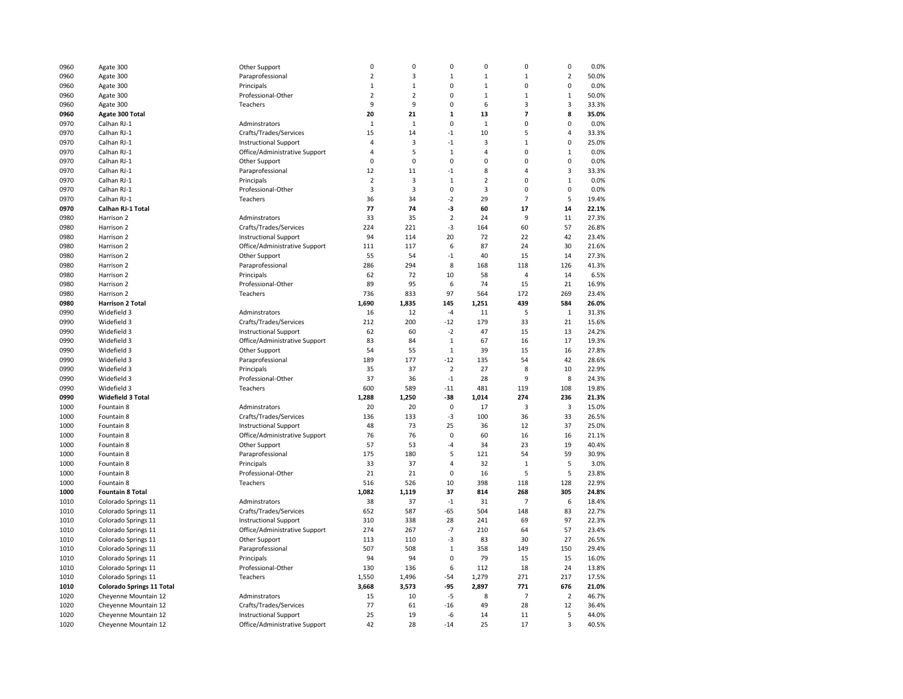| | | | | | | | | | |
|---|---|---|---|---|---|---|---|---|---|
| 0960 | Agate 300 | Other Support | 0 | 0 | 0 | 0 | 0 | 0 | 0.0% |
| 0960 | Agate 300 | Paraprofessional | 2 | 3 | 1 | 1 | 1 | 2 | 50.0% |
| 0960 | Agate 300 | Principals | 1 | 1 | 0 | 1 | 0 | 0 | 0.0% |
| 0960 | Agate 300 | Professional-Other | 2 | 2 | 0 | 1 | 1 | 1 | 50.0% |
| 0960 | Agate 300 | Teachers | 9 | 9 | 0 | 6 | 3 | 3 | 33.3% |
| **0960** | **Agate 300 Total** | | **20** | **21** | **1** | **13** | **7** | **8** | **35.0%** |
| 0970 | Calhan RJ-1 | Adminstrators | 1 | 1 | 0 | 1 | 0 | 0 | 0.0% |
| 0970 | Calhan RJ-1 | Crafts/Trades/Services | 15 | 14 | -1 | 10 | 5 | 4 | 33.3% |
| 0970 | Calhan RJ-1 | Instructional Support | 4 | 3 | -1 | 3 | 1 | 0 | 25.0% |
| 0970 | Calhan RJ-1 | Office/Administrative Support | 4 | 5 | 1 | 4 | 0 | 1 | 0.0% |
| 0970 | Calhan RJ-1 | Other Support | 0 | 0 | 0 | 0 | 0 | 0 | 0.0% |
| 0970 | Calhan RJ-1 | Paraprofessional | 12 | 11 | -1 | 8 | 4 | 3 | 33.3% |
| 0970 | Calhan RJ-1 | Principals | 2 | 3 | 1 | 2 | 0 | 1 | 0.0% |
| 0970 | Calhan RJ-1 | Professional-Other | 3 | 3 | 0 | 3 | 0 | 0 | 0.0% |
| 0970 | Calhan RJ-1 | Teachers | 36 | 34 | -2 | 29 | 7 | 5 | 19.4% |
| **0970** | **Calhan RJ-1 Total** | | **77** | **74** | **-3** | **60** | **17** | **14** | **22.1%** |
| 0980 | Harrison 2 | Adminstrators | 33 | 35 | 2 | 24 | 9 | 11 | 27.3% |
| 0980 | Harrison 2 | Crafts/Trades/Services | 224 | 221 | -3 | 164 | 60 | 57 | 26.8% |
| 0980 | Harrison 2 | Instructional Support | 94 | 114 | 20 | 72 | 22 | 42 | 23.4% |
| 0980 | Harrison 2 | Office/Administrative Support | 111 | 117 | 6 | 87 | 24 | 30 | 21.6% |
| 0980 | Harrison 2 | Other Support | 55 | 54 | -1 | 40 | 15 | 14 | 27.3% |
| 0980 | Harrison 2 | Paraprofessional | 286 | 294 | 8 | 168 | 118 | 126 | 41.3% |
| 0980 | Harrison 2 | Principals | 62 | 72 | 10 | 58 | 4 | 14 | 6.5% |
| 0980 | Harrison 2 | Professional-Other | 89 | 95 | 6 | 74 | 15 | 21 | 16.9% |
| 0980 | Harrison 2 | Teachers | 736 | 833 | 97 | 564 | 172 | 269 | 23.4% |
| **0980** | **Harrison 2 Total** | | **1,690** | **1,835** | **145** | **1,251** | **439** | **584** | **26.0%** |
| 0990 | Widefield 3 | Adminstrators | 16 | 12 | -4 | 11 | 5 | 1 | 31.3% |
| 0990 | Widefield 3 | Crafts/Trades/Services | 212 | 200 | -12 | 179 | 33 | 21 | 15.6% |
| 0990 | Widefield 3 | Instructional Support | 62 | 60 | -2 | 47 | 15 | 13 | 24.2% |
| 0990 | Widefield 3 | Office/Administrative Support | 83 | 84 | 1 | 67 | 16 | 17 | 19.3% |
| 0990 | Widefield 3 | Other Support | 54 | 55 | 1 | 39 | 15 | 16 | 27.8% |
| 0990 | Widefield 3 | Paraprofessional | 189 | 177 | -12 | 135 | 54 | 42 | 28.6% |
| 0990 | Widefield 3 | Principals | 35 | 37 | 2 | 27 | 8 | 10 | 22.9% |
| 0990 | Widefield 3 | Professional-Other | 37 | 36 | -1 | 28 | 9 | 8 | 24.3% |
| 0990 | Widefield 3 | Teachers | 600 | 589 | -11 | 481 | 119 | 108 | 19.8% |
| **0990** | **Widefield 3 Total** | | **1,288** | **1,250** | **-38** | **1,014** | **274** | **236** | **21.3%** |
| 1000 | Fountain 8 | Adminstrators | 20 | 20 | 0 | 17 | 3 | 3 | 15.0% |
| 1000 | Fountain 8 | Crafts/Trades/Services | 136 | 133 | -3 | 100 | 36 | 33 | 26.5% |
| 1000 | Fountain 8 | Instructional Support | 48 | 73 | 25 | 36 | 12 | 37 | 25.0% |
| 1000 | Fountain 8 | Office/Administrative Support | 76 | 76 | 0 | 60 | 16 | 16 | 21.1% |
| 1000 | Fountain 8 | Other Support | 57 | 53 | -4 | 34 | 23 | 19 | 40.4% |
| 1000 | Fountain 8 | Paraprofessional | 175 | 180 | 5 | 121 | 54 | 59 | 30.9% |
| 1000 | Fountain 8 | Principals | 33 | 37 | 4 | 32 | 1 | 5 | 3.0% |
| 1000 | Fountain 8 | Professional-Other | 21 | 21 | 0 | 16 | 5 | 5 | 23.8% |
| 1000 | Fountain 8 | Teachers | 516 | 526 | 10 | 398 | 118 | 128 | 22.9% |
| **1000** | **Fountain 8 Total** | | **1,082** | **1,119** | **37** | **814** | **268** | **305** | **24.8%** |
| 1010 | Colorado Springs 11 | Adminstrators | 38 | 37 | -1 | 31 | 7 | 6 | 18.4% |
| 1010 | Colorado Springs 11 | Crafts/Trades/Services | 652 | 587 | -65 | 504 | 148 | 83 | 22.7% |
| 1010 | Colorado Springs 11 | Instructional Support | 310 | 338 | 28 | 241 | 69 | 97 | 22.3% |
| 1010 | Colorado Springs 11 | Office/Administrative Support | 274 | 267 | -7 | 210 | 64 | 57 | 23.4% |
| 1010 | Colorado Springs 11 | Other Support | 113 | 110 | -3 | 83 | 30 | 27 | 26.5% |
| 1010 | Colorado Springs 11 | Paraprofessional | 507 | 508 | 1 | 358 | 149 | 150 | 29.4% |
| 1010 | Colorado Springs 11 | Principals | 94 | 94 | 0 | 79 | 15 | 15 | 16.0% |
| 1010 | Colorado Springs 11 | Professional-Other | 130 | 136 | 6 | 112 | 18 | 24 | 13.8% |
| 1010 | Colorado Springs 11 | Teachers | 1,550 | 1,496 | -54 | 1,279 | 271 | 217 | 17.5% |
| **1010** | **Colorado Springs 11 Total** | | **3,668** | **3,573** | **-95** | **2,897** | **771** | **676** | **21.0%** |
| 1020 | Cheyenne Mountain 12 | Adminstrators | 15 | 10 | -5 | 8 | 7 | 2 | 46.7% |
| 1020 | Cheyenne Mountain 12 | Crafts/Trades/Services | 77 | 61 | -16 | 49 | 28 | 12 | 36.4% |
| 1020 | Cheyenne Mountain 12 | Instructional Support | 25 | 19 | -6 | 14 | 11 | 5 | 44.0% |
| 1020 | Cheyenne Mountain 12 | Office/Administrative Support | 42 | 28 | -14 | 25 | 17 | 3 | 40.5% |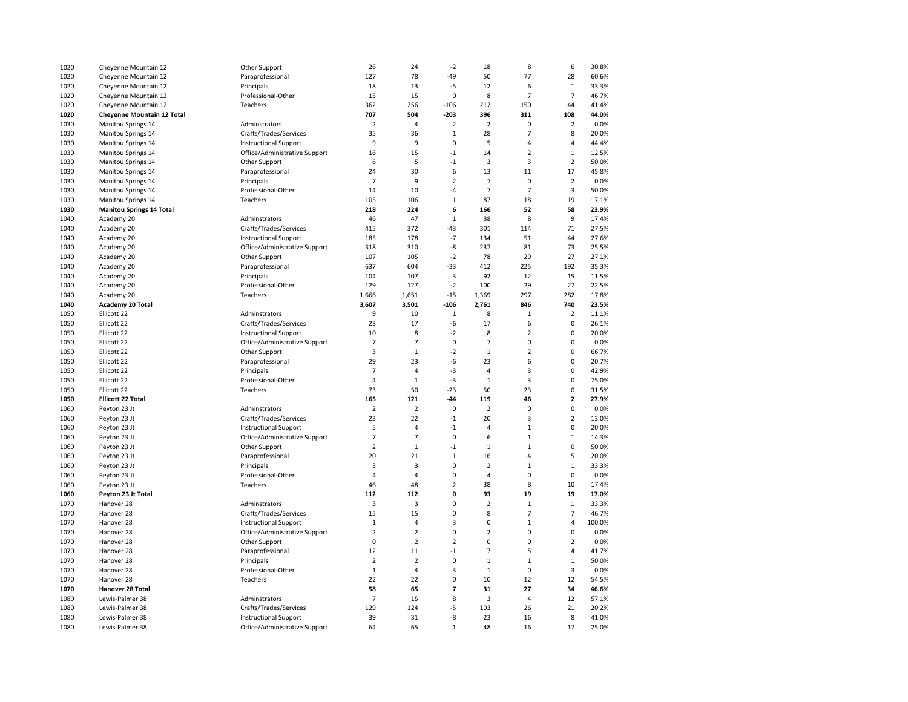| | | | | | | | | | |
|---|---|---|---|---|---|---|---|---|---|
| 1020 | Cheyenne Mountain 12 | Other Support | 26 | 24 | -2 | 18 | 8 | 6 | 30.8% |
| 1020 | Cheyenne Mountain 12 | Paraprofessional | 127 | 78 | -49 | 50 | 77 | 28 | 60.6% |
| 1020 | Cheyenne Mountain 12 | Principals | 18 | 13 | -5 | 12 | 6 | 1 | 33.3% |
| 1020 | Cheyenne Mountain 12 | Professional-Other | 15 | 15 | 0 | 8 | 7 | 7 | 46.7% |
| 1020 | Cheyenne Mountain 12 | Teachers | 362 | 256 | -106 | 212 | 150 | 44 | 41.4% |
| **1020** | **Cheyenne Mountain 12 Total** | | **707** | **504** | **-203** | **396** | **311** | **108** | **44.0%** |
| 1030 | Manitou Springs 14 | Adminstrators | 2 | 4 | 2 | 2 | 0 | 2 | 0.0% |
| 1030 | Manitou Springs 14 | Crafts/Trades/Services | 35 | 36 | 1 | 28 | 7 | 8 | 20.0% |
| 1030 | Manitou Springs 14 | Instructional Support | 9 | 9 | 0 | 5 | 4 | 4 | 44.4% |
| 1030 | Manitou Springs 14 | Office/Administrative Support | 16 | 15 | -1 | 14 | 2 | 1 | 12.5% |
| 1030 | Manitou Springs 14 | Other Support | 6 | 5 | -1 | 3 | 3 | 2 | 50.0% |
| 1030 | Manitou Springs 14 | Paraprofessional | 24 | 30 | 6 | 13 | 11 | 17 | 45.8% |
| 1030 | Manitou Springs 14 | Principals | 7 | 9 | 2 | 7 | 0 | 2 | 0.0% |
| 1030 | Manitou Springs 14 | Professional-Other | 14 | 10 | -4 | 7 | 7 | 3 | 50.0% |
| 1030 | Manitou Springs 14 | Teachers | 105 | 106 | 1 | 87 | 18 | 19 | 17.1% |
| **1030** | **Manitou Springs 14 Total** | | **218** | **224** | **6** | **166** | **52** | **58** | **23.9%** |
| 1040 | Academy 20 | Adminstrators | 46 | 47 | 1 | 38 | 8 | 9 | 17.4% |
| 1040 | Academy 20 | Crafts/Trades/Services | 415 | 372 | -43 | 301 | 114 | 71 | 27.5% |
| 1040 | Academy 20 | Instructional Support | 185 | 178 | -7 | 134 | 51 | 44 | 27.6% |
| 1040 | Academy 20 | Office/Administrative Support | 318 | 310 | -8 | 237 | 81 | 73 | 25.5% |
| 1040 | Academy 20 | Other Support | 107 | 105 | -2 | 78 | 29 | 27 | 27.1% |
| 1040 | Academy 20 | Paraprofessional | 637 | 604 | -33 | 412 | 225 | 192 | 35.3% |
| 1040 | Academy 20 | Principals | 104 | 107 | 3 | 92 | 12 | 15 | 11.5% |
| 1040 | Academy 20 | Professional-Other | 129 | 127 | -2 | 100 | 29 | 27 | 22.5% |
| 1040 | Academy 20 | Teachers | 1,666 | 1,651 | -15 | 1,369 | 297 | 282 | 17.8% |
| **1040** | **Academy 20 Total** | | **3,607** | **3,501** | **-106** | **2,761** | **846** | **740** | **23.5%** |
| 1050 | Ellicott 22 | Adminstrators | 9 | 10 | 1 | 8 | 1 | 2 | 11.1% |
| 1050 | Ellicott 22 | Crafts/Trades/Services | 23 | 17 | -6 | 17 | 6 | 0 | 26.1% |
| 1050 | Ellicott 22 | Instructional Support | 10 | 8 | -2 | 8 | 2 | 0 | 20.0% |
| 1050 | Ellicott 22 | Office/Administrative Support | 7 | 7 | 0 | 7 | 0 | 0 | 0.0% |
| 1050 | Ellicott 22 | Other Support | 3 | 1 | -2 | 1 | 2 | 0 | 66.7% |
| 1050 | Ellicott 22 | Paraprofessional | 29 | 23 | -6 | 23 | 6 | 0 | 20.7% |
| 1050 | Ellicott 22 | Principals | 7 | 4 | -3 | 4 | 3 | 0 | 42.9% |
| 1050 | Ellicott 22 | Professional-Other | 4 | 1 | -3 | 1 | 3 | 0 | 75.0% |
| 1050 | Ellicott 22 | Teachers | 73 | 50 | -23 | 50 | 23 | 0 | 31.5% |
| **1050** | **Ellicott 22 Total** | | **165** | **121** | **-44** | **119** | **46** | **2** | **27.9%** |
| 1060 | Peyton 23 Jt | Adminstrators | 2 | 2 | 0 | 2 | 0 | 0 | 0.0% |
| 1060 | Peyton 23 Jt | Crafts/Trades/Services | 23 | 22 | -1 | 20 | 3 | 2 | 13.0% |
| 1060 | Peyton 23 Jt | Instructional Support | 5 | 4 | -1 | 4 | 1 | 0 | 20.0% |
| 1060 | Peyton 23 Jt | Office/Administrative Support | 7 | 7 | 0 | 6 | 1 | 1 | 14.3% |
| 1060 | Peyton 23 Jt | Other Support | 2 | 1 | -1 | 1 | 1 | 0 | 50.0% |
| 1060 | Peyton 23 Jt | Paraprofessional | 20 | 21 | 1 | 16 | 4 | 5 | 20.0% |
| 1060 | Peyton 23 Jt | Principals | 3 | 3 | 0 | 2 | 1 | 1 | 33.3% |
| 1060 | Peyton 23 Jt | Professional-Other | 4 | 4 | 0 | 4 | 0 | 0 | 0.0% |
| 1060 | Peyton 23 Jt | Teachers | 46 | 48 | 2 | 38 | 8 | 10 | 17.4% |
| **1060** | **Peyton 23 Jt Total** | | **112** | **112** | **0** | **93** | **19** | **19** | **17.0%** |
| 1070 | Hanover 28 | Adminstrators | 3 | 3 | 0 | 2 | 1 | 1 | 33.3% |
| 1070 | Hanover 28 | Crafts/Trades/Services | 15 | 15 | 0 | 8 | 7 | 7 | 46.7% |
| 1070 | Hanover 28 | Instructional Support | 1 | 4 | 3 | 0 | 1 | 4 | 100.0% |
| 1070 | Hanover 28 | Office/Administrative Support | 2 | 2 | 0 | 2 | 0 | 0 | 0.0% |
| 1070 | Hanover 28 | Other Support | 0 | 2 | 2 | 0 | 0 | 2 | 0.0% |
| 1070 | Hanover 28 | Paraprofessional | 12 | 11 | -1 | 7 | 5 | 4 | 41.7% |
| 1070 | Hanover 28 | Principals | 2 | 2 | 0 | 1 | 1 | 1 | 50.0% |
| 1070 | Hanover 28 | Professional-Other | 1 | 4 | 3 | 1 | 0 | 3 | 0.0% |
| 1070 | Hanover 28 | Teachers | 22 | 22 | 0 | 10 | 12 | 12 | 54.5% |
| **1070** | **Hanover 28 Total** | | **58** | **65** | **7** | **31** | **27** | **34** | **46.6%** |
| 1080 | Lewis-Palmer 38 | Adminstrators | 7 | 15 | 8 | 3 | 4 | 12 | 57.1% |
| 1080 | Lewis-Palmer 38 | Crafts/Trades/Services | 129 | 124 | -5 | 103 | 26 | 21 | 20.2% |
| 1080 | Lewis-Palmer 38 | Instructional Support | 39 | 31 | -8 | 23 | 16 | 8 | 41.0% |
| 1080 | Lewis-Palmer 38 | Office/Administrative Support | 64 | 65 | 1 | 48 | 16 | 17 | 25.0% |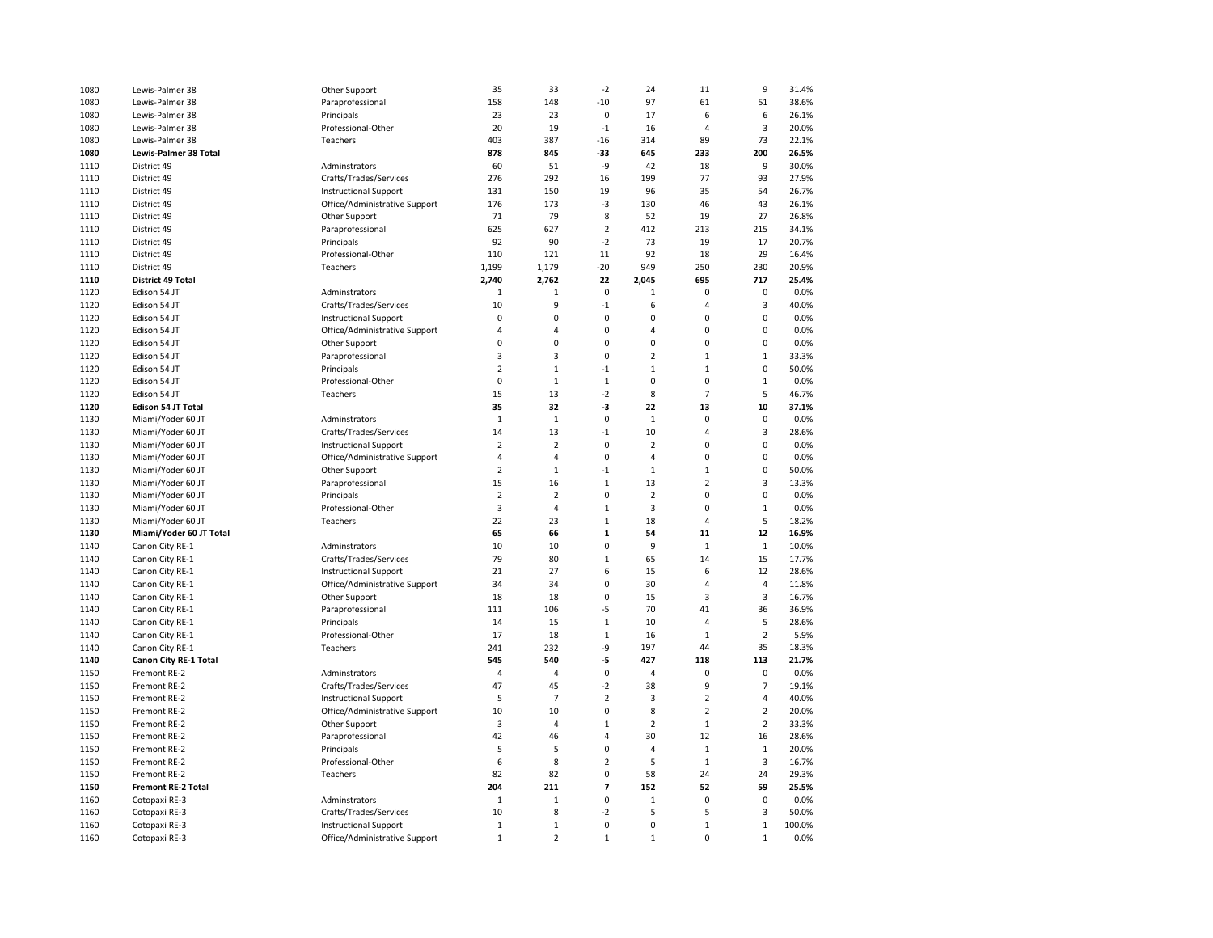| | | | | | | | | | |
|---|---|---|---|---|---|---|---|---|---|
| 1080 | Lewis-Palmer 38 | Other Support | 35 | 33 | -2 | 24 | 11 | 9 | 31.4% |
| 1080 | Lewis-Palmer 38 | Paraprofessional | 158 | 148 | -10 | 97 | 61 | 51 | 38.6% |
| 1080 | Lewis-Palmer 38 | Principals | 23 | 23 | 0 | 17 | 6 | 6 | 26.1% |
| 1080 | Lewis-Palmer 38 | Professional-Other | 20 | 19 | -1 | 16 | 4 | 3 | 20.0% |
| 1080 | Lewis-Palmer 38 | Teachers | 403 | 387 | -16 | 314 | 89 | 73 | 22.1% |
| **1080** | **Lewis-Palmer 38 Total** | | **878** | **845** | **-33** | **645** | **233** | **200** | **26.5%** |
| 1110 | District 49 | Adminstrators | 60 | 51 | -9 | 42 | 18 | 9 | 30.0% |
| 1110 | District 49 | Crafts/Trades/Services | 276 | 292 | 16 | 199 | 77 | 93 | 27.9% |
| 1110 | District 49 | Instructional Support | 131 | 150 | 19 | 96 | 35 | 54 | 26.7% |
| 1110 | District 49 | Office/Administrative Support | 176 | 173 | -3 | 130 | 46 | 43 | 26.1% |
| 1110 | District 49 | Other Support | 71 | 79 | 8 | 52 | 19 | 27 | 26.8% |
| 1110 | District 49 | Paraprofessional | 625 | 627 | 2 | 412 | 213 | 215 | 34.1% |
| 1110 | District 49 | Principals | 92 | 90 | -2 | 73 | 19 | 17 | 20.7% |
| 1110 | District 49 | Professional-Other | 110 | 121 | 11 | 92 | 18 | 29 | 16.4% |
| 1110 | District 49 | Teachers | 1,199 | 1,179 | -20 | 949 | 250 | 230 | 20.9% |
| **1110** | **District 49 Total** | | **2,740** | **2,762** | **22** | **2,045** | **695** | **717** | **25.4%** |
| 1120 | Edison 54 JT | Adminstrators | 1 | 1 | 0 | 1 | 0 | 0 | 0.0% |
| 1120 | Edison 54 JT | Crafts/Trades/Services | 10 | 9 | -1 | 6 | 4 | 3 | 40.0% |
| 1120 | Edison 54 JT | Instructional Support | 0 | 0 | 0 | 0 | 0 | 0 | 0.0% |
| 1120 | Edison 54 JT | Office/Administrative Support | 4 | 4 | 0 | 4 | 0 | 0 | 0.0% |
| 1120 | Edison 54 JT | Other Support | 0 | 0 | 0 | 0 | 0 | 0 | 0.0% |
| 1120 | Edison 54 JT | Paraprofessional | 3 | 3 | 0 | 2 | 1 | 1 | 33.3% |
| 1120 | Edison 54 JT | Principals | 2 | 1 | -1 | 1 | 1 | 0 | 50.0% |
| 1120 | Edison 54 JT | Professional-Other | 0 | 1 | 1 | 0 | 0 | 1 | 0.0% |
| 1120 | Edison 54 JT | Teachers | 15 | 13 | -2 | 8 | 7 | 5 | 46.7% |
| **1120** | **Edison 54 JT Total** | | **35** | **32** | **-3** | **22** | **13** | **10** | **37.1%** |
| 1130 | Miami/Yoder 60 JT | Adminstrators | 1 | 1 | 0 | 1 | 0 | 0 | 0.0% |
| 1130 | Miami/Yoder 60 JT | Crafts/Trades/Services | 14 | 13 | -1 | 10 | 4 | 3 | 28.6% |
| 1130 | Miami/Yoder 60 JT | Instructional Support | 2 | 2 | 0 | 2 | 0 | 0 | 0.0% |
| 1130 | Miami/Yoder 60 JT | Office/Administrative Support | 4 | 4 | 0 | 4 | 0 | 0 | 0.0% |
| 1130 | Miami/Yoder 60 JT | Other Support | 2 | 1 | -1 | 1 | 1 | 0 | 50.0% |
| 1130 | Miami/Yoder 60 JT | Paraprofessional | 15 | 16 | 1 | 13 | 2 | 3 | 13.3% |
| 1130 | Miami/Yoder 60 JT | Principals | 2 | 2 | 0 | 2 | 0 | 0 | 0.0% |
| 1130 | Miami/Yoder 60 JT | Professional-Other | 3 | 4 | 1 | 3 | 0 | 1 | 0.0% |
| 1130 | Miami/Yoder 60 JT | Teachers | 22 | 23 | 1 | 18 | 4 | 5 | 18.2% |
| **1130** | **Miami/Yoder 60 JT Total** | | **65** | **66** | **1** | **54** | **11** | **12** | **16.9%** |
| 1140 | Canon City RE-1 | Adminstrators | 10 | 10 | 0 | 9 | 1 | 1 | 10.0% |
| 1140 | Canon City RE-1 | Crafts/Trades/Services | 79 | 80 | 1 | 65 | 14 | 15 | 17.7% |
| 1140 | Canon City RE-1 | Instructional Support | 21 | 27 | 6 | 15 | 6 | 12 | 28.6% |
| 1140 | Canon City RE-1 | Office/Administrative Support | 34 | 34 | 0 | 30 | 4 | 4 | 11.8% |
| 1140 | Canon City RE-1 | Other Support | 18 | 18 | 0 | 15 | 3 | 3 | 16.7% |
| 1140 | Canon City RE-1 | Paraprofessional | 111 | 106 | -5 | 70 | 41 | 36 | 36.9% |
| 1140 | Canon City RE-1 | Principals | 14 | 15 | 1 | 10 | 4 | 5 | 28.6% |
| 1140 | Canon City RE-1 | Professional-Other | 17 | 18 | 1 | 16 | 1 | 2 | 5.9% |
| 1140 | Canon City RE-1 | Teachers | 241 | 232 | -9 | 197 | 44 | 35 | 18.3% |
| **1140** | **Canon City RE-1 Total** | | **545** | **540** | **-5** | **427** | **118** | **113** | **21.7%** |
| 1150 | Fremont RE-2 | Adminstrators | 4 | 4 | 0 | 4 | 0 | 0 | 0.0% |
| 1150 | Fremont RE-2 | Crafts/Trades/Services | 47 | 45 | -2 | 38 | 9 | 7 | 19.1% |
| 1150 | Fremont RE-2 | Instructional Support | 5 | 7 | 2 | 3 | 2 | 4 | 40.0% |
| 1150 | Fremont RE-2 | Office/Administrative Support | 10 | 10 | 0 | 8 | 2 | 2 | 20.0% |
| 1150 | Fremont RE-2 | Other Support | 3 | 4 | 1 | 2 | 1 | 2 | 33.3% |
| 1150 | Fremont RE-2 | Paraprofessional | 42 | 46 | 4 | 30 | 12 | 16 | 28.6% |
| 1150 | Fremont RE-2 | Principals | 5 | 5 | 0 | 4 | 1 | 1 | 20.0% |
| 1150 | Fremont RE-2 | Professional-Other | 6 | 8 | 2 | 5 | 1 | 3 | 16.7% |
| 1150 | Fremont RE-2 | Teachers | 82 | 82 | 0 | 58 | 24 | 24 | 29.3% |
| **1150** | **Fremont RE-2 Total** | | **204** | **211** | **7** | **152** | **52** | **59** | **25.5%** |
| 1160 | Cotopaxi RE-3 | Adminstrators | 1 | 1 | 0 | 1 | 0 | 0 | 0.0% |
| 1160 | Cotopaxi RE-3 | Crafts/Trades/Services | 10 | 8 | -2 | 5 | 5 | 3 | 50.0% |
| 1160 | Cotopaxi RE-3 | Instructional Support | 1 | 1 | 0 | 0 | 1 | 1 | 100.0% |
| 1160 | Cotopaxi RE-3 | Office/Administrative Support | 1 | 2 | 1 | 1 | 0 | 1 | 0.0% |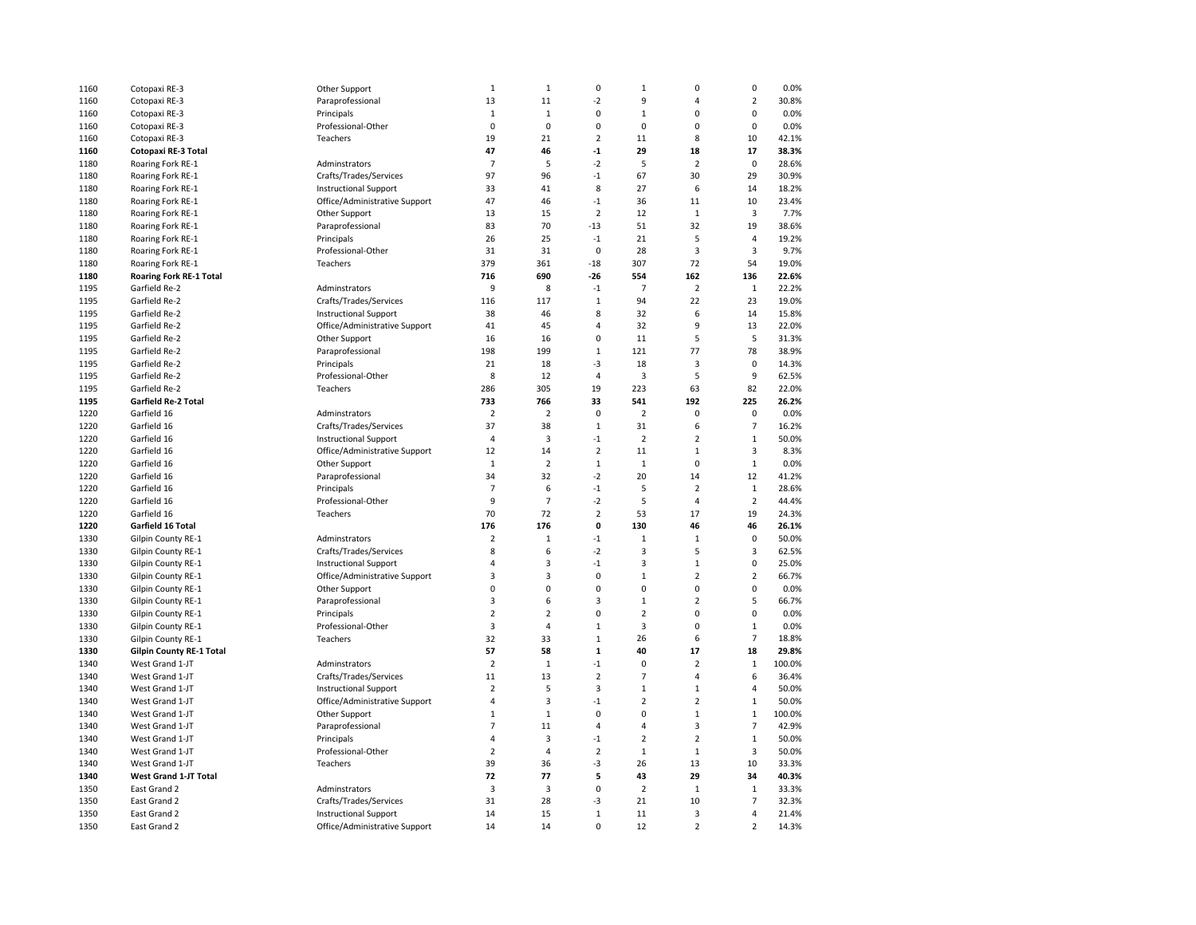| | | | | | | | | | |
|---|---|---|---|---|---|---|---|---|---|
| 1160 | Cotopaxi RE-3 | Other Support | 1 | 1 | 0 | 1 | 0 | 0 | 0.0% |
| 1160 | Cotopaxi RE-3 | Paraprofessional | 13 | 11 | -2 | 9 | 4 | 2 | 30.8% |
| 1160 | Cotopaxi RE-3 | Principals | 1 | 1 | 0 | 1 | 0 | 0 | 0.0% |
| 1160 | Cotopaxi RE-3 | Professional-Other | 0 | 0 | 0 | 0 | 0 | 0 | 0.0% |
| 1160 | Cotopaxi RE-3 | Teachers | 19 | 21 | 2 | 11 | 8 | 10 | 42.1% |
| **1160** | **Cotopaxi RE-3 Total** | | **47** | **46** | **-1** | **29** | **18** | **17** | **38.3%** |
| 1180 | Roaring Fork RE-1 | Adminstrators | 7 | 5 | -2 | 5 | 2 | 0 | 28.6% |
| 1180 | Roaring Fork RE-1 | Crafts/Trades/Services | 97 | 96 | -1 | 67 | 30 | 29 | 30.9% |
| 1180 | Roaring Fork RE-1 | Instructional Support | 33 | 41 | 8 | 27 | 6 | 14 | 18.2% |
| 1180 | Roaring Fork RE-1 | Office/Administrative Support | 47 | 46 | -1 | 36 | 11 | 10 | 23.4% |
| 1180 | Roaring Fork RE-1 | Other Support | 13 | 15 | 2 | 12 | 1 | 3 | 7.7% |
| 1180 | Roaring Fork RE-1 | Paraprofessional | 83 | 70 | -13 | 51 | 32 | 19 | 38.6% |
| 1180 | Roaring Fork RE-1 | Principals | 26 | 25 | -1 | 21 | 5 | 4 | 19.2% |
| 1180 | Roaring Fork RE-1 | Professional-Other | 31 | 31 | 0 | 28 | 3 | 3 | 9.7% |
| 1180 | Roaring Fork RE-1 | Teachers | 379 | 361 | -18 | 307 | 72 | 54 | 19.0% |
| **1180** | **Roaring Fork RE-1 Total** | | **716** | **690** | **-26** | **554** | **162** | **136** | **22.6%** |
| 1195 | Garfield Re-2 | Adminstrators | 9 | 8 | -1 | 7 | 2 | 1 | 22.2% |
| 1195 | Garfield Re-2 | Crafts/Trades/Services | 116 | 117 | 1 | 94 | 22 | 23 | 19.0% |
| 1195 | Garfield Re-2 | Instructional Support | 38 | 46 | 8 | 32 | 6 | 14 | 15.8% |
| 1195 | Garfield Re-2 | Office/Administrative Support | 41 | 45 | 4 | 32 | 9 | 13 | 22.0% |
| 1195 | Garfield Re-2 | Other Support | 16 | 16 | 0 | 11 | 5 | 5 | 31.3% |
| 1195 | Garfield Re-2 | Paraprofessional | 198 | 199 | 1 | 121 | 77 | 78 | 38.9% |
| 1195 | Garfield Re-2 | Principals | 21 | 18 | -3 | 18 | 3 | 0 | 14.3% |
| 1195 | Garfield Re-2 | Professional-Other | 8 | 12 | 4 | 3 | 5 | 9 | 62.5% |
| 1195 | Garfield Re-2 | Teachers | 286 | 305 | 19 | 223 | 63 | 82 | 22.0% |
| **1195** | **Garfield Re-2 Total** | | **733** | **766** | **33** | **541** | **192** | **225** | **26.2%** |
| 1220 | Garfield 16 | Adminstrators | 2 | 2 | 0 | 2 | 0 | 0 | 0.0% |
| 1220 | Garfield 16 | Crafts/Trades/Services | 37 | 38 | 1 | 31 | 6 | 7 | 16.2% |
| 1220 | Garfield 16 | Instructional Support | 4 | 3 | -1 | 2 | 2 | 1 | 50.0% |
| 1220 | Garfield 16 | Office/Administrative Support | 12 | 14 | 2 | 11 | 1 | 3 | 8.3% |
| 1220 | Garfield 16 | Other Support | 1 | 2 | 1 | 1 | 0 | 1 | 0.0% |
| 1220 | Garfield 16 | Paraprofessional | 34 | 32 | -2 | 20 | 14 | 12 | 41.2% |
| 1220 | Garfield 16 | Principals | 7 | 6 | -1 | 5 | 2 | 1 | 28.6% |
| 1220 | Garfield 16 | Professional-Other | 9 | 7 | -2 | 5 | 4 | 2 | 44.4% |
| 1220 | Garfield 16 | Teachers | 70 | 72 | 2 | 53 | 17 | 19 | 24.3% |
| **1220** | **Garfield 16 Total** | | **176** | **176** | **0** | **130** | **46** | **46** | **26.1%** |
| 1330 | Gilpin County RE-1 | Adminstrators | 2 | 1 | -1 | 1 | 1 | 0 | 50.0% |
| 1330 | Gilpin County RE-1 | Crafts/Trades/Services | 8 | 6 | -2 | 3 | 5 | 3 | 62.5% |
| 1330 | Gilpin County RE-1 | Instructional Support | 4 | 3 | -1 | 3 | 1 | 0 | 25.0% |
| 1330 | Gilpin County RE-1 | Office/Administrative Support | 3 | 3 | 0 | 1 | 2 | 2 | 66.7% |
| 1330 | Gilpin County RE-1 | Other Support | 0 | 0 | 0 | 0 | 0 | 0 | 0.0% |
| 1330 | Gilpin County RE-1 | Paraprofessional | 3 | 6 | 3 | 1 | 2 | 5 | 66.7% |
| 1330 | Gilpin County RE-1 | Principals | 2 | 2 | 0 | 2 | 0 | 0 | 0.0% |
| 1330 | Gilpin County RE-1 | Professional-Other | 3 | 4 | 1 | 3 | 0 | 1 | 0.0% |
| 1330 | Gilpin County RE-1 | Teachers | 32 | 33 | 1 | 26 | 6 | 7 | 18.8% |
| **1330** | **Gilpin County RE-1 Total** | | **57** | **58** | **1** | **40** | **17** | **18** | **29.8%** |
| 1340 | West Grand 1-JT | Adminstrators | 2 | 1 | -1 | 0 | 2 | 1 | 100.0% |
| 1340 | West Grand 1-JT | Crafts/Trades/Services | 11 | 13 | 2 | 7 | 4 | 6 | 36.4% |
| 1340 | West Grand 1-JT | Instructional Support | 2 | 5 | 3 | 1 | 1 | 4 | 50.0% |
| 1340 | West Grand 1-JT | Office/Administrative Support | 4 | 3 | -1 | 2 | 2 | 1 | 50.0% |
| 1340 | West Grand 1-JT | Other Support | 1 | 1 | 0 | 0 | 1 | 1 | 100.0% |
| 1340 | West Grand 1-JT | Paraprofessional | 7 | 11 | 4 | 4 | 3 | 7 | 42.9% |
| 1340 | West Grand 1-JT | Principals | 4 | 3 | -1 | 2 | 2 | 1 | 50.0% |
| 1340 | West Grand 1-JT | Professional-Other | 2 | 4 | 2 | 1 | 1 | 3 | 50.0% |
| 1340 | West Grand 1-JT | Teachers | 39 | 36 | -3 | 26 | 13 | 10 | 33.3% |
| **1340** | **West Grand 1-JT Total** | | **72** | **77** | **5** | **43** | **29** | **34** | **40.3%** |
| 1350 | East Grand 2 | Adminstrators | 3 | 3 | 0 | 2 | 1 | 1 | 33.3% |
| 1350 | East Grand 2 | Crafts/Trades/Services | 31 | 28 | -3 | 21 | 10 | 7 | 32.3% |
| 1350 | East Grand 2 | Instructional Support | 14 | 15 | 1 | 11 | 3 | 4 | 21.4% |
| 1350 | East Grand 2 | Office/Administrative Support | 14 | 14 | 0 | 12 | 2 | 2 | 14.3% |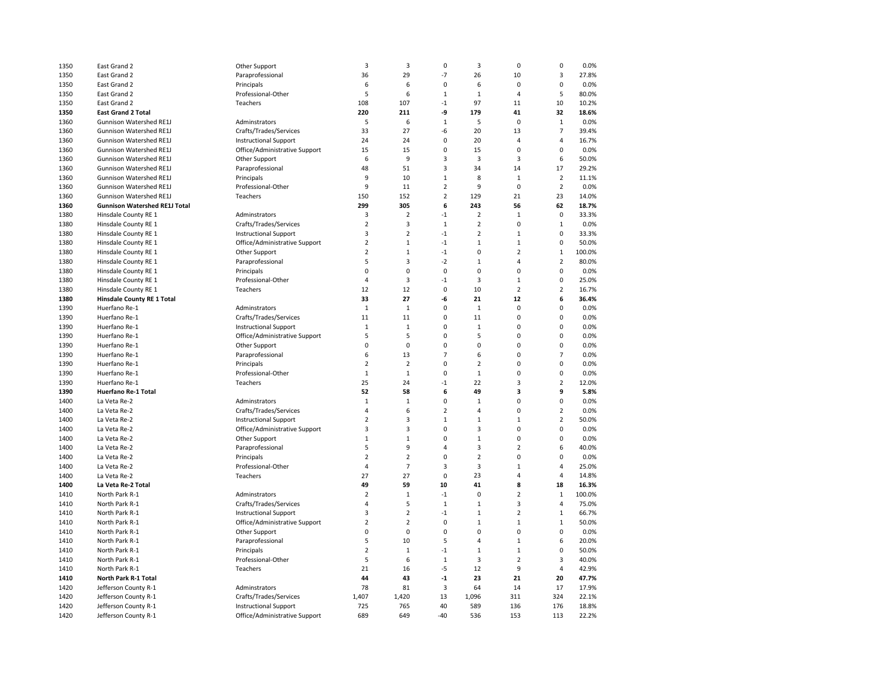| | | | | | | | | | |
|---|---|---|---|---|---|---|---|---|---|
| 1350 | East Grand 2 | Other Support | 3 | 3 | 0 | 3 | 0 | 0 | 0.0% |
| 1350 | East Grand 2 | Paraprofessional | 36 | 29 | -7 | 26 | 10 | 3 | 27.8% |
| 1350 | East Grand 2 | Principals | 6 | 6 | 0 | 6 | 0 | 0 | 0.0% |
| 1350 | East Grand 2 | Professional-Other | 5 | 6 | 1 | 1 | 4 | 5 | 80.0% |
| 1350 | East Grand 2 | Teachers | 108 | 107 | -1 | 97 | 11 | 10 | 10.2% |
| **1350** | **East Grand 2 Total** | | **220** | **211** | **-9** | **179** | **41** | **32** | **18.6%** |
| 1360 | Gunnison Watershed RE1J | Adminstrators | 5 | 6 | 1 | 5 | 0 | 1 | 0.0% |
| 1360 | Gunnison Watershed RE1J | Crafts/Trades/Services | 33 | 27 | -6 | 20 | 13 | 7 | 39.4% |
| 1360 | Gunnison Watershed RE1J | Instructional Support | 24 | 24 | 0 | 20 | 4 | 4 | 16.7% |
| 1360 | Gunnison Watershed RE1J | Office/Administrative Support | 15 | 15 | 0 | 15 | 0 | 0 | 0.0% |
| 1360 | Gunnison Watershed RE1J | Other Support | 6 | 9 | 3 | 3 | 3 | 6 | 50.0% |
| 1360 | Gunnison Watershed RE1J | Paraprofessional | 48 | 51 | 3 | 34 | 14 | 17 | 29.2% |
| 1360 | Gunnison Watershed RE1J | Principals | 9 | 10 | 1 | 8 | 1 | 2 | 11.1% |
| 1360 | Gunnison Watershed RE1J | Professional-Other | 9 | 11 | 2 | 9 | 0 | 2 | 0.0% |
| 1360 | Gunnison Watershed RE1J | Teachers | 150 | 152 | 2 | 129 | 21 | 23 | 14.0% |
| **1360** | **Gunnison Watershed RE1J Total** | | **299** | **305** | **6** | **243** | **56** | **62** | **18.7%** |
| 1380 | Hinsdale County RE 1 | Adminstrators | 3 | 2 | -1 | 2 | 1 | 0 | 33.3% |
| 1380 | Hinsdale County RE 1 | Crafts/Trades/Services | 2 | 3 | 1 | 2 | 0 | 1 | 0.0% |
| 1380 | Hinsdale County RE 1 | Instructional Support | 3 | 2 | -1 | 2 | 1 | 0 | 33.3% |
| 1380 | Hinsdale County RE 1 | Office/Administrative Support | 2 | 1 | -1 | 1 | 1 | 0 | 50.0% |
| 1380 | Hinsdale County RE 1 | Other Support | 2 | 1 | -1 | 0 | 2 | 1 | 100.0% |
| 1380 | Hinsdale County RE 1 | Paraprofessional | 5 | 3 | -2 | 1 | 4 | 2 | 80.0% |
| 1380 | Hinsdale County RE 1 | Principals | 0 | 0 | 0 | 0 | 0 | 0 | 0.0% |
| 1380 | Hinsdale County RE 1 | Professional-Other | 4 | 3 | -1 | 3 | 1 | 0 | 25.0% |
| 1380 | Hinsdale County RE 1 | Teachers | 12 | 12 | 0 | 10 | 2 | 2 | 16.7% |
| **1380** | **Hinsdale County RE 1 Total** | | **33** | **27** | **-6** | **21** | **12** | **6** | **36.4%** |
| 1390 | Huerfano Re-1 | Adminstrators | 1 | 1 | 0 | 1 | 0 | 0 | 0.0% |
| 1390 | Huerfano Re-1 | Crafts/Trades/Services | 11 | 11 | 0 | 11 | 0 | 0 | 0.0% |
| 1390 | Huerfano Re-1 | Instructional Support | 1 | 1 | 0 | 1 | 0 | 0 | 0.0% |
| 1390 | Huerfano Re-1 | Office/Administrative Support | 5 | 5 | 0 | 5 | 0 | 0 | 0.0% |
| 1390 | Huerfano Re-1 | Other Support | 0 | 0 | 0 | 0 | 0 | 0 | 0.0% |
| 1390 | Huerfano Re-1 | Paraprofessional | 6 | 13 | 7 | 6 | 0 | 7 | 0.0% |
| 1390 | Huerfano Re-1 | Principals | 2 | 2 | 0 | 2 | 0 | 0 | 0.0% |
| 1390 | Huerfano Re-1 | Professional-Other | 1 | 1 | 0 | 1 | 0 | 0 | 0.0% |
| 1390 | Huerfano Re-1 | Teachers | 25 | 24 | -1 | 22 | 3 | 2 | 12.0% |
| **1390** | **Huerfano Re-1 Total** | | **52** | **58** | **6** | **49** | **3** | **9** | **5.8%** |
| 1400 | La Veta Re-2 | Adminstrators | 1 | 1 | 0 | 1 | 0 | 0 | 0.0% |
| 1400 | La Veta Re-2 | Crafts/Trades/Services | 4 | 6 | 2 | 4 | 0 | 2 | 0.0% |
| 1400 | La Veta Re-2 | Instructional Support | 2 | 3 | 1 | 1 | 1 | 2 | 50.0% |
| 1400 | La Veta Re-2 | Office/Administrative Support | 3 | 3 | 0 | 3 | 0 | 0 | 0.0% |
| 1400 | La Veta Re-2 | Other Support | 1 | 1 | 0 | 1 | 0 | 0 | 0.0% |
| 1400 | La Veta Re-2 | Paraprofessional | 5 | 9 | 4 | 3 | 2 | 6 | 40.0% |
| 1400 | La Veta Re-2 | Principals | 2 | 2 | 0 | 2 | 0 | 0 | 0.0% |
| 1400 | La Veta Re-2 | Professional-Other | 4 | 7 | 3 | 3 | 1 | 4 | 25.0% |
| 1400 | La Veta Re-2 | Teachers | 27 | 27 | 0 | 23 | 4 | 4 | 14.8% |
| **1400** | **La Veta Re-2 Total** | | **49** | **59** | **10** | **41** | **8** | **18** | **16.3%** |
| 1410 | North Park R-1 | Adminstrators | 2 | 1 | -1 | 0 | 2 | 1 | 100.0% |
| 1410 | North Park R-1 | Crafts/Trades/Services | 4 | 5 | 1 | 1 | 3 | 4 | 75.0% |
| 1410 | North Park R-1 | Instructional Support | 3 | 2 | -1 | 1 | 2 | 1 | 66.7% |
| 1410 | North Park R-1 | Office/Administrative Support | 2 | 2 | 0 | 1 | 1 | 1 | 50.0% |
| 1410 | North Park R-1 | Other Support | 0 | 0 | 0 | 0 | 0 | 0 | 0.0% |
| 1410 | North Park R-1 | Paraprofessional | 5 | 10 | 5 | 4 | 1 | 6 | 20.0% |
| 1410 | North Park R-1 | Principals | 2 | 1 | -1 | 1 | 1 | 0 | 50.0% |
| 1410 | North Park R-1 | Professional-Other | 5 | 6 | 1 | 3 | 2 | 3 | 40.0% |
| 1410 | North Park R-1 | Teachers | 21 | 16 | -5 | 12 | 9 | 4 | 42.9% |
| **1410** | **North Park R-1 Total** | | **44** | **43** | **-1** | **23** | **21** | **20** | **47.7%** |
| 1420 | Jefferson County R-1 | Adminstrators | 78 | 81 | 3 | 64 | 14 | 17 | 17.9% |
| 1420 | Jefferson County R-1 | Crafts/Trades/Services | 1,407 | 1,420 | 13 | 1,096 | 311 | 324 | 22.1% |
| 1420 | Jefferson County R-1 | Instructional Support | 725 | 765 | 40 | 589 | 136 | 176 | 18.8% |
| 1420 | Jefferson County R-1 | Office/Administrative Support | 689 | 649 | -40 | 536 | 153 | 113 | 22.2% |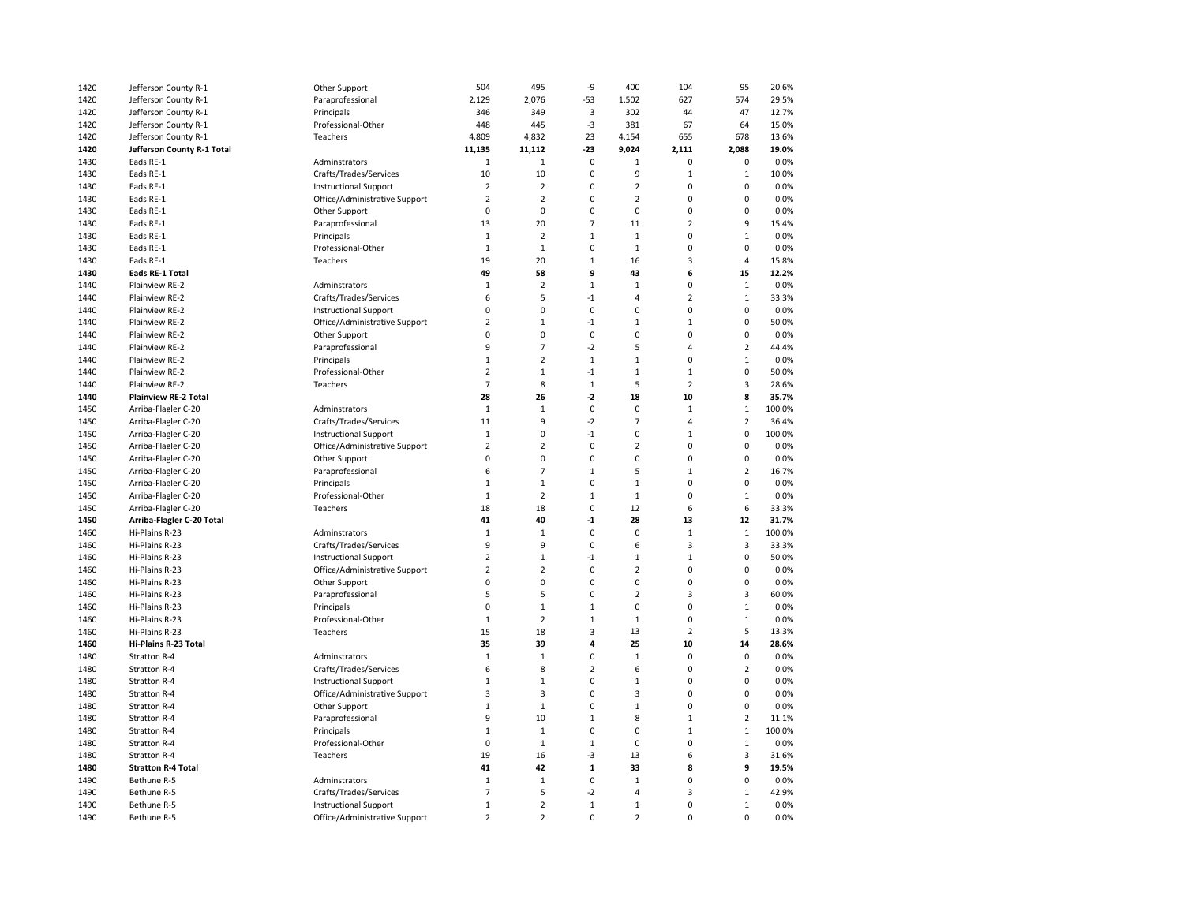| | | | | | | | | | |
|---|---|---|---|---|---|---|---|---|---|
| 1420 | Jefferson County R-1 | Other Support | 504 | 495 | -9 | 400 | 104 | 95 | 20.6% |
| 1420 | Jefferson County R-1 | Paraprofessional | 2,129 | 2,076 | -53 | 1,502 | 627 | 574 | 29.5% |
| 1420 | Jefferson County R-1 | Principals | 346 | 349 | 3 | 302 | 44 | 47 | 12.7% |
| 1420 | Jefferson County R-1 | Professional-Other | 448 | 445 | -3 | 381 | 67 | 64 | 15.0% |
| 1420 | Jefferson County R-1 | Teachers | 4,809 | 4,832 | 23 | 4,154 | 655 | 678 | 13.6% |
| **1420** | **Jefferson County R-1 Total** | | **11,135** | **11,112** | **-23** | **9,024** | **2,111** | **2,088** | **19.0%** |
| 1430 | Eads RE-1 | Adminstrators | 1 | 1 | 0 | 1 | 0 | 0 | 0.0% |
| 1430 | Eads RE-1 | Crafts/Trades/Services | 10 | 10 | 0 | 9 | 1 | 1 | 10.0% |
| 1430 | Eads RE-1 | Instructional Support | 2 | 2 | 0 | 2 | 0 | 0 | 0.0% |
| 1430 | Eads RE-1 | Office/Administrative Support | 2 | 2 | 0 | 2 | 0 | 0 | 0.0% |
| 1430 | Eads RE-1 | Other Support | 0 | 0 | 0 | 0 | 0 | 0 | 0.0% |
| 1430 | Eads RE-1 | Paraprofessional | 13 | 20 | 7 | 11 | 2 | 9 | 15.4% |
| 1430 | Eads RE-1 | Principals | 1 | 2 | 1 | 1 | 0 | 1 | 0.0% |
| 1430 | Eads RE-1 | Professional-Other | 1 | 1 | 0 | 1 | 0 | 0 | 0.0% |
| 1430 | Eads RE-1 | Teachers | 19 | 20 | 1 | 16 | 3 | 4 | 15.8% |
| **1430** | **Eads RE-1 Total** | | **49** | **58** | **9** | **43** | **6** | **15** | **12.2%** |
| 1440 | Plainview RE-2 | Adminstrators | 1 | 2 | 1 | 1 | 0 | 1 | 0.0% |
| 1440 | Plainview RE-2 | Crafts/Trades/Services | 6 | 5 | -1 | 4 | 2 | 1 | 33.3% |
| 1440 | Plainview RE-2 | Instructional Support | 0 | 0 | 0 | 0 | 0 | 0 | 0.0% |
| 1440 | Plainview RE-2 | Office/Administrative Support | 2 | 1 | -1 | 1 | 1 | 0 | 50.0% |
| 1440 | Plainview RE-2 | Other Support | 0 | 0 | 0 | 0 | 0 | 0 | 0.0% |
| 1440 | Plainview RE-2 | Paraprofessional | 9 | 7 | -2 | 5 | 4 | 2 | 44.4% |
| 1440 | Plainview RE-2 | Principals | 1 | 2 | 1 | 1 | 0 | 1 | 0.0% |
| 1440 | Plainview RE-2 | Professional-Other | 2 | 1 | -1 | 1 | 1 | 0 | 50.0% |
| 1440 | Plainview RE-2 | Teachers | 7 | 8 | 1 | 5 | 2 | 3 | 28.6% |
| **1440** | **Plainview RE-2 Total** | | **28** | **26** | **-2** | **18** | **10** | **8** | **35.7%** |
| 1450 | Arriba-Flagler C-20 | Adminstrators | 1 | 1 | 0 | 0 | 1 | 1 | 100.0% |
| 1450 | Arriba-Flagler C-20 | Crafts/Trades/Services | 11 | 9 | -2 | 7 | 4 | 2 | 36.4% |
| 1450 | Arriba-Flagler C-20 | Instructional Support | 1 | 0 | -1 | 0 | 1 | 0 | 100.0% |
| 1450 | Arriba-Flagler C-20 | Office/Administrative Support | 2 | 2 | 0 | 2 | 0 | 0 | 0.0% |
| 1450 | Arriba-Flagler C-20 | Other Support | 0 | 0 | 0 | 0 | 0 | 0 | 0.0% |
| 1450 | Arriba-Flagler C-20 | Paraprofessional | 6 | 7 | 1 | 5 | 1 | 2 | 16.7% |
| 1450 | Arriba-Flagler C-20 | Principals | 1 | 1 | 0 | 1 | 0 | 0 | 0.0% |
| 1450 | Arriba-Flagler C-20 | Professional-Other | 1 | 2 | 1 | 1 | 0 | 1 | 0.0% |
| 1450 | Arriba-Flagler C-20 | Teachers | 18 | 18 | 0 | 12 | 6 | 6 | 33.3% |
| **1450** | **Arriba-Flagler C-20 Total** | | **41** | **40** | **-1** | **28** | **13** | **12** | **31.7%** |
| 1460 | Hi-Plains R-23 | Adminstrators | 1 | 1 | 0 | 0 | 1 | 1 | 100.0% |
| 1460 | Hi-Plains R-23 | Crafts/Trades/Services | 9 | 9 | 0 | 6 | 3 | 3 | 33.3% |
| 1460 | Hi-Plains R-23 | Instructional Support | 2 | 1 | -1 | 1 | 1 | 0 | 50.0% |
| 1460 | Hi-Plains R-23 | Office/Administrative Support | 2 | 2 | 0 | 2 | 0 | 0 | 0.0% |
| 1460 | Hi-Plains R-23 | Other Support | 0 | 0 | 0 | 0 | 0 | 0 | 0.0% |
| 1460 | Hi-Plains R-23 | Paraprofessional | 5 | 5 | 0 | 2 | 3 | 3 | 60.0% |
| 1460 | Hi-Plains R-23 | Principals | 0 | 1 | 1 | 0 | 0 | 1 | 0.0% |
| 1460 | Hi-Plains R-23 | Professional-Other | 1 | 2 | 1 | 1 | 0 | 1 | 0.0% |
| 1460 | Hi-Plains R-23 | Teachers | 15 | 18 | 3 | 13 | 2 | 5 | 13.3% |
| **1460** | **Hi-Plains R-23 Total** | | **35** | **39** | **4** | **25** | **10** | **14** | **28.6%** |
| 1480 | Stratton R-4 | Adminstrators | 1 | 1 | 0 | 1 | 0 | 0 | 0.0% |
| 1480 | Stratton R-4 | Crafts/Trades/Services | 6 | 8 | 2 | 6 | 0 | 2 | 0.0% |
| 1480 | Stratton R-4 | Instructional Support | 1 | 1 | 0 | 1 | 0 | 0 | 0.0% |
| 1480 | Stratton R-4 | Office/Administrative Support | 3 | 3 | 0 | 3 | 0 | 0 | 0.0% |
| 1480 | Stratton R-4 | Other Support | 1 | 1 | 0 | 1 | 0 | 0 | 0.0% |
| 1480 | Stratton R-4 | Paraprofessional | 9 | 10 | 1 | 8 | 1 | 2 | 11.1% |
| 1480 | Stratton R-4 | Principals | 1 | 1 | 0 | 0 | 1 | 1 | 100.0% |
| 1480 | Stratton R-4 | Professional-Other | 0 | 1 | 1 | 0 | 0 | 1 | 0.0% |
| 1480 | Stratton R-4 | Teachers | 19 | 16 | -3 | 13 | 6 | 3 | 31.6% |
| **1480** | **Stratton R-4 Total** | | **41** | **42** | **1** | **33** | **8** | **9** | **19.5%** |
| 1490 | Bethune R-5 | Adminstrators | 1 | 1 | 0 | 1 | 0 | 0 | 0.0% |
| 1490 | Bethune R-5 | Crafts/Trades/Services | 7 | 5 | -2 | 4 | 3 | 1 | 42.9% |
| 1490 | Bethune R-5 | Instructional Support | 1 | 2 | 1 | 1 | 0 | 1 | 0.0% |
| 1490 | Bethune R-5 | Office/Administrative Support | 2 | 2 | 0 | 2 | 0 | 0 | 0.0% |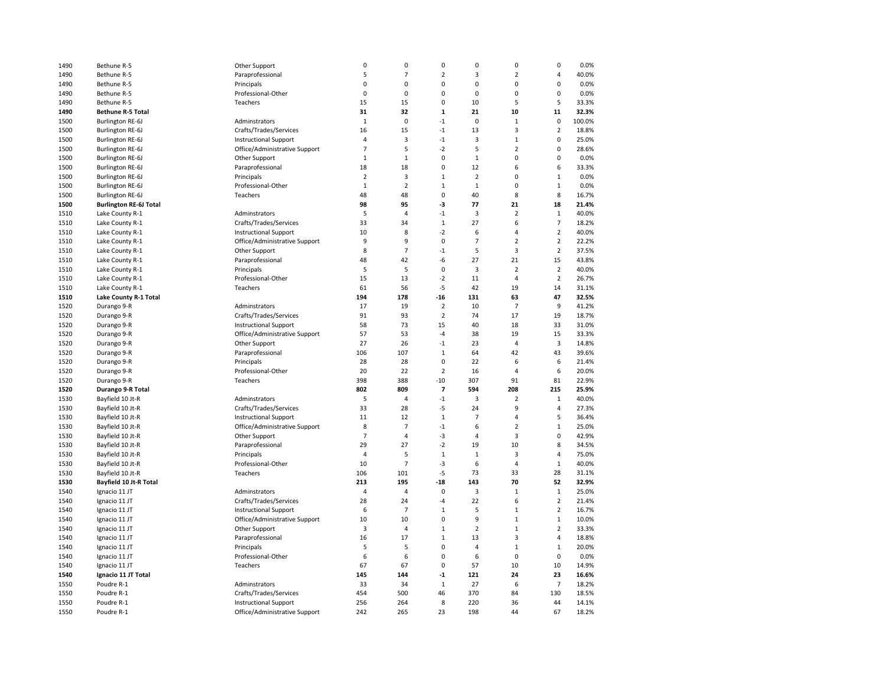| | | | | | | | | | |
|---|---|---|---|---|---|---|---|---|---|
| 1490 | Bethune R-5 | Other Support | 0 | 0 | 0 | 0 | 0 | 0 | 0.0% |
| 1490 | Bethune R-5 | Paraprofessional | 5 | 7 | 2 | 3 | 2 | 4 | 40.0% |
| 1490 | Bethune R-5 | Principals | 0 | 0 | 0 | 0 | 0 | 0 | 0.0% |
| 1490 | Bethune R-5 | Professional-Other | 0 | 0 | 0 | 0 | 0 | 0 | 0.0% |
| 1490 | Bethune R-5 | Teachers | 15 | 15 | 0 | 10 | 5 | 5 | 33.3% |
| **1490** | **Bethune R-5 Total** | | **31** | **32** | **1** | **21** | **10** | **11** | **32.3%** |
| 1500 | Burlington RE-6J | Adminstrators | 1 | 0 | -1 | 0 | 1 | 0 | 100.0% |
| 1500 | Burlington RE-6J | Crafts/Trades/Services | 16 | 15 | -1 | 13 | 3 | 2 | 18.8% |
| 1500 | Burlington RE-6J | Instructional Support | 4 | 3 | -1 | 3 | 1 | 0 | 25.0% |
| 1500 | Burlington RE-6J | Office/Administrative Support | 7 | 5 | -2 | 5 | 2 | 0 | 28.6% |
| 1500 | Burlington RE-6J | Other Support | 1 | 1 | 0 | 1 | 0 | 0 | 0.0% |
| 1500 | Burlington RE-6J | Paraprofessional | 18 | 18 | 0 | 12 | 6 | 6 | 33.3% |
| 1500 | Burlington RE-6J | Principals | 2 | 3 | 1 | 2 | 0 | 1 | 0.0% |
| 1500 | Burlington RE-6J | Professional-Other | 1 | 2 | 1 | 1 | 0 | 1 | 0.0% |
| 1500 | Burlington RE-6J | Teachers | 48 | 48 | 0 | 40 | 8 | 8 | 16.7% |
| **1500** | **Burlington RE-6J Total** | | **98** | **95** | **-3** | **77** | **21** | **18** | **21.4%** |
| 1510 | Lake County R-1 | Adminstrators | 5 | 4 | -1 | 3 | 2 | 1 | 40.0% |
| 1510 | Lake County R-1 | Crafts/Trades/Services | 33 | 34 | 1 | 27 | 6 | 7 | 18.2% |
| 1510 | Lake County R-1 | Instructional Support | 10 | 8 | -2 | 6 | 4 | 2 | 40.0% |
| 1510 | Lake County R-1 | Office/Administrative Support | 9 | 9 | 0 | 7 | 2 | 2 | 22.2% |
| 1510 | Lake County R-1 | Other Support | 8 | 7 | -1 | 5 | 3 | 2 | 37.5% |
| 1510 | Lake County R-1 | Paraprofessional | 48 | 42 | -6 | 27 | 21 | 15 | 43.8% |
| 1510 | Lake County R-1 | Principals | 5 | 5 | 0 | 3 | 2 | 2 | 40.0% |
| 1510 | Lake County R-1 | Professional-Other | 15 | 13 | -2 | 11 | 4 | 2 | 26.7% |
| 1510 | Lake County R-1 | Teachers | 61 | 56 | -5 | 42 | 19 | 14 | 31.1% |
| **1510** | **Lake County R-1 Total** | | **194** | **178** | **-16** | **131** | **63** | **47** | **32.5%** |
| 1520 | Durango 9-R | Adminstrators | 17 | 19 | 2 | 10 | 7 | 9 | 41.2% |
| 1520 | Durango 9-R | Crafts/Trades/Services | 91 | 93 | 2 | 74 | 17 | 19 | 18.7% |
| 1520 | Durango 9-R | Instructional Support | 58 | 73 | 15 | 40 | 18 | 33 | 31.0% |
| 1520 | Durango 9-R | Office/Administrative Support | 57 | 53 | -4 | 38 | 19 | 15 | 33.3% |
| 1520 | Durango 9-R | Other Support | 27 | 26 | -1 | 23 | 4 | 3 | 14.8% |
| 1520 | Durango 9-R | Paraprofessional | 106 | 107 | 1 | 64 | 42 | 43 | 39.6% |
| 1520 | Durango 9-R | Principals | 28 | 28 | 0 | 22 | 6 | 6 | 21.4% |
| 1520 | Durango 9-R | Professional-Other | 20 | 22 | 2 | 16 | 4 | 6 | 20.0% |
| 1520 | Durango 9-R | Teachers | 398 | 388 | -10 | 307 | 91 | 81 | 22.9% |
| **1520** | **Durango 9-R Total** | | **802** | **809** | **7** | **594** | **208** | **215** | **25.9%** |
| 1530 | Bayfield 10 Jt-R | Adminstrators | 5 | 4 | -1 | 3 | 2 | 1 | 40.0% |
| 1530 | Bayfield 10 Jt-R | Crafts/Trades/Services | 33 | 28 | -5 | 24 | 9 | 4 | 27.3% |
| 1530 | Bayfield 10 Jt-R | Instructional Support | 11 | 12 | 1 | 7 | 4 | 5 | 36.4% |
| 1530 | Bayfield 10 Jt-R | Office/Administrative Support | 8 | 7 | -1 | 6 | 2 | 1 | 25.0% |
| 1530 | Bayfield 10 Jt-R | Other Support | 7 | 4 | -3 | 4 | 3 | 0 | 42.9% |
| 1530 | Bayfield 10 Jt-R | Paraprofessional | 29 | 27 | -2 | 19 | 10 | 8 | 34.5% |
| 1530 | Bayfield 10 Jt-R | Principals | 4 | 5 | 1 | 1 | 3 | 4 | 75.0% |
| 1530 | Bayfield 10 Jt-R | Professional-Other | 10 | 7 | -3 | 6 | 4 | 1 | 40.0% |
| 1530 | Bayfield 10 Jt-R | Teachers | 106 | 101 | -5 | 73 | 33 | 28 | 31.1% |
| **1530** | **Bayfield 10 Jt-R Total** | | **213** | **195** | **-18** | **143** | **70** | **52** | **32.9%** |
| 1540 | Ignacio 11 JT | Adminstrators | 4 | 4 | 0 | 3 | 1 | 1 | 25.0% |
| 1540 | Ignacio 11 JT | Crafts/Trades/Services | 28 | 24 | -4 | 22 | 6 | 2 | 21.4% |
| 1540 | Ignacio 11 JT | Instructional Support | 6 | 7 | 1 | 5 | 1 | 2 | 16.7% |
| 1540 | Ignacio 11 JT | Office/Administrative Support | 10 | 10 | 0 | 9 | 1 | 1 | 10.0% |
| 1540 | Ignacio 11 JT | Other Support | 3 | 4 | 1 | 2 | 1 | 2 | 33.3% |
| 1540 | Ignacio 11 JT | Paraprofessional | 16 | 17 | 1 | 13 | 3 | 4 | 18.8% |
| 1540 | Ignacio 11 JT | Principals | 5 | 5 | 0 | 4 | 1 | 1 | 20.0% |
| 1540 | Ignacio 11 JT | Professional-Other | 6 | 6 | 0 | 6 | 0 | 0 | 0.0% |
| 1540 | Ignacio 11 JT | Teachers | 67 | 67 | 0 | 57 | 10 | 10 | 14.9% |
| **1540** | **Ignacio 11 JT Total** | | **145** | **144** | **-1** | **121** | **24** | **23** | **16.6%** |
| 1550 | Poudre R-1 | Adminstrators | 33 | 34 | 1 | 27 | 6 | 7 | 18.2% |
| 1550 | Poudre R-1 | Crafts/Trades/Services | 454 | 500 | 46 | 370 | 84 | 130 | 18.5% |
| 1550 | Poudre R-1 | Instructional Support | 256 | 264 | 8 | 220 | 36 | 44 | 14.1% |
| 1550 | Poudre R-1 | Office/Administrative Support | 242 | 265 | 23 | 198 | 44 | 67 | 18.2% |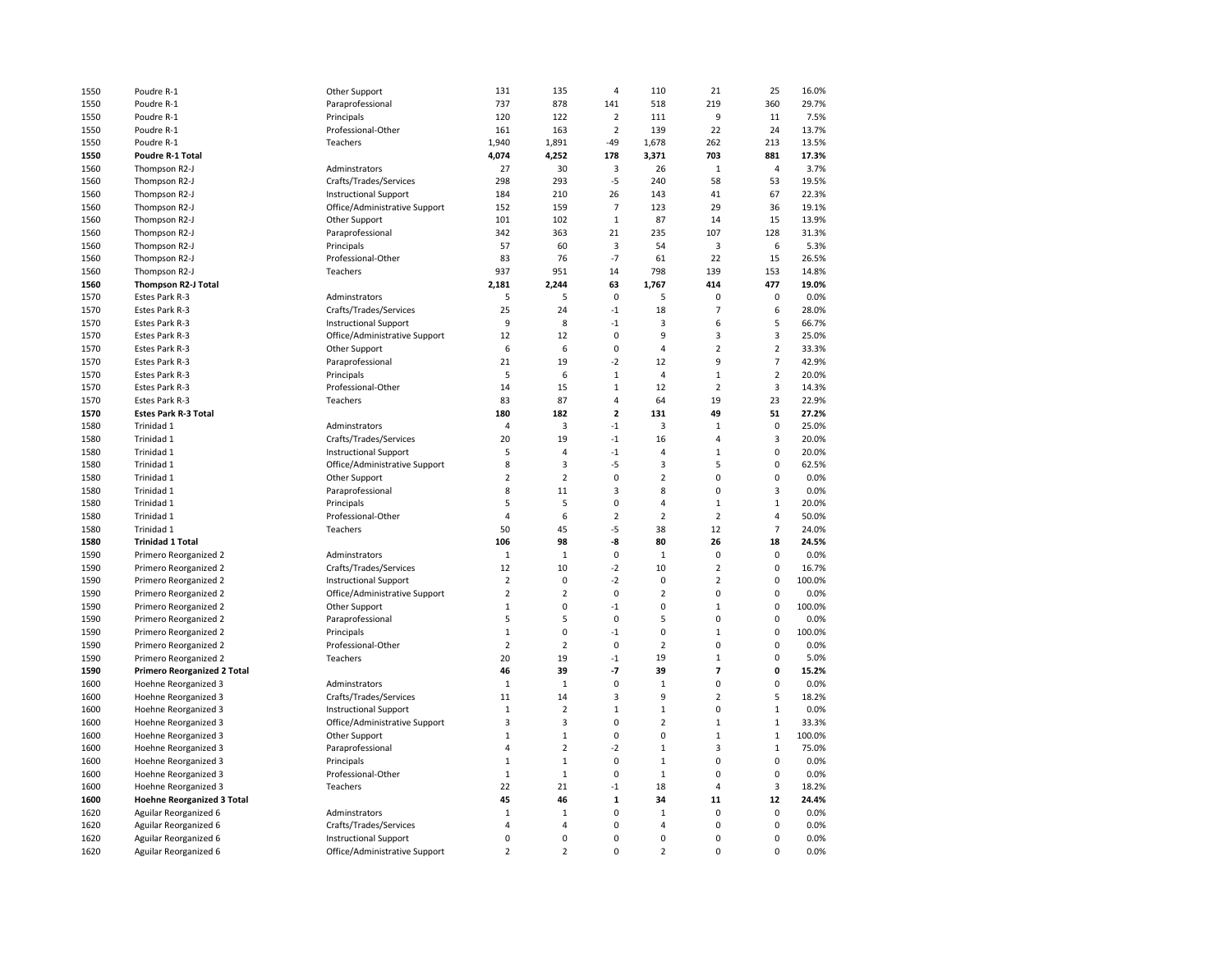| | | | | | | | | | |
|---|---|---|---|---|---|---|---|---|---|
| 1550 | Poudre R-1 | Other Support | 131 | 135 | 4 | 110 | 21 | 25 | 16.0% |
| 1550 | Poudre R-1 | Paraprofessional | 737 | 878 | 141 | 518 | 219 | 360 | 29.7% |
| 1550 | Poudre R-1 | Principals | 120 | 122 | 2 | 111 | 9 | 11 | 7.5% |
| 1550 | Poudre R-1 | Professional-Other | 161 | 163 | 2 | 139 | 22 | 24 | 13.7% |
| 1550 | Poudre R-1 | Teachers | 1,940 | 1,891 | -49 | 1,678 | 262 | 213 | 13.5% |
| **1550** | **Poudre R-1 Total** | | **4,074** | **4,252** | **178** | **3,371** | **703** | **881** | **17.3%** |
| 1560 | Thompson R2-J | Adminstrators | 27 | 30 | 3 | 26 | 1 | 4 | 3.7% |
| 1560 | Thompson R2-J | Crafts/Trades/Services | 298 | 293 | -5 | 240 | 58 | 53 | 19.5% |
| 1560 | Thompson R2-J | Instructional Support | 184 | 210 | 26 | 143 | 41 | 67 | 22.3% |
| 1560 | Thompson R2-J | Office/Administrative Support | 152 | 159 | 7 | 123 | 29 | 36 | 19.1% |
| 1560 | Thompson R2-J | Other Support | 101 | 102 | 1 | 87 | 14 | 15 | 13.9% |
| 1560 | Thompson R2-J | Paraprofessional | 342 | 363 | 21 | 235 | 107 | 128 | 31.3% |
| 1560 | Thompson R2-J | Principals | 57 | 60 | 3 | 54 | 3 | 6 | 5.3% |
| 1560 | Thompson R2-J | Professional-Other | 83 | 76 | -7 | 61 | 22 | 15 | 26.5% |
| 1560 | Thompson R2-J | Teachers | 937 | 951 | 14 | 798 | 139 | 153 | 14.8% |
| **1560** | **Thompson R2-J Total** | | **2,181** | **2,244** | **63** | **1,767** | **414** | **477** | **19.0%** |
| 1570 | Estes Park R-3 | Adminstrators | 5 | 5 | 0 | 5 | 0 | 0 | 0.0% |
| 1570 | Estes Park R-3 | Crafts/Trades/Services | 25 | 24 | -1 | 18 | 7 | 6 | 28.0% |
| 1570 | Estes Park R-3 | Instructional Support | 9 | 8 | -1 | 3 | 6 | 5 | 66.7% |
| 1570 | Estes Park R-3 | Office/Administrative Support | 12 | 12 | 0 | 9 | 3 | 3 | 25.0% |
| 1570 | Estes Park R-3 | Other Support | 6 | 6 | 0 | 4 | 2 | 2 | 33.3% |
| 1570 | Estes Park R-3 | Paraprofessional | 21 | 19 | -2 | 12 | 9 | 7 | 42.9% |
| 1570 | Estes Park R-3 | Principals | 5 | 6 | 1 | 4 | 1 | 2 | 20.0% |
| 1570 | Estes Park R-3 | Professional-Other | 14 | 15 | 1 | 12 | 2 | 3 | 14.3% |
| 1570 | Estes Park R-3 | Teachers | 83 | 87 | 4 | 64 | 19 | 23 | 22.9% |
| **1570** | **Estes Park R-3 Total** | | **180** | **182** | **2** | **131** | **49** | **51** | **27.2%** |
| 1580 | Trinidad 1 | Adminstrators | 4 | 3 | -1 | 3 | 1 | 0 | 25.0% |
| 1580 | Trinidad 1 | Crafts/Trades/Services | 20 | 19 | -1 | 16 | 4 | 3 | 20.0% |
| 1580 | Trinidad 1 | Instructional Support | 5 | 4 | -1 | 4 | 1 | 0 | 20.0% |
| 1580 | Trinidad 1 | Office/Administrative Support | 8 | 3 | -5 | 3 | 5 | 0 | 62.5% |
| 1580 | Trinidad 1 | Other Support | 2 | 2 | 0 | 2 | 0 | 0 | 0.0% |
| 1580 | Trinidad 1 | Paraprofessional | 8 | 11 | 3 | 8 | 0 | 3 | 0.0% |
| 1580 | Trinidad 1 | Principals | 5 | 5 | 0 | 4 | 1 | 1 | 20.0% |
| 1580 | Trinidad 1 | Professional-Other | 4 | 6 | 2 | 2 | 2 | 4 | 50.0% |
| 1580 | Trinidad 1 | Teachers | 50 | 45 | -5 | 38 | 12 | 7 | 24.0% |
| **1580** | **Trinidad 1 Total** | | **106** | **98** | **-8** | **80** | **26** | **18** | **24.5%** |
| 1590 | Primero Reorganized 2 | Adminstrators | 1 | 1 | 0 | 1 | 0 | 0 | 0.0% |
| 1590 | Primero Reorganized 2 | Crafts/Trades/Services | 12 | 10 | -2 | 10 | 2 | 0 | 16.7% |
| 1590 | Primero Reorganized 2 | Instructional Support | 2 | 0 | -2 | 0 | 2 | 0 | 100.0% |
| 1590 | Primero Reorganized 2 | Office/Administrative Support | 2 | 2 | 0 | 2 | 0 | 0 | 0.0% |
| 1590 | Primero Reorganized 2 | Other Support | 1 | 0 | -1 | 0 | 1 | 0 | 100.0% |
| 1590 | Primero Reorganized 2 | Paraprofessional | 5 | 5 | 0 | 5 | 0 | 0 | 0.0% |
| 1590 | Primero Reorganized 2 | Principals | 1 | 0 | -1 | 0 | 1 | 0 | 100.0% |
| 1590 | Primero Reorganized 2 | Professional-Other | 2 | 2 | 0 | 2 | 0 | 0 | 0.0% |
| 1590 | Primero Reorganized 2 | Teachers | 20 | 19 | -1 | 19 | 1 | 0 | 5.0% |
| **1590** | **Primero Reorganized 2 Total** | | **46** | **39** | **-7** | **39** | **7** | **0** | **15.2%** |
| 1600 | Hoehne Reorganized 3 | Adminstrators | 1 | 1 | 0 | 1 | 0 | 0 | 0.0% |
| 1600 | Hoehne Reorganized 3 | Crafts/Trades/Services | 11 | 14 | 3 | 9 | 2 | 5 | 18.2% |
| 1600 | Hoehne Reorganized 3 | Instructional Support | 1 | 2 | 1 | 1 | 0 | 1 | 0.0% |
| 1600 | Hoehne Reorganized 3 | Office/Administrative Support | 3 | 3 | 0 | 2 | 1 | 1 | 33.3% |
| 1600 | Hoehne Reorganized 3 | Other Support | 1 | 1 | 0 | 0 | 1 | 1 | 100.0% |
| 1600 | Hoehne Reorganized 3 | Paraprofessional | 4 | 2 | -2 | 1 | 3 | 1 | 75.0% |
| 1600 | Hoehne Reorganized 3 | Principals | 1 | 1 | 0 | 1 | 0 | 0 | 0.0% |
| 1600 | Hoehne Reorganized 3 | Professional-Other | 1 | 1 | 0 | 1 | 0 | 0 | 0.0% |
| 1600 | Hoehne Reorganized 3 | Teachers | 22 | 21 | -1 | 18 | 4 | 3 | 18.2% |
| **1600** | **Hoehne Reorganized 3 Total** | | **45** | **46** | **1** | **34** | **11** | **12** | **24.4%** |
| 1620 | Aguilar Reorganized 6 | Adminstrators | 1 | 1 | 0 | 1 | 0 | 0 | 0.0% |
| 1620 | Aguilar Reorganized 6 | Crafts/Trades/Services | 4 | 4 | 0 | 4 | 0 | 0 | 0.0% |
| 1620 | Aguilar Reorganized 6 | Instructional Support | 0 | 0 | 0 | 0 | 0 | 0 | 0.0% |
| 1620 | Aguilar Reorganized 6 | Office/Administrative Support | 2 | 2 | 0 | 2 | 0 | 0 | 0.0% |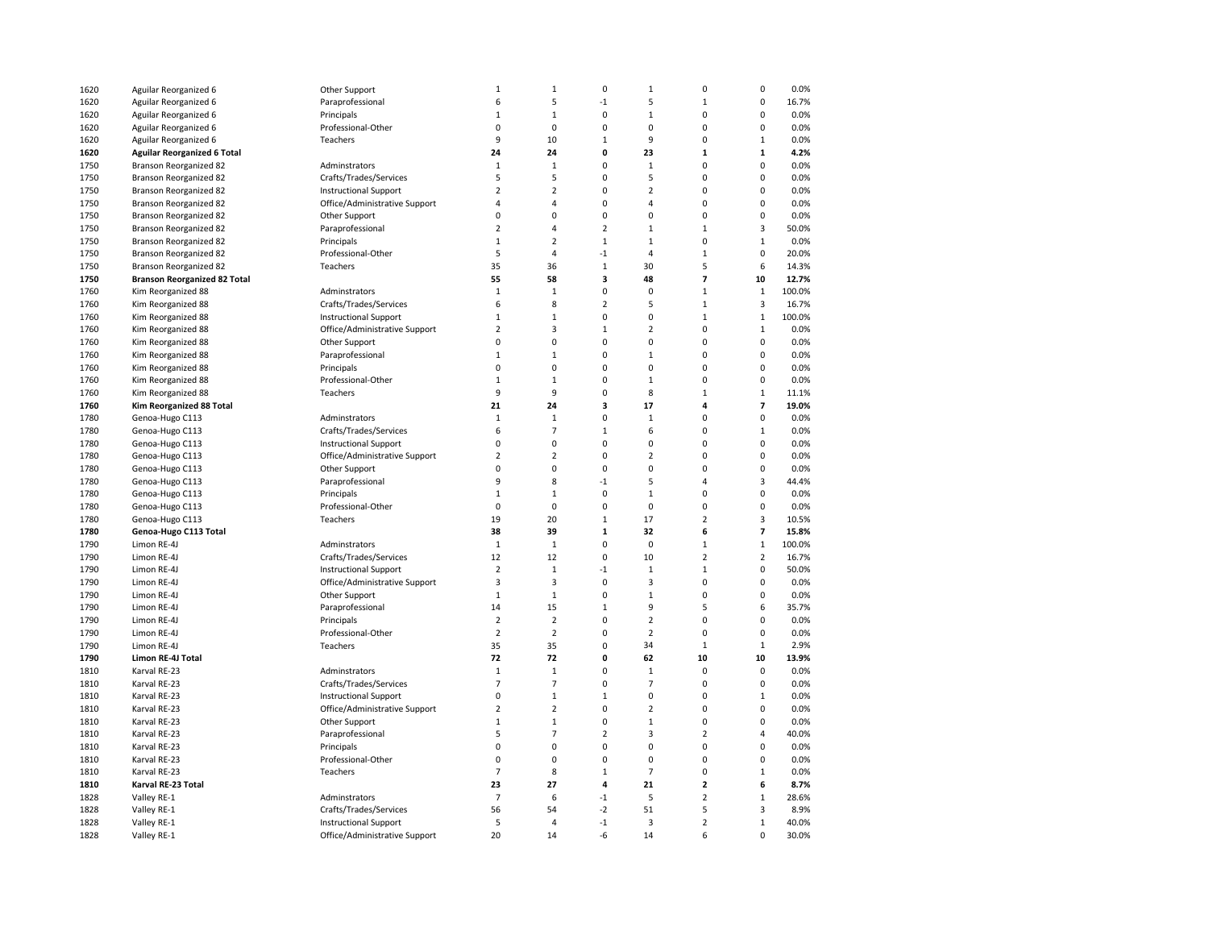| | | | | | | | | | |
|---|---|---|---|---|---|---|---|---|---|
| 1620 | Aguilar Reorganized 6 | Other Support | 1 | 1 | 0 | 1 | 0 | 0 | 0.0% |
| 1620 | Aguilar Reorganized 6 | Paraprofessional | 6 | 5 | -1 | 5 | 1 | 0 | 16.7% |
| 1620 | Aguilar Reorganized 6 | Principals | 1 | 1 | 0 | 1 | 0 | 0 | 0.0% |
| 1620 | Aguilar Reorganized 6 | Professional-Other | 0 | 0 | 0 | 0 | 0 | 0 | 0.0% |
| 1620 | Aguilar Reorganized 6 | Teachers | 9 | 10 | 1 | 9 | 0 | 1 | 0.0% |
| **1620** | **Aguilar Reorganized 6 Total** | | **24** | **24** | **0** | **23** | **1** | **1** | **4.2%** |
| 1750 | Branson Reorganized 82 | Adminstrators | 1 | 1 | 0 | 1 | 0 | 0 | 0.0% |
| 1750 | Branson Reorganized 82 | Crafts/Trades/Services | 5 | 5 | 0 | 5 | 0 | 0 | 0.0% |
| 1750 | Branson Reorganized 82 | Instructional Support | 2 | 2 | 0 | 2 | 0 | 0 | 0.0% |
| 1750 | Branson Reorganized 82 | Office/Administrative Support | 4 | 4 | 0 | 4 | 0 | 0 | 0.0% |
| 1750 | Branson Reorganized 82 | Other Support | 0 | 0 | 0 | 0 | 0 | 0 | 0.0% |
| 1750 | Branson Reorganized 82 | Paraprofessional | 2 | 4 | 2 | 1 | 1 | 3 | 50.0% |
| 1750 | Branson Reorganized 82 | Principals | 1 | 2 | 1 | 1 | 0 | 1 | 0.0% |
| 1750 | Branson Reorganized 82 | Professional-Other | 5 | 4 | -1 | 4 | 1 | 0 | 20.0% |
| 1750 | Branson Reorganized 82 | Teachers | 35 | 36 | 1 | 30 | 5 | 6 | 14.3% |
| **1750** | **Branson Reorganized 82 Total** | | **55** | **58** | **3** | **48** | **7** | **10** | **12.7%** |
| 1760 | Kim Reorganized 88 | Adminstrators | 1 | 1 | 0 | 0 | 1 | 1 | 100.0% |
| 1760 | Kim Reorganized 88 | Crafts/Trades/Services | 6 | 8 | 2 | 5 | 1 | 3 | 16.7% |
| 1760 | Kim Reorganized 88 | Instructional Support | 1 | 1 | 0 | 0 | 1 | 1 | 100.0% |
| 1760 | Kim Reorganized 88 | Office/Administrative Support | 2 | 3 | 1 | 2 | 0 | 1 | 0.0% |
| 1760 | Kim Reorganized 88 | Other Support | 0 | 0 | 0 | 0 | 0 | 0 | 0.0% |
| 1760 | Kim Reorganized 88 | Paraprofessional | 1 | 1 | 0 | 1 | 0 | 0 | 0.0% |
| 1760 | Kim Reorganized 88 | Principals | 0 | 0 | 0 | 0 | 0 | 0 | 0.0% |
| 1760 | Kim Reorganized 88 | Professional-Other | 1 | 1 | 0 | 1 | 0 | 0 | 0.0% |
| 1760 | Kim Reorganized 88 | Teachers | 9 | 9 | 0 | 8 | 1 | 1 | 11.1% |
| **1760** | **Kim Reorganized 88 Total** | | **21** | **24** | **3** | **17** | **4** | **7** | **19.0%** |
| 1780 | Genoa-Hugo C113 | Adminstrators | 1 | 1 | 0 | 1 | 0 | 0 | 0.0% |
| 1780 | Genoa-Hugo C113 | Crafts/Trades/Services | 6 | 7 | 1 | 6 | 0 | 1 | 0.0% |
| 1780 | Genoa-Hugo C113 | Instructional Support | 0 | 0 | 0 | 0 | 0 | 0 | 0.0% |
| 1780 | Genoa-Hugo C113 | Office/Administrative Support | 2 | 2 | 0 | 2 | 0 | 0 | 0.0% |
| 1780 | Genoa-Hugo C113 | Other Support | 0 | 0 | 0 | 0 | 0 | 0 | 0.0% |
| 1780 | Genoa-Hugo C113 | Paraprofessional | 9 | 8 | -1 | 5 | 4 | 3 | 44.4% |
| 1780 | Genoa-Hugo C113 | Principals | 1 | 1 | 0 | 1 | 0 | 0 | 0.0% |
| 1780 | Genoa-Hugo C113 | Professional-Other | 0 | 0 | 0 | 0 | 0 | 0 | 0.0% |
| 1780 | Genoa-Hugo C113 | Teachers | 19 | 20 | 1 | 17 | 2 | 3 | 10.5% |
| **1780** | **Genoa-Hugo C113 Total** | | **38** | **39** | **1** | **32** | **6** | **7** | **15.8%** |
| 1790 | Limon RE-4J | Adminstrators | 1 | 1 | 0 | 0 | 1 | 1 | 100.0% |
| 1790 | Limon RE-4J | Crafts/Trades/Services | 12 | 12 | 0 | 10 | 2 | 2 | 16.7% |
| 1790 | Limon RE-4J | Instructional Support | 2 | 1 | -1 | 1 | 1 | 0 | 50.0% |
| 1790 | Limon RE-4J | Office/Administrative Support | 3 | 3 | 0 | 3 | 0 | 0 | 0.0% |
| 1790 | Limon RE-4J | Other Support | 1 | 1 | 0 | 1 | 0 | 0 | 0.0% |
| 1790 | Limon RE-4J | Paraprofessional | 14 | 15 | 1 | 9 | 5 | 6 | 35.7% |
| 1790 | Limon RE-4J | Principals | 2 | 2 | 0 | 2 | 0 | 0 | 0.0% |
| 1790 | Limon RE-4J | Professional-Other | 2 | 2 | 0 | 2 | 0 | 0 | 0.0% |
| 1790 | Limon RE-4J | Teachers | 35 | 35 | 0 | 34 | 1 | 1 | 2.9% |
| **1790** | **Limon RE-4J Total** | | **72** | **72** | **0** | **62** | **10** | **10** | **13.9%** |
| 1810 | Karval RE-23 | Adminstrators | 1 | 1 | 0 | 1 | 0 | 0 | 0.0% |
| 1810 | Karval RE-23 | Crafts/Trades/Services | 7 | 7 | 0 | 7 | 0 | 0 | 0.0% |
| 1810 | Karval RE-23 | Instructional Support | 0 | 1 | 1 | 0 | 0 | 1 | 0.0% |
| 1810 | Karval RE-23 | Office/Administrative Support | 2 | 2 | 0 | 2 | 0 | 0 | 0.0% |
| 1810 | Karval RE-23 | Other Support | 1 | 1 | 0 | 1 | 0 | 0 | 0.0% |
| 1810 | Karval RE-23 | Paraprofessional | 5 | 7 | 2 | 3 | 2 | 4 | 40.0% |
| 1810 | Karval RE-23 | Principals | 0 | 0 | 0 | 0 | 0 | 0 | 0.0% |
| 1810 | Karval RE-23 | Professional-Other | 0 | 0 | 0 | 0 | 0 | 0 | 0.0% |
| 1810 | Karval RE-23 | Teachers | 7 | 8 | 1 | 7 | 0 | 1 | 0.0% |
| **1810** | **Karval RE-23 Total** | | **23** | **27** | **4** | **21** | **2** | **6** | **8.7%** |
| 1828 | Valley RE-1 | Adminstrators | 7 | 6 | -1 | 5 | 2 | 1 | 28.6% |
| 1828 | Valley RE-1 | Crafts/Trades/Services | 56 | 54 | -2 | 51 | 5 | 3 | 8.9% |
| 1828 | Valley RE-1 | Instructional Support | 5 | 4 | -1 | 3 | 2 | 1 | 40.0% |
| 1828 | Valley RE-1 | Office/Administrative Support | 20 | 14 | -6 | 14 | 6 | 0 | 30.0% |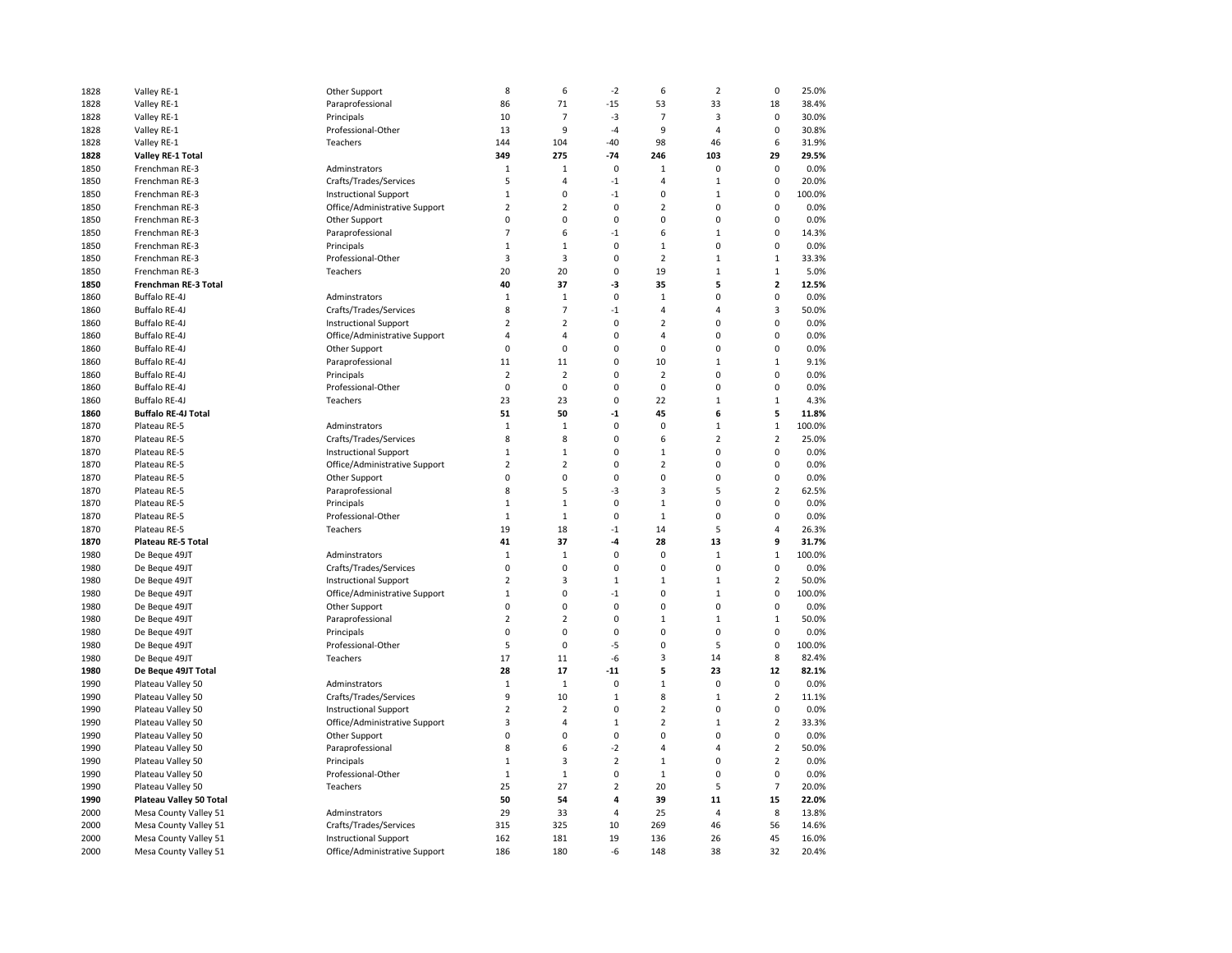| | | | | | | | | | |
|---|---|---|---|---|---|---|---|---|---|
| 1828 | Valley RE-1 | Other Support | 8 | 6 | -2 | 6 | 2 | 0 | 25.0% |
| 1828 | Valley RE-1 | Paraprofessional | 86 | 71 | -15 | 53 | 33 | 18 | 38.4% |
| 1828 | Valley RE-1 | Principals | 10 | 7 | -3 | 7 | 3 | 0 | 30.0% |
| 1828 | Valley RE-1 | Professional-Other | 13 | 9 | -4 | 9 | 4 | 0 | 30.8% |
| 1828 | Valley RE-1 | Teachers | 144 | 104 | -40 | 98 | 46 | 6 | 31.9% |
| **1828** | **Valley RE-1 Total** | | **349** | **275** | **-74** | **246** | **103** | **29** | **29.5%** |
| 1850 | Frenchman RE-3 | Adminstrators | 1 | 1 | 0 | 1 | 0 | 0 | 0.0% |
| 1850 | Frenchman RE-3 | Crafts/Trades/Services | 5 | 4 | -1 | 4 | 1 | 0 | 20.0% |
| 1850 | Frenchman RE-3 | Instructional Support | 1 | 0 | -1 | 0 | 1 | 0 | 100.0% |
| 1850 | Frenchman RE-3 | Office/Administrative Support | 2 | 2 | 0 | 2 | 0 | 0 | 0.0% |
| 1850 | Frenchman RE-3 | Other Support | 0 | 0 | 0 | 0 | 0 | 0 | 0.0% |
| 1850 | Frenchman RE-3 | Paraprofessional | 7 | 6 | -1 | 6 | 1 | 0 | 14.3% |
| 1850 | Frenchman RE-3 | Principals | 1 | 1 | 0 | 1 | 0 | 0 | 0.0% |
| 1850 | Frenchman RE-3 | Professional-Other | 3 | 3 | 0 | 2 | 1 | 1 | 33.3% |
| 1850 | Frenchman RE-3 | Teachers | 20 | 20 | 0 | 19 | 1 | 1 | 5.0% |
| **1850** | **Frenchman RE-3 Total** | | **40** | **37** | **-3** | **35** | **5** | **2** | **12.5%** |
| 1860 | Buffalo RE-4J | Adminstrators | 1 | 1 | 0 | 1 | 0 | 0 | 0.0% |
| 1860 | Buffalo RE-4J | Crafts/Trades/Services | 8 | 7 | -1 | 4 | 4 | 3 | 50.0% |
| 1860 | Buffalo RE-4J | Instructional Support | 2 | 2 | 0 | 2 | 0 | 0 | 0.0% |
| 1860 | Buffalo RE-4J | Office/Administrative Support | 4 | 4 | 0 | 4 | 0 | 0 | 0.0% |
| 1860 | Buffalo RE-4J | Other Support | 0 | 0 | 0 | 0 | 0 | 0 | 0.0% |
| 1860 | Buffalo RE-4J | Paraprofessional | 11 | 11 | 0 | 10 | 1 | 1 | 9.1% |
| 1860 | Buffalo RE-4J | Principals | 2 | 2 | 0 | 2 | 0 | 0 | 0.0% |
| 1860 | Buffalo RE-4J | Professional-Other | 0 | 0 | 0 | 0 | 0 | 0 | 0.0% |
| 1860 | Buffalo RE-4J | Teachers | 23 | 23 | 0 | 22 | 1 | 1 | 4.3% |
| **1860** | **Buffalo RE-4J Total** | | **51** | **50** | **-1** | **45** | **6** | **5** | **11.8%** |
| 1870 | Plateau RE-5 | Adminstrators | 1 | 1 | 0 | 0 | 1 | 1 | 100.0% |
| 1870 | Plateau RE-5 | Crafts/Trades/Services | 8 | 8 | 0 | 6 | 2 | 2 | 25.0% |
| 1870 | Plateau RE-5 | Instructional Support | 1 | 1 | 0 | 1 | 0 | 0 | 0.0% |
| 1870 | Plateau RE-5 | Office/Administrative Support | 2 | 2 | 0 | 2 | 0 | 0 | 0.0% |
| 1870 | Plateau RE-5 | Other Support | 0 | 0 | 0 | 0 | 0 | 0 | 0.0% |
| 1870 | Plateau RE-5 | Paraprofessional | 8 | 5 | -3 | 3 | 5 | 2 | 62.5% |
| 1870 | Plateau RE-5 | Principals | 1 | 1 | 0 | 1 | 0 | 0 | 0.0% |
| 1870 | Plateau RE-5 | Professional-Other | 1 | 1 | 0 | 1 | 0 | 0 | 0.0% |
| 1870 | Plateau RE-5 | Teachers | 19 | 18 | -1 | 14 | 5 | 4 | 26.3% |
| **1870** | **Plateau RE-5 Total** | | **41** | **37** | **-4** | **28** | **13** | **9** | **31.7%** |
| 1980 | De Beque 49JT | Adminstrators | 1 | 1 | 0 | 0 | 1 | 1 | 100.0% |
| 1980 | De Beque 49JT | Crafts/Trades/Services | 0 | 0 | 0 | 0 | 0 | 0 | 0.0% |
| 1980 | De Beque 49JT | Instructional Support | 2 | 3 | 1 | 1 | 1 | 2 | 50.0% |
| 1980 | De Beque 49JT | Office/Administrative Support | 1 | 0 | -1 | 0 | 1 | 0 | 100.0% |
| 1980 | De Beque 49JT | Other Support | 0 | 0 | 0 | 0 | 0 | 0 | 0.0% |
| 1980 | De Beque 49JT | Paraprofessional | 2 | 2 | 0 | 1 | 1 | 1 | 50.0% |
| 1980 | De Beque 49JT | Principals | 0 | 0 | 0 | 0 | 0 | 0 | 0.0% |
| 1980 | De Beque 49JT | Professional-Other | 5 | 0 | -5 | 0 | 5 | 0 | 100.0% |
| 1980 | De Beque 49JT | Teachers | 17 | 11 | -6 | 3 | 14 | 8 | 82.4% |
| **1980** | **De Beque 49JT Total** | | **28** | **17** | **-11** | **5** | **23** | **12** | **82.1%** |
| 1990 | Plateau Valley 50 | Adminstrators | 1 | 1 | 0 | 1 | 0 | 0 | 0.0% |
| 1990 | Plateau Valley 50 | Crafts/Trades/Services | 9 | 10 | 1 | 8 | 1 | 2 | 11.1% |
| 1990 | Plateau Valley 50 | Instructional Support | 2 | 2 | 0 | 2 | 0 | 0 | 0.0% |
| 1990 | Plateau Valley 50 | Office/Administrative Support | 3 | 4 | 1 | 2 | 1 | 2 | 33.3% |
| 1990 | Plateau Valley 50 | Other Support | 0 | 0 | 0 | 0 | 0 | 0 | 0.0% |
| 1990 | Plateau Valley 50 | Paraprofessional | 8 | 6 | -2 | 4 | 4 | 2 | 50.0% |
| 1990 | Plateau Valley 50 | Principals | 1 | 3 | 2 | 1 | 0 | 2 | 0.0% |
| 1990 | Plateau Valley 50 | Professional-Other | 1 | 1 | 0 | 1 | 0 | 0 | 0.0% |
| 1990 | Plateau Valley 50 | Teachers | 25 | 27 | 2 | 20 | 5 | 7 | 20.0% |
| **1990** | **Plateau Valley 50 Total** | | **50** | **54** | **4** | **39** | **11** | **15** | **22.0%** |
| 2000 | Mesa County Valley 51 | Adminstrators | 29 | 33 | 4 | 25 | 4 | 8 | 13.8% |
| 2000 | Mesa County Valley 51 | Crafts/Trades/Services | 315 | 325 | 10 | 269 | 46 | 56 | 14.6% |
| 2000 | Mesa County Valley 51 | Instructional Support | 162 | 181 | 19 | 136 | 26 | 45 | 16.0% |
| 2000 | Mesa County Valley 51 | Office/Administrative Support | 186 | 180 | -6 | 148 | 38 | 32 | 20.4% |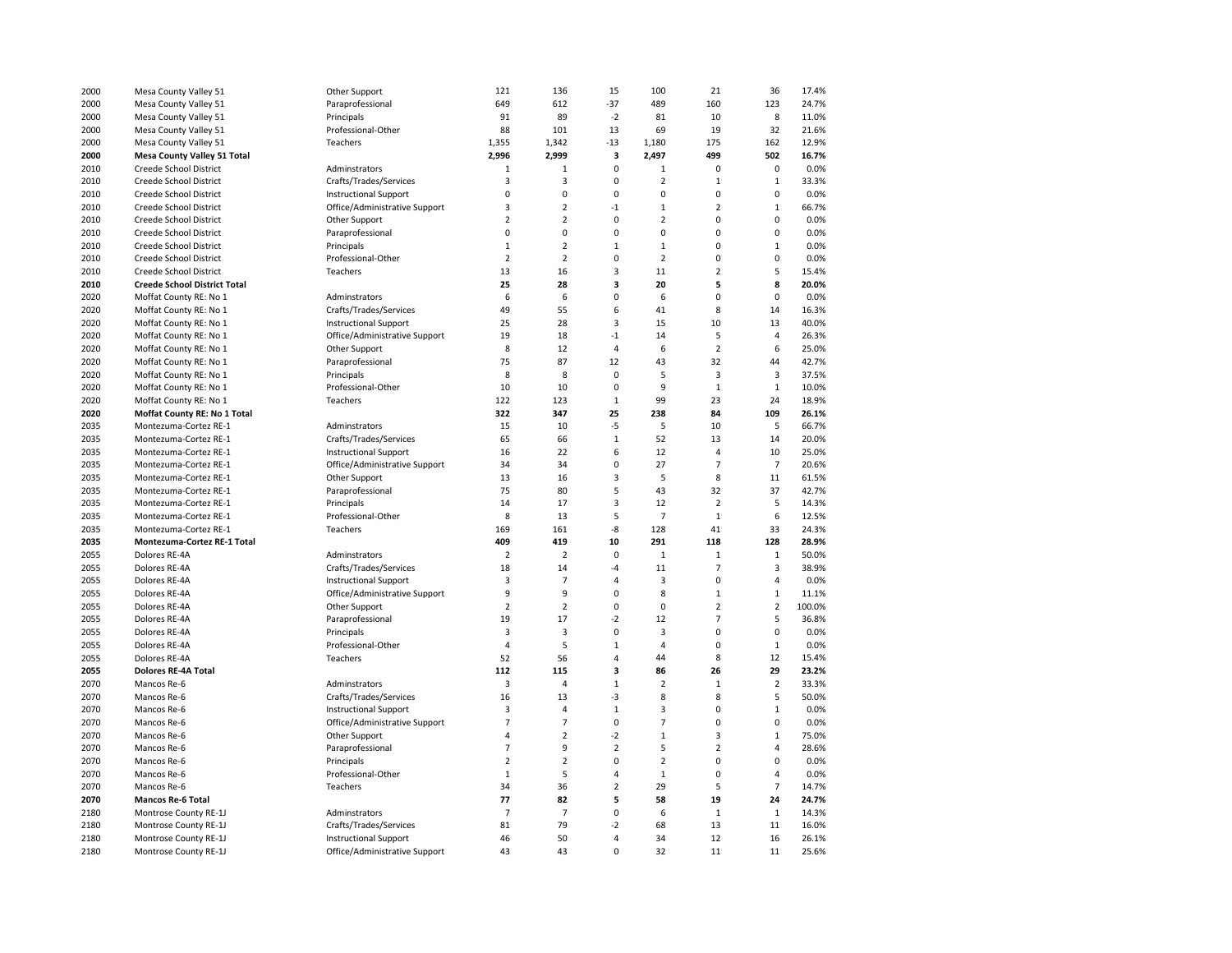| | | | | | | | | | |
|---|---|---|---|---|---|---|---|---|---|
| 2000 | Mesa County Valley 51 | Other Support | 121 | 136 | 15 | 100 | 21 | 36 | 17.4% |
| 2000 | Mesa County Valley 51 | Paraprofessional | 649 | 612 | -37 | 489 | 160 | 123 | 24.7% |
| 2000 | Mesa County Valley 51 | Principals | 91 | 89 | -2 | 81 | 10 | 8 | 11.0% |
| 2000 | Mesa County Valley 51 | Professional-Other | 88 | 101 | 13 | 69 | 19 | 32 | 21.6% |
| 2000 | Mesa County Valley 51 | Teachers | 1,355 | 1,342 | -13 | 1,180 | 175 | 162 | 12.9% |
| **2000** | **Mesa County Valley 51 Total** | | **2,996** | **2,999** | **3** | **2,497** | **499** | **502** | **16.7%** |
| 2010 | Creede School District | Adminstrators | 1 | 1 | 0 | 1 | 0 | 0 | 0.0% |
| 2010 | Creede School District | Crafts/Trades/Services | 3 | 3 | 0 | 2 | 1 | 1 | 33.3% |
| 2010 | Creede School District | Instructional Support | 0 | 0 | 0 | 0 | 0 | 0 | 0.0% |
| 2010 | Creede School District | Office/Administrative Support | 3 | 2 | -1 | 1 | 2 | 1 | 66.7% |
| 2010 | Creede School District | Other Support | 2 | 2 | 0 | 2 | 0 | 0 | 0.0% |
| 2010 | Creede School District | Paraprofessional | 0 | 0 | 0 | 0 | 0 | 0 | 0.0% |
| 2010 | Creede School District | Principals | 1 | 2 | 1 | 1 | 0 | 1 | 0.0% |
| 2010 | Creede School District | Professional-Other | 2 | 2 | 0 | 2 | 0 | 0 | 0.0% |
| 2010 | Creede School District | Teachers | 13 | 16 | 3 | 11 | 2 | 5 | 15.4% |
| **2010** | **Creede School District Total** | | **25** | **28** | **3** | **20** | **5** | **8** | **20.0%** |
| 2020 | Moffat County RE: No 1 | Adminstrators | 6 | 6 | 0 | 6 | 0 | 0 | 0.0% |
| 2020 | Moffat County RE: No 1 | Crafts/Trades/Services | 49 | 55 | 6 | 41 | 8 | 14 | 16.3% |
| 2020 | Moffat County RE: No 1 | Instructional Support | 25 | 28 | 3 | 15 | 10 | 13 | 40.0% |
| 2020 | Moffat County RE: No 1 | Office/Administrative Support | 19 | 18 | -1 | 14 | 5 | 4 | 26.3% |
| 2020 | Moffat County RE: No 1 | Other Support | 8 | 12 | 4 | 6 | 2 | 6 | 25.0% |
| 2020 | Moffat County RE: No 1 | Paraprofessional | 75 | 87 | 12 | 43 | 32 | 44 | 42.7% |
| 2020 | Moffat County RE: No 1 | Principals | 8 | 8 | 0 | 5 | 3 | 3 | 37.5% |
| 2020 | Moffat County RE: No 1 | Professional-Other | 10 | 10 | 0 | 9 | 1 | 1 | 10.0% |
| 2020 | Moffat County RE: No 1 | Teachers | 122 | 123 | 1 | 99 | 23 | 24 | 18.9% |
| **2020** | **Moffat County RE: No 1 Total** | | **322** | **347** | **25** | **238** | **84** | **109** | **26.1%** |
| 2035 | Montezuma-Cortez RE-1 | Adminstrators | 15 | 10 | -5 | 5 | 10 | 5 | 66.7% |
| 2035 | Montezuma-Cortez RE-1 | Crafts/Trades/Services | 65 | 66 | 1 | 52 | 13 | 14 | 20.0% |
| 2035 | Montezuma-Cortez RE-1 | Instructional Support | 16 | 22 | 6 | 12 | 4 | 10 | 25.0% |
| 2035 | Montezuma-Cortez RE-1 | Office/Administrative Support | 34 | 34 | 0 | 27 | 7 | 7 | 20.6% |
| 2035 | Montezuma-Cortez RE-1 | Other Support | 13 | 16 | 3 | 5 | 8 | 11 | 61.5% |
| 2035 | Montezuma-Cortez RE-1 | Paraprofessional | 75 | 80 | 5 | 43 | 32 | 37 | 42.7% |
| 2035 | Montezuma-Cortez RE-1 | Principals | 14 | 17 | 3 | 12 | 2 | 5 | 14.3% |
| 2035 | Montezuma-Cortez RE-1 | Professional-Other | 8 | 13 | 5 | 7 | 1 | 6 | 12.5% |
| 2035 | Montezuma-Cortez RE-1 | Teachers | 169 | 161 | -8 | 128 | 41 | 33 | 24.3% |
| **2035** | **Montezuma-Cortez RE-1 Total** | | **409** | **419** | **10** | **291** | **118** | **128** | **28.9%** |
| 2055 | Dolores RE-4A | Adminstrators | 2 | 2 | 0 | 1 | 1 | 1 | 50.0% |
| 2055 | Dolores RE-4A | Crafts/Trades/Services | 18 | 14 | -4 | 11 | 7 | 3 | 38.9% |
| 2055 | Dolores RE-4A | Instructional Support | 3 | 7 | 4 | 3 | 0 | 4 | 0.0% |
| 2055 | Dolores RE-4A | Office/Administrative Support | 9 | 9 | 0 | 8 | 1 | 1 | 11.1% |
| 2055 | Dolores RE-4A | Other Support | 2 | 2 | 0 | 0 | 2 | 2 | 100.0% |
| 2055 | Dolores RE-4A | Paraprofessional | 19 | 17 | -2 | 12 | 7 | 5 | 36.8% |
| 2055 | Dolores RE-4A | Principals | 3 | 3 | 0 | 3 | 0 | 0 | 0.0% |
| 2055 | Dolores RE-4A | Professional-Other | 4 | 5 | 1 | 4 | 0 | 1 | 0.0% |
| 2055 | Dolores RE-4A | Teachers | 52 | 56 | 4 | 44 | 8 | 12 | 15.4% |
| **2055** | **Dolores RE-4A Total** | | **112** | **115** | **3** | **86** | **26** | **29** | **23.2%** |
| 2070 | Mancos Re-6 | Adminstrators | 3 | 4 | 1 | 2 | 1 | 2 | 33.3% |
| 2070 | Mancos Re-6 | Crafts/Trades/Services | 16 | 13 | -3 | 8 | 8 | 5 | 50.0% |
| 2070 | Mancos Re-6 | Instructional Support | 3 | 4 | 1 | 3 | 0 | 1 | 0.0% |
| 2070 | Mancos Re-6 | Office/Administrative Support | 7 | 7 | 0 | 7 | 0 | 0 | 0.0% |
| 2070 | Mancos Re-6 | Other Support | 4 | 2 | -2 | 1 | 3 | 1 | 75.0% |
| 2070 | Mancos Re-6 | Paraprofessional | 7 | 9 | 2 | 5 | 2 | 4 | 28.6% |
| 2070 | Mancos Re-6 | Principals | 2 | 2 | 0 | 2 | 0 | 0 | 0.0% |
| 2070 | Mancos Re-6 | Professional-Other | 1 | 5 | 4 | 1 | 0 | 4 | 0.0% |
| 2070 | Mancos Re-6 | Teachers | 34 | 36 | 2 | 29 | 5 | 7 | 14.7% |
| **2070** | **Mancos Re-6 Total** | | **77** | **82** | **5** | **58** | **19** | **24** | **24.7%** |
| 2180 | Montrose County RE-1J | Adminstrators | 7 | 7 | 0 | 6 | 1 | 1 | 14.3% |
| 2180 | Montrose County RE-1J | Crafts/Trades/Services | 81 | 79 | -2 | 68 | 13 | 11 | 16.0% |
| 2180 | Montrose County RE-1J | Instructional Support | 46 | 50 | 4 | 34 | 12 | 16 | 26.1% |
| 2180 | Montrose County RE-1J | Office/Administrative Support | 43 | 43 | 0 | 32 | 11 | 11 | 25.6% |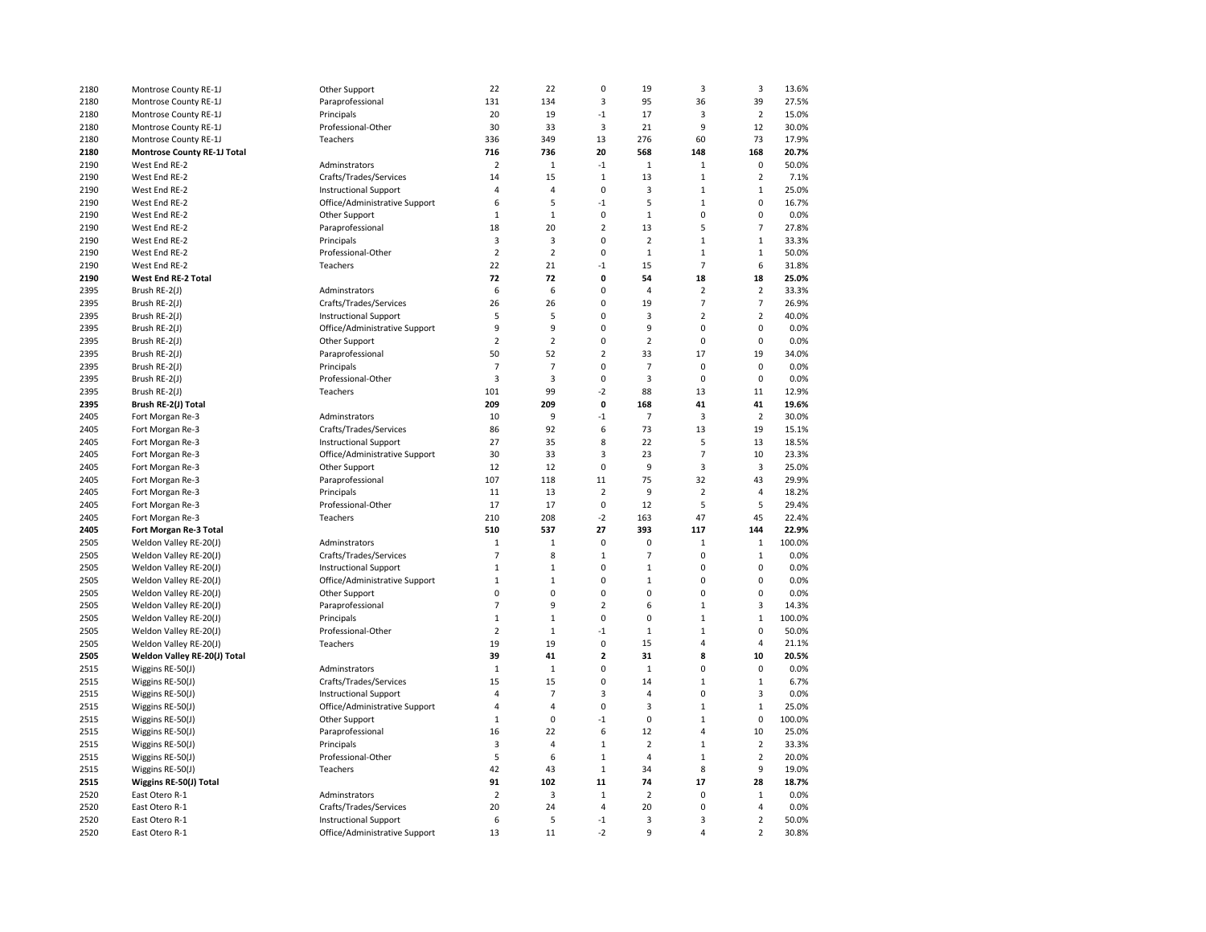| | | | | | | | | | |
|---|---|---|---|---|---|---|---|---|---|
| 2180 | Montrose County RE-1J | Other Support | 22 | 22 | 0 | 19 | 3 | 3 | 13.6% |
| 2180 | Montrose County RE-1J | Paraprofessional | 131 | 134 | 3 | 95 | 36 | 39 | 27.5% |
| 2180 | Montrose County RE-1J | Principals | 20 | 19 | -1 | 17 | 3 | 2 | 15.0% |
| 2180 | Montrose County RE-1J | Professional-Other | 30 | 33 | 3 | 21 | 9 | 12 | 30.0% |
| 2180 | Montrose County RE-1J | Teachers | 336 | 349 | 13 | 276 | 60 | 73 | 17.9% |
| **2180** | **Montrose County RE-1J Total** | | **716** | **736** | **20** | **568** | **148** | **168** | **20.7%** |
| 2190 | West End RE-2 | Adminstrators | 2 | 1 | -1 | 1 | 1 | 0 | 50.0% |
| 2190 | West End RE-2 | Crafts/Trades/Services | 14 | 15 | 1 | 13 | 1 | 2 | 7.1% |
| 2190 | West End RE-2 | Instructional Support | 4 | 4 | 0 | 3 | 1 | 1 | 25.0% |
| 2190 | West End RE-2 | Office/Administrative Support | 6 | 5 | -1 | 5 | 1 | 0 | 16.7% |
| 2190 | West End RE-2 | Other Support | 1 | 1 | 0 | 1 | 0 | 0 | 0.0% |
| 2190 | West End RE-2 | Paraprofessional | 18 | 20 | 2 | 13 | 5 | 7 | 27.8% |
| 2190 | West End RE-2 | Principals | 3 | 3 | 0 | 2 | 1 | 1 | 33.3% |
| 2190 | West End RE-2 | Professional-Other | 2 | 2 | 0 | 1 | 1 | 1 | 50.0% |
| 2190 | West End RE-2 | Teachers | 22 | 21 | -1 | 15 | 7 | 6 | 31.8% |
| **2190** | **West End RE-2 Total** | | **72** | **72** | **0** | **54** | **18** | **18** | **25.0%** |
| 2395 | Brush RE-2(J) | Adminstrators | 6 | 6 | 0 | 4 | 2 | 2 | 33.3% |
| 2395 | Brush RE-2(J) | Crafts/Trades/Services | 26 | 26 | 0 | 19 | 7 | 7 | 26.9% |
| 2395 | Brush RE-2(J) | Instructional Support | 5 | 5 | 0 | 3 | 2 | 2 | 40.0% |
| 2395 | Brush RE-2(J) | Office/Administrative Support | 9 | 9 | 0 | 9 | 0 | 0 | 0.0% |
| 2395 | Brush RE-2(J) | Other Support | 2 | 2 | 0 | 2 | 0 | 0 | 0.0% |
| 2395 | Brush RE-2(J) | Paraprofessional | 50 | 52 | 2 | 33 | 17 | 19 | 34.0% |
| 2395 | Brush RE-2(J) | Principals | 7 | 7 | 0 | 7 | 0 | 0 | 0.0% |
| 2395 | Brush RE-2(J) | Professional-Other | 3 | 3 | 0 | 3 | 0 | 0 | 0.0% |
| 2395 | Brush RE-2(J) | Teachers | 101 | 99 | -2 | 88 | 13 | 11 | 12.9% |
| **2395** | **Brush RE-2(J) Total** | | **209** | **209** | **0** | **168** | **41** | **41** | **19.6%** |
| 2405 | Fort Morgan Re-3 | Adminstrators | 10 | 9 | -1 | 7 | 3 | 2 | 30.0% |
| 2405 | Fort Morgan Re-3 | Crafts/Trades/Services | 86 | 92 | 6 | 73 | 13 | 19 | 15.1% |
| 2405 | Fort Morgan Re-3 | Instructional Support | 27 | 35 | 8 | 22 | 5 | 13 | 18.5% |
| 2405 | Fort Morgan Re-3 | Office/Administrative Support | 30 | 33 | 3 | 23 | 7 | 10 | 23.3% |
| 2405 | Fort Morgan Re-3 | Other Support | 12 | 12 | 0 | 9 | 3 | 3 | 25.0% |
| 2405 | Fort Morgan Re-3 | Paraprofessional | 107 | 118 | 11 | 75 | 32 | 43 | 29.9% |
| 2405 | Fort Morgan Re-3 | Principals | 11 | 13 | 2 | 9 | 2 | 4 | 18.2% |
| 2405 | Fort Morgan Re-3 | Professional-Other | 17 | 17 | 0 | 12 | 5 | 5 | 29.4% |
| 2405 | Fort Morgan Re-3 | Teachers | 210 | 208 | -2 | 163 | 47 | 45 | 22.4% |
| **2405** | **Fort Morgan Re-3 Total** | | **510** | **537** | **27** | **393** | **117** | **144** | **22.9%** |
| 2505 | Weldon Valley RE-20(J) | Adminstrators | 1 | 1 | 0 | 0 | 1 | 1 | 100.0% |
| 2505 | Weldon Valley RE-20(J) | Crafts/Trades/Services | 7 | 8 | 1 | 7 | 0 | 1 | 0.0% |
| 2505 | Weldon Valley RE-20(J) | Instructional Support | 1 | 1 | 0 | 1 | 0 | 0 | 0.0% |
| 2505 | Weldon Valley RE-20(J) | Office/Administrative Support | 1 | 1 | 0 | 1 | 0 | 0 | 0.0% |
| 2505 | Weldon Valley RE-20(J) | Other Support | 0 | 0 | 0 | 0 | 0 | 0 | 0.0% |
| 2505 | Weldon Valley RE-20(J) | Paraprofessional | 7 | 9 | 2 | 6 | 1 | 3 | 14.3% |
| 2505 | Weldon Valley RE-20(J) | Principals | 1 | 1 | 0 | 0 | 1 | 1 | 100.0% |
| 2505 | Weldon Valley RE-20(J) | Professional-Other | 2 | 1 | -1 | 1 | 1 | 0 | 50.0% |
| 2505 | Weldon Valley RE-20(J) | Teachers | 19 | 19 | 0 | 15 | 4 | 4 | 21.1% |
| **2505** | **Weldon Valley RE-20(J) Total** | | **39** | **41** | **2** | **31** | **8** | **10** | **20.5%** |
| 2515 | Wiggins RE-50(J) | Adminstrators | 1 | 1 | 0 | 1 | 0 | 0 | 0.0% |
| 2515 | Wiggins RE-50(J) | Crafts/Trades/Services | 15 | 15 | 0 | 14 | 1 | 1 | 6.7% |
| 2515 | Wiggins RE-50(J) | Instructional Support | 4 | 7 | 3 | 4 | 0 | 3 | 0.0% |
| 2515 | Wiggins RE-50(J) | Office/Administrative Support | 4 | 4 | 0 | 3 | 1 | 1 | 25.0% |
| 2515 | Wiggins RE-50(J) | Other Support | 1 | 0 | -1 | 0 | 1 | 0 | 100.0% |
| 2515 | Wiggins RE-50(J) | Paraprofessional | 16 | 22 | 6 | 12 | 4 | 10 | 25.0% |
| 2515 | Wiggins RE-50(J) | Principals | 3 | 4 | 1 | 2 | 1 | 2 | 33.3% |
| 2515 | Wiggins RE-50(J) | Professional-Other | 5 | 6 | 1 | 4 | 1 | 2 | 20.0% |
| 2515 | Wiggins RE-50(J) | Teachers | 42 | 43 | 1 | 34 | 8 | 9 | 19.0% |
| **2515** | **Wiggins RE-50(J) Total** | | **91** | **102** | **11** | **74** | **17** | **28** | **18.7%** |
| 2520 | East Otero R-1 | Adminstrators | 2 | 3 | 1 | 2 | 0 | 1 | 0.0% |
| 2520 | East Otero R-1 | Crafts/Trades/Services | 20 | 24 | 4 | 20 | 0 | 4 | 0.0% |
| 2520 | East Otero R-1 | Instructional Support | 6 | 5 | -1 | 3 | 3 | 2 | 50.0% |
| 2520 | East Otero R-1 | Office/Administrative Support | 13 | 11 | -2 | 9 | 4 | 2 | 30.8% |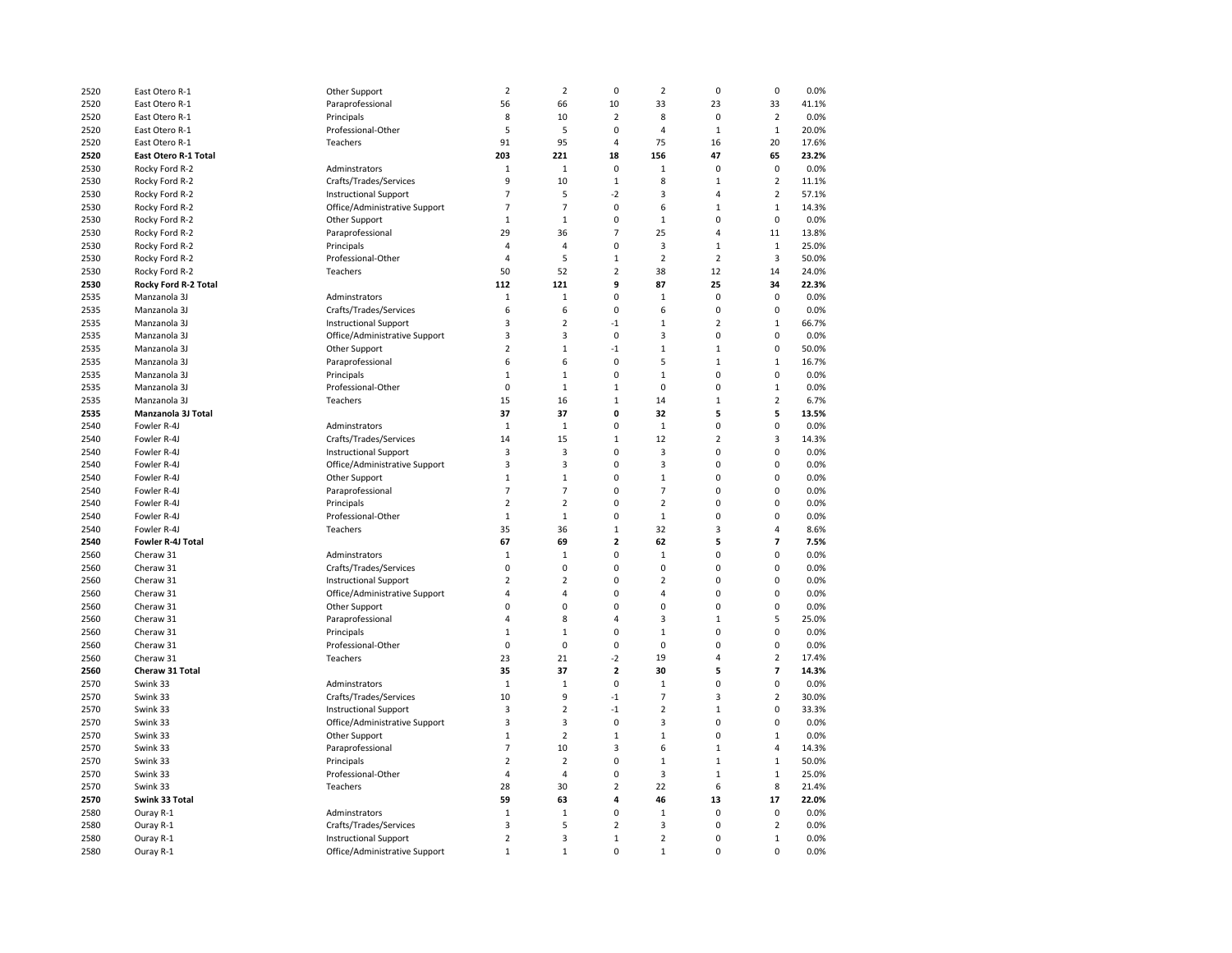| | | | | | | | | | |
|---|---|---|---|---|---|---|---|---|---|
| 2520 | East Otero R-1 | Other Support | 2 | 2 | 0 | 2 | 0 | 0 | 0.0% |
| 2520 | East Otero R-1 | Paraprofessional | 56 | 66 | 10 | 33 | 23 | 33 | 41.1% |
| 2520 | East Otero R-1 | Principals | 8 | 10 | 2 | 8 | 0 | 2 | 0.0% |
| 2520 | East Otero R-1 | Professional-Other | 5 | 5 | 0 | 4 | 1 | 1 | 20.0% |
| 2520 | East Otero R-1 | Teachers | 91 | 95 | 4 | 75 | 16 | 20 | 17.6% |
| **2520** | **East Otero R-1 Total** | | **203** | **221** | **18** | **156** | **47** | **65** | **23.2%** |
| 2530 | Rocky Ford R-2 | Adminstrators | 1 | 1 | 0 | 1 | 0 | 0 | 0.0% |
| 2530 | Rocky Ford R-2 | Crafts/Trades/Services | 9 | 10 | 1 | 8 | 1 | 2 | 11.1% |
| 2530 | Rocky Ford R-2 | Instructional Support | 7 | 5 | -2 | 3 | 4 | 2 | 57.1% |
| 2530 | Rocky Ford R-2 | Office/Administrative Support | 7 | 7 | 0 | 6 | 1 | 1 | 14.3% |
| 2530 | Rocky Ford R-2 | Other Support | 1 | 1 | 0 | 1 | 0 | 0 | 0.0% |
| 2530 | Rocky Ford R-2 | Paraprofessional | 29 | 36 | 7 | 25 | 4 | 11 | 13.8% |
| 2530 | Rocky Ford R-2 | Principals | 4 | 4 | 0 | 3 | 1 | 1 | 25.0% |
| 2530 | Rocky Ford R-2 | Professional-Other | 4 | 5 | 1 | 2 | 2 | 3 | 50.0% |
| 2530 | Rocky Ford R-2 | Teachers | 50 | 52 | 2 | 38 | 12 | 14 | 24.0% |
| **2530** | **Rocky Ford R-2 Total** | | **112** | **121** | **9** | **87** | **25** | **34** | **22.3%** |
| 2535 | Manzanola 3J | Adminstrators | 1 | 1 | 0 | 1 | 0 | 0 | 0.0% |
| 2535 | Manzanola 3J | Crafts/Trades/Services | 6 | 6 | 0 | 6 | 0 | 0 | 0.0% |
| 2535 | Manzanola 3J | Instructional Support | 3 | 2 | -1 | 1 | 2 | 1 | 66.7% |
| 2535 | Manzanola 3J | Office/Administrative Support | 3 | 3 | 0 | 3 | 0 | 0 | 0.0% |
| 2535 | Manzanola 3J | Other Support | 2 | 1 | -1 | 1 | 1 | 0 | 50.0% |
| 2535 | Manzanola 3J | Paraprofessional | 6 | 6 | 0 | 5 | 1 | 1 | 16.7% |
| 2535 | Manzanola 3J | Principals | 1 | 1 | 0 | 1 | 0 | 0 | 0.0% |
| 2535 | Manzanola 3J | Professional-Other | 0 | 1 | 1 | 0 | 0 | 1 | 0.0% |
| 2535 | Manzanola 3J | Teachers | 15 | 16 | 1 | 14 | 1 | 2 | 6.7% |
| **2535** | **Manzanola 3J Total** | | **37** | **37** | **0** | **32** | **5** | **5** | **13.5%** |
| 2540 | Fowler R-4J | Adminstrators | 1 | 1 | 0 | 1 | 0 | 0 | 0.0% |
| 2540 | Fowler R-4J | Crafts/Trades/Services | 14 | 15 | 1 | 12 | 2 | 3 | 14.3% |
| 2540 | Fowler R-4J | Instructional Support | 3 | 3 | 0 | 3 | 0 | 0 | 0.0% |
| 2540 | Fowler R-4J | Office/Administrative Support | 3 | 3 | 0 | 3 | 0 | 0 | 0.0% |
| 2540 | Fowler R-4J | Other Support | 1 | 1 | 0 | 1 | 0 | 0 | 0.0% |
| 2540 | Fowler R-4J | Paraprofessional | 7 | 7 | 0 | 7 | 0 | 0 | 0.0% |
| 2540 | Fowler R-4J | Principals | 2 | 2 | 0 | 2 | 0 | 0 | 0.0% |
| 2540 | Fowler R-4J | Professional-Other | 1 | 1 | 0 | 1 | 0 | 0 | 0.0% |
| 2540 | Fowler R-4J | Teachers | 35 | 36 | 1 | 32 | 3 | 4 | 8.6% |
| **2540** | **Fowler R-4J Total** | | **67** | **69** | **2** | **62** | **5** | **7** | **7.5%** |
| 2560 | Cheraw 31 | Adminstrators | 1 | 1 | 0 | 1 | 0 | 0 | 0.0% |
| 2560 | Cheraw 31 | Crafts/Trades/Services | 0 | 0 | 0 | 0 | 0 | 0 | 0.0% |
| 2560 | Cheraw 31 | Instructional Support | 2 | 2 | 0 | 2 | 0 | 0 | 0.0% |
| 2560 | Cheraw 31 | Office/Administrative Support | 4 | 4 | 0 | 4 | 0 | 0 | 0.0% |
| 2560 | Cheraw 31 | Other Support | 0 | 0 | 0 | 0 | 0 | 0 | 0.0% |
| 2560 | Cheraw 31 | Paraprofessional | 4 | 8 | 4 | 3 | 1 | 5 | 25.0% |
| 2560 | Cheraw 31 | Principals | 1 | 1 | 0 | 1 | 0 | 0 | 0.0% |
| 2560 | Cheraw 31 | Professional-Other | 0 | 0 | 0 | 0 | 0 | 0 | 0.0% |
| 2560 | Cheraw 31 | Teachers | 23 | 21 | -2 | 19 | 4 | 2 | 17.4% |
| **2560** | **Cheraw 31 Total** | | **35** | **37** | **2** | **30** | **5** | **7** | **14.3%** |
| 2570 | Swink 33 | Adminstrators | 1 | 1 | 0 | 1 | 0 | 0 | 0.0% |
| 2570 | Swink 33 | Crafts/Trades/Services | 10 | 9 | -1 | 7 | 3 | 2 | 30.0% |
| 2570 | Swink 33 | Instructional Support | 3 | 2 | -1 | 2 | 1 | 0 | 33.3% |
| 2570 | Swink 33 | Office/Administrative Support | 3 | 3 | 0 | 3 | 0 | 0 | 0.0% |
| 2570 | Swink 33 | Other Support | 1 | 2 | 1 | 1 | 0 | 1 | 0.0% |
| 2570 | Swink 33 | Paraprofessional | 7 | 10 | 3 | 6 | 1 | 4 | 14.3% |
| 2570 | Swink 33 | Principals | 2 | 2 | 0 | 1 | 1 | 1 | 50.0% |
| 2570 | Swink 33 | Professional-Other | 4 | 4 | 0 | 3 | 1 | 1 | 25.0% |
| 2570 | Swink 33 | Teachers | 28 | 30 | 2 | 22 | 6 | 8 | 21.4% |
| **2570** | **Swink 33 Total** | | **59** | **63** | **4** | **46** | **13** | **17** | **22.0%** |
| 2580 | Ouray R-1 | Adminstrators | 1 | 1 | 0 | 1 | 0 | 0 | 0.0% |
| 2580 | Ouray R-1 | Crafts/Trades/Services | 3 | 5 | 2 | 3 | 0 | 2 | 0.0% |
| 2580 | Ouray R-1 | Instructional Support | 2 | 3 | 1 | 2 | 0 | 1 | 0.0% |
| 2580 | Ouray R-1 | Office/Administrative Support | 1 | 1 | 0 | 1 | 0 | 0 | 0.0% |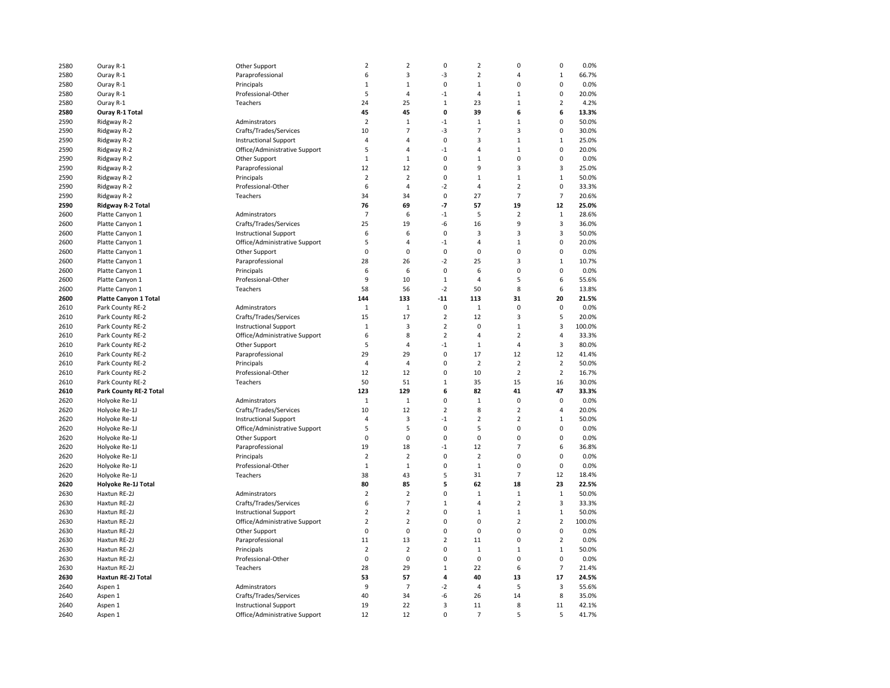| | | | | | | | | | |
|---|---|---|---|---|---|---|---|---|---|
| 2580 | Ouray R-1 | Other Support | 2 | 2 | 0 | 2 | 0 | 0 | 0.0% |
| 2580 | Ouray R-1 | Paraprofessional | 6 | 3 | -3 | 2 | 4 | 1 | 66.7% |
| 2580 | Ouray R-1 | Principals | 1 | 1 | 0 | 1 | 0 | 0 | 0.0% |
| 2580 | Ouray R-1 | Professional-Other | 5 | 4 | -1 | 4 | 1 | 0 | 20.0% |
| 2580 | Ouray R-1 | Teachers | 24 | 25 | 1 | 23 | 1 | 2 | 4.2% |
| **2580** | **Ouray R-1 Total** | | **45** | **45** | **0** | **39** | **6** | **6** | **13.3%** |
| 2590 | Ridgway R-2 | Adminstrators | 2 | 1 | -1 | 1 | 1 | 0 | 50.0% |
| 2590 | Ridgway R-2 | Crafts/Trades/Services | 10 | 7 | -3 | 7 | 3 | 0 | 30.0% |
| 2590 | Ridgway R-2 | Instructional Support | 4 | 4 | 0 | 3 | 1 | 1 | 25.0% |
| 2590 | Ridgway R-2 | Office/Administrative Support | 5 | 4 | -1 | 4 | 1 | 0 | 20.0% |
| 2590 | Ridgway R-2 | Other Support | 1 | 1 | 0 | 1 | 0 | 0 | 0.0% |
| 2590 | Ridgway R-2 | Paraprofessional | 12 | 12 | 0 | 9 | 3 | 3 | 25.0% |
| 2590 | Ridgway R-2 | Principals | 2 | 2 | 0 | 1 | 1 | 1 | 50.0% |
| 2590 | Ridgway R-2 | Professional-Other | 6 | 4 | -2 | 4 | 2 | 0 | 33.3% |
| 2590 | Ridgway R-2 | Teachers | 34 | 34 | 0 | 27 | 7 | 7 | 20.6% |
| **2590** | **Ridgway R-2 Total** | | **76** | **69** | **-7** | **57** | **19** | **12** | **25.0%** |
| 2600 | Platte Canyon 1 | Adminstrators | 7 | 6 | -1 | 5 | 2 | 1 | 28.6% |
| 2600 | Platte Canyon 1 | Crafts/Trades/Services | 25 | 19 | -6 | 16 | 9 | 3 | 36.0% |
| 2600 | Platte Canyon 1 | Instructional Support | 6 | 6 | 0 | 3 | 3 | 3 | 50.0% |
| 2600 | Platte Canyon 1 | Office/Administrative Support | 5 | 4 | -1 | 4 | 1 | 0 | 20.0% |
| 2600 | Platte Canyon 1 | Other Support | 0 | 0 | 0 | 0 | 0 | 0 | 0.0% |
| 2600 | Platte Canyon 1 | Paraprofessional | 28 | 26 | -2 | 25 | 3 | 1 | 10.7% |
| 2600 | Platte Canyon 1 | Principals | 6 | 6 | 0 | 6 | 0 | 0 | 0.0% |
| 2600 | Platte Canyon 1 | Professional-Other | 9 | 10 | 1 | 4 | 5 | 6 | 55.6% |
| 2600 | Platte Canyon 1 | Teachers | 58 | 56 | -2 | 50 | 8 | 6 | 13.8% |
| **2600** | **Platte Canyon 1 Total** | | **144** | **133** | **-11** | **113** | **31** | **20** | **21.5%** |
| 2610 | Park County RE-2 | Adminstrators | 1 | 1 | 0 | 1 | 0 | 0 | 0.0% |
| 2610 | Park County RE-2 | Crafts/Trades/Services | 15 | 17 | 2 | 12 | 3 | 5 | 20.0% |
| 2610 | Park County RE-2 | Instructional Support | 1 | 3 | 2 | 0 | 1 | 3 | 100.0% |
| 2610 | Park County RE-2 | Office/Administrative Support | 6 | 8 | 2 | 4 | 2 | 4 | 33.3% |
| 2610 | Park County RE-2 | Other Support | 5 | 4 | -1 | 1 | 4 | 3 | 80.0% |
| 2610 | Park County RE-2 | Paraprofessional | 29 | 29 | 0 | 17 | 12 | 12 | 41.4% |
| 2610 | Park County RE-2 | Principals | 4 | 4 | 0 | 2 | 2 | 2 | 50.0% |
| 2610 | Park County RE-2 | Professional-Other | 12 | 12 | 0 | 10 | 2 | 2 | 16.7% |
| 2610 | Park County RE-2 | Teachers | 50 | 51 | 1 | 35 | 15 | 16 | 30.0% |
| **2610** | **Park County RE-2 Total** | | **123** | **129** | **6** | **82** | **41** | **47** | **33.3%** |
| 2620 | Holyoke Re-1J | Adminstrators | 1 | 1 | 0 | 1 | 0 | 0 | 0.0% |
| 2620 | Holyoke Re-1J | Crafts/Trades/Services | 10 | 12 | 2 | 8 | 2 | 4 | 20.0% |
| 2620 | Holyoke Re-1J | Instructional Support | 4 | 3 | -1 | 2 | 2 | 1 | 50.0% |
| 2620 | Holyoke Re-1J | Office/Administrative Support | 5 | 5 | 0 | 5 | 0 | 0 | 0.0% |
| 2620 | Holyoke Re-1J | Other Support | 0 | 0 | 0 | 0 | 0 | 0 | 0.0% |
| 2620 | Holyoke Re-1J | Paraprofessional | 19 | 18 | -1 | 12 | 7 | 6 | 36.8% |
| 2620 | Holyoke Re-1J | Principals | 2 | 2 | 0 | 2 | 0 | 0 | 0.0% |
| 2620 | Holyoke Re-1J | Professional-Other | 1 | 1 | 0 | 1 | 0 | 0 | 0.0% |
| 2620 | Holyoke Re-1J | Teachers | 38 | 43 | 5 | 31 | 7 | 12 | 18.4% |
| **2620** | **Holyoke Re-1J Total** | | **80** | **85** | **5** | **62** | **18** | **23** | **22.5%** |
| 2630 | Haxtun RE-2J | Adminstrators | 2 | 2 | 0 | 1 | 1 | 1 | 50.0% |
| 2630 | Haxtun RE-2J | Crafts/Trades/Services | 6 | 7 | 1 | 4 | 2 | 3 | 33.3% |
| 2630 | Haxtun RE-2J | Instructional Support | 2 | 2 | 0 | 1 | 1 | 1 | 50.0% |
| 2630 | Haxtun RE-2J | Office/Administrative Support | 2 | 2 | 0 | 0 | 2 | 2 | 100.0% |
| 2630 | Haxtun RE-2J | Other Support | 0 | 0 | 0 | 0 | 0 | 0 | 0.0% |
| 2630 | Haxtun RE-2J | Paraprofessional | 11 | 13 | 2 | 11 | 0 | 2 | 0.0% |
| 2630 | Haxtun RE-2J | Principals | 2 | 2 | 0 | 1 | 1 | 1 | 50.0% |
| 2630 | Haxtun RE-2J | Professional-Other | 0 | 0 | 0 | 0 | 0 | 0 | 0.0% |
| 2630 | Haxtun RE-2J | Teachers | 28 | 29 | 1 | 22 | 6 | 7 | 21.4% |
| **2630** | **Haxtun RE-2J Total** | | **53** | **57** | **4** | **40** | **13** | **17** | **24.5%** |
| 2640 | Aspen 1 | Adminstrators | 9 | 7 | -2 | 4 | 5 | 3 | 55.6% |
| 2640 | Aspen 1 | Crafts/Trades/Services | 40 | 34 | -6 | 26 | 14 | 8 | 35.0% |
| 2640 | Aspen 1 | Instructional Support | 19 | 22 | 3 | 11 | 8 | 11 | 42.1% |
| 2640 | Aspen 1 | Office/Administrative Support | 12 | 12 | 0 | 7 | 5 | 5 | 41.7% |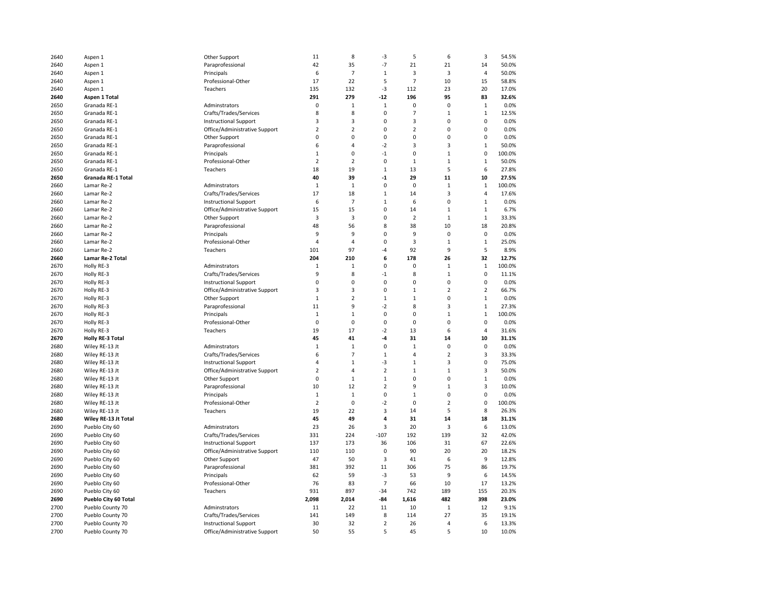| | | | | | | | | | |
|---|---|---|---|---|---|---|---|---|---|
| 2640 | Aspen 1 | Other Support | 11 | 8 | -3 | 5 | 6 | 3 | 54.5% |
| 2640 | Aspen 1 | Paraprofessional | 42 | 35 | -7 | 21 | 21 | 14 | 50.0% |
| 2640 | Aspen 1 | Principals | 6 | 7 | 1 | 3 | 3 | 4 | 50.0% |
| 2640 | Aspen 1 | Professional-Other | 17 | 22 | 5 | 7 | 10 | 15 | 58.8% |
| 2640 | Aspen 1 | Teachers | 135 | 132 | -3 | 112 | 23 | 20 | 17.0% |
| **2640** | **Aspen 1 Total** | | **291** | **279** | **-12** | **196** | **95** | **83** | **32.6%** |
| 2650 | Granada RE-1 | Adminstrators | 0 | 1 | 1 | 0 | 0 | 1 | 0.0% |
| 2650 | Granada RE-1 | Crafts/Trades/Services | 8 | 8 | 0 | 7 | 1 | 1 | 12.5% |
| 2650 | Granada RE-1 | Instructional Support | 3 | 3 | 0 | 3 | 0 | 0 | 0.0% |
| 2650 | Granada RE-1 | Office/Administrative Support | 2 | 2 | 0 | 2 | 0 | 0 | 0.0% |
| 2650 | Granada RE-1 | Other Support | 0 | 0 | 0 | 0 | 0 | 0 | 0.0% |
| 2650 | Granada RE-1 | Paraprofessional | 6 | 4 | -2 | 3 | 3 | 1 | 50.0% |
| 2650 | Granada RE-1 | Principals | 1 | 0 | -1 | 0 | 1 | 0 | 100.0% |
| 2650 | Granada RE-1 | Professional-Other | 2 | 2 | 0 | 1 | 1 | 1 | 50.0% |
| 2650 | Granada RE-1 | Teachers | 18 | 19 | 1 | 13 | 5 | 6 | 27.8% |
| **2650** | **Granada RE-1 Total** | | **40** | **39** | **-1** | **29** | **11** | **10** | **27.5%** |
| 2660 | Lamar Re-2 | Adminstrators | 1 | 1 | 0 | 0 | 1 | 1 | 100.0% |
| 2660 | Lamar Re-2 | Crafts/Trades/Services | 17 | 18 | 1 | 14 | 3 | 4 | 17.6% |
| 2660 | Lamar Re-2 | Instructional Support | 6 | 7 | 1 | 6 | 0 | 1 | 0.0% |
| 2660 | Lamar Re-2 | Office/Administrative Support | 15 | 15 | 0 | 14 | 1 | 1 | 6.7% |
| 2660 | Lamar Re-2 | Other Support | 3 | 3 | 0 | 2 | 1 | 1 | 33.3% |
| 2660 | Lamar Re-2 | Paraprofessional | 48 | 56 | 8 | 38 | 10 | 18 | 20.8% |
| 2660 | Lamar Re-2 | Principals | 9 | 9 | 0 | 9 | 0 | 0 | 0.0% |
| 2660 | Lamar Re-2 | Professional-Other | 4 | 4 | 0 | 3 | 1 | 1 | 25.0% |
| 2660 | Lamar Re-2 | Teachers | 101 | 97 | -4 | 92 | 9 | 5 | 8.9% |
| **2660** | **Lamar Re-2 Total** | | **204** | **210** | **6** | **178** | **26** | **32** | **12.7%** |
| 2670 | Holly RE-3 | Adminstrators | 1 | 1 | 0 | 0 | 1 | 1 | 100.0% |
| 2670 | Holly RE-3 | Crafts/Trades/Services | 9 | 8 | -1 | 8 | 1 | 0 | 11.1% |
| 2670 | Holly RE-3 | Instructional Support | 0 | 0 | 0 | 0 | 0 | 0 | 0.0% |
| 2670 | Holly RE-3 | Office/Administrative Support | 3 | 3 | 0 | 1 | 2 | 2 | 66.7% |
| 2670 | Holly RE-3 | Other Support | 1 | 2 | 1 | 1 | 0 | 1 | 0.0% |
| 2670 | Holly RE-3 | Paraprofessional | 11 | 9 | -2 | 8 | 3 | 1 | 27.3% |
| 2670 | Holly RE-3 | Principals | 1 | 1 | 0 | 0 | 1 | 1 | 100.0% |
| 2670 | Holly RE-3 | Professional-Other | 0 | 0 | 0 | 0 | 0 | 0 | 0.0% |
| 2670 | Holly RE-3 | Teachers | 19 | 17 | -2 | 13 | 6 | 4 | 31.6% |
| **2670** | **Holly RE-3 Total** | | **45** | **41** | **-4** | **31** | **14** | **10** | **31.1%** |
| 2680 | Wiley RE-13 Jt | Adminstrators | 1 | 1 | 0 | 1 | 0 | 0 | 0.0% |
| 2680 | Wiley RE-13 Jt | Crafts/Trades/Services | 6 | 7 | 1 | 4 | 2 | 3 | 33.3% |
| 2680 | Wiley RE-13 Jt | Instructional Support | 4 | 1 | -3 | 1 | 3 | 0 | 75.0% |
| 2680 | Wiley RE-13 Jt | Office/Administrative Support | 2 | 4 | 2 | 1 | 1 | 3 | 50.0% |
| 2680 | Wiley RE-13 Jt | Other Support | 0 | 1 | 1 | 0 | 0 | 1 | 0.0% |
| 2680 | Wiley RE-13 Jt | Paraprofessional | 10 | 12 | 2 | 9 | 1 | 3 | 10.0% |
| 2680 | Wiley RE-13 Jt | Principals | 1 | 1 | 0 | 1 | 0 | 0 | 0.0% |
| 2680 | Wiley RE-13 Jt | Professional-Other | 2 | 0 | -2 | 0 | 2 | 0 | 100.0% |
| 2680 | Wiley RE-13 Jt | Teachers | 19 | 22 | 3 | 14 | 5 | 8 | 26.3% |
| **2680** | **Wiley RE-13 Jt Total** | | **45** | **49** | **4** | **31** | **14** | **18** | **31.1%** |
| 2690 | Pueblo City 60 | Adminstrators | 23 | 26 | 3 | 20 | 3 | 6 | 13.0% |
| 2690 | Pueblo City 60 | Crafts/Trades/Services | 331 | 224 | -107 | 192 | 139 | 32 | 42.0% |
| 2690 | Pueblo City 60 | Instructional Support | 137 | 173 | 36 | 106 | 31 | 67 | 22.6% |
| 2690 | Pueblo City 60 | Office/Administrative Support | 110 | 110 | 0 | 90 | 20 | 20 | 18.2% |
| 2690 | Pueblo City 60 | Other Support | 47 | 50 | 3 | 41 | 6 | 9 | 12.8% |
| 2690 | Pueblo City 60 | Paraprofessional | 381 | 392 | 11 | 306 | 75 | 86 | 19.7% |
| 2690 | Pueblo City 60 | Principals | 62 | 59 | -3 | 53 | 9 | 6 | 14.5% |
| 2690 | Pueblo City 60 | Professional-Other | 76 | 83 | 7 | 66 | 10 | 17 | 13.2% |
| 2690 | Pueblo City 60 | Teachers | 931 | 897 | -34 | 742 | 189 | 155 | 20.3% |
| **2690** | **Pueblo City 60 Total** | | **2,098** | **2,014** | **-84** | **1,616** | **482** | **398** | **23.0%** |
| 2700 | Pueblo County 70 | Adminstrators | 11 | 22 | 11 | 10 | 1 | 12 | 9.1% |
| 2700 | Pueblo County 70 | Crafts/Trades/Services | 141 | 149 | 8 | 114 | 27 | 35 | 19.1% |
| 2700 | Pueblo County 70 | Instructional Support | 30 | 32 | 2 | 26 | 4 | 6 | 13.3% |
| 2700 | Pueblo County 70 | Office/Administrative Support | 50 | 55 | 5 | 45 | 5 | 10 | 10.0% |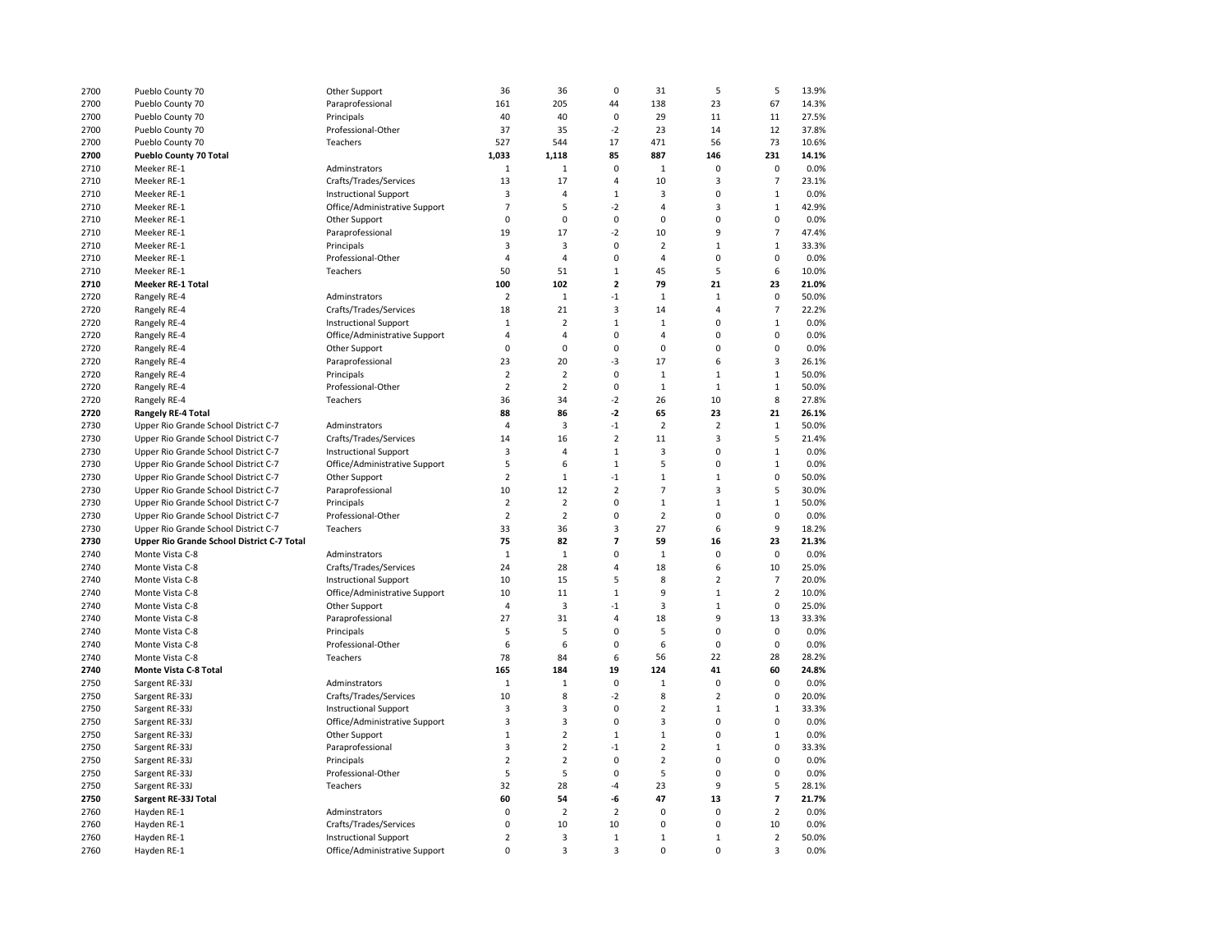| | | | | | | | | | |
|---|---|---|---|---|---|---|---|---|---|
| 2700 | Pueblo County 70 | Other Support | 36 | 36 | 0 | 31 | 5 | 5 | 13.9% |
| 2700 | Pueblo County 70 | Paraprofessional | 161 | 205 | 44 | 138 | 23 | 67 | 14.3% |
| 2700 | Pueblo County 70 | Principals | 40 | 40 | 0 | 29 | 11 | 11 | 27.5% |
| 2700 | Pueblo County 70 | Professional-Other | 37 | 35 | -2 | 23 | 14 | 12 | 37.8% |
| 2700 | Pueblo County 70 | Teachers | 527 | 544 | 17 | 471 | 56 | 73 | 10.6% |
| **2700** | **Pueblo County 70 Total** | | **1,033** | **1,118** | **85** | **887** | **146** | **231** | **14.1%** |
| 2710 | Meeker RE-1 | Adminstrators | 1 | 1 | 0 | 1 | 0 | 0 | 0.0% |
| 2710 | Meeker RE-1 | Crafts/Trades/Services | 13 | 17 | 4 | 10 | 3 | 7 | 23.1% |
| 2710 | Meeker RE-1 | Instructional Support | 3 | 4 | 1 | 3 | 0 | 1 | 0.0% |
| 2710 | Meeker RE-1 | Office/Administrative Support | 7 | 5 | -2 | 4 | 3 | 1 | 42.9% |
| 2710 | Meeker RE-1 | Other Support | 0 | 0 | 0 | 0 | 0 | 0 | 0.0% |
| 2710 | Meeker RE-1 | Paraprofessional | 19 | 17 | -2 | 10 | 9 | 7 | 47.4% |
| 2710 | Meeker RE-1 | Principals | 3 | 3 | 0 | 2 | 1 | 1 | 33.3% |
| 2710 | Meeker RE-1 | Professional-Other | 4 | 4 | 0 | 4 | 0 | 0 | 0.0% |
| 2710 | Meeker RE-1 | Teachers | 50 | 51 | 1 | 45 | 5 | 6 | 10.0% |
| **2710** | **Meeker RE-1 Total** | | **100** | **102** | **2** | **79** | **21** | **23** | **21.0%** |
| 2720 | Rangely RE-4 | Adminstrators | 2 | 1 | -1 | 1 | 1 | 0 | 50.0% |
| 2720 | Rangely RE-4 | Crafts/Trades/Services | 18 | 21 | 3 | 14 | 4 | 7 | 22.2% |
| 2720 | Rangely RE-4 | Instructional Support | 1 | 2 | 1 | 1 | 0 | 1 | 0.0% |
| 2720 | Rangely RE-4 | Office/Administrative Support | 4 | 4 | 0 | 4 | 0 | 0 | 0.0% |
| 2720 | Rangely RE-4 | Other Support | 0 | 0 | 0 | 0 | 0 | 0 | 0.0% |
| 2720 | Rangely RE-4 | Paraprofessional | 23 | 20 | -3 | 17 | 6 | 3 | 26.1% |
| 2720 | Rangely RE-4 | Principals | 2 | 2 | 0 | 1 | 1 | 1 | 50.0% |
| 2720 | Rangely RE-4 | Professional-Other | 2 | 2 | 0 | 1 | 1 | 1 | 50.0% |
| 2720 | Rangely RE-4 | Teachers | 36 | 34 | -2 | 26 | 10 | 8 | 27.8% |
| **2720** | **Rangely RE-4 Total** | | **88** | **86** | **-2** | **65** | **23** | **21** | **26.1%** |
| 2730 | Upper Rio Grande School District C-7 | Adminstrators | 4 | 3 | -1 | 2 | 2 | 1 | 50.0% |
| 2730 | Upper Rio Grande School District C-7 | Crafts/Trades/Services | 14 | 16 | 2 | 11 | 3 | 5 | 21.4% |
| 2730 | Upper Rio Grande School District C-7 | Instructional Support | 3 | 4 | 1 | 3 | 0 | 1 | 0.0% |
| 2730 | Upper Rio Grande School District C-7 | Office/Administrative Support | 5 | 6 | 1 | 5 | 0 | 1 | 0.0% |
| 2730 | Upper Rio Grande School District C-7 | Other Support | 2 | 1 | -1 | 1 | 1 | 0 | 50.0% |
| 2730 | Upper Rio Grande School District C-7 | Paraprofessional | 10 | 12 | 2 | 7 | 3 | 5 | 30.0% |
| 2730 | Upper Rio Grande School District C-7 | Principals | 2 | 2 | 0 | 1 | 1 | 1 | 50.0% |
| 2730 | Upper Rio Grande School District C-7 | Professional-Other | 2 | 2 | 0 | 2 | 0 | 0 | 0.0% |
| 2730 | Upper Rio Grande School District C-7 | Teachers | 33 | 36 | 3 | 27 | 6 | 9 | 18.2% |
| **2730** | **Upper Rio Grande School District C-7 Total** | | **75** | **82** | **7** | **59** | **16** | **23** | **21.3%** |
| 2740 | Monte Vista C-8 | Adminstrators | 1 | 1 | 0 | 1 | 0 | 0 | 0.0% |
| 2740 | Monte Vista C-8 | Crafts/Trades/Services | 24 | 28 | 4 | 18 | 6 | 10 | 25.0% |
| 2740 | Monte Vista C-8 | Instructional Support | 10 | 15 | 5 | 8 | 2 | 7 | 20.0% |
| 2740 | Monte Vista C-8 | Office/Administrative Support | 10 | 11 | 1 | 9 | 1 | 2 | 10.0% |
| 2740 | Monte Vista C-8 | Other Support | 4 | 3 | -1 | 3 | 1 | 0 | 25.0% |
| 2740 | Monte Vista C-8 | Paraprofessional | 27 | 31 | 4 | 18 | 9 | 13 | 33.3% |
| 2740 | Monte Vista C-8 | Principals | 5 | 5 | 0 | 5 | 0 | 0 | 0.0% |
| 2740 | Monte Vista C-8 | Professional-Other | 6 | 6 | 0 | 6 | 0 | 0 | 0.0% |
| 2740 | Monte Vista C-8 | Teachers | 78 | 84 | 6 | 56 | 22 | 28 | 28.2% |
| **2740** | **Monte Vista C-8 Total** | | **165** | **184** | **19** | **124** | **41** | **60** | **24.8%** |
| 2750 | Sargent RE-33J | Adminstrators | 1 | 1 | 0 | 1 | 0 | 0 | 0.0% |
| 2750 | Sargent RE-33J | Crafts/Trades/Services | 10 | 8 | -2 | 8 | 2 | 0 | 20.0% |
| 2750 | Sargent RE-33J | Instructional Support | 3 | 3 | 0 | 2 | 1 | 1 | 33.3% |
| 2750 | Sargent RE-33J | Office/Administrative Support | 3 | 3 | 0 | 3 | 0 | 0 | 0.0% |
| 2750 | Sargent RE-33J | Other Support | 1 | 2 | 1 | 1 | 0 | 1 | 0.0% |
| 2750 | Sargent RE-33J | Paraprofessional | 3 | 2 | -1 | 2 | 1 | 0 | 33.3% |
| 2750 | Sargent RE-33J | Principals | 2 | 2 | 0 | 2 | 0 | 0 | 0.0% |
| 2750 | Sargent RE-33J | Professional-Other | 5 | 5 | 0 | 5 | 0 | 0 | 0.0% |
| 2750 | Sargent RE-33J | Teachers | 32 | 28 | -4 | 23 | 9 | 5 | 28.1% |
| **2750** | **Sargent RE-33J Total** | | **60** | **54** | **-6** | **47** | **13** | **7** | **21.7%** |
| 2760 | Hayden RE-1 | Adminstrators | 0 | 2 | 2 | 0 | 0 | 2 | 0.0% |
| 2760 | Hayden RE-1 | Crafts/Trades/Services | 0 | 10 | 10 | 0 | 0 | 10 | 0.0% |
| 2760 | Hayden RE-1 | Instructional Support | 2 | 3 | 1 | 1 | 1 | 2 | 50.0% |
| 2760 | Hayden RE-1 | Office/Administrative Support | 0 | 3 | 3 | 0 | 0 | 3 | 0.0% |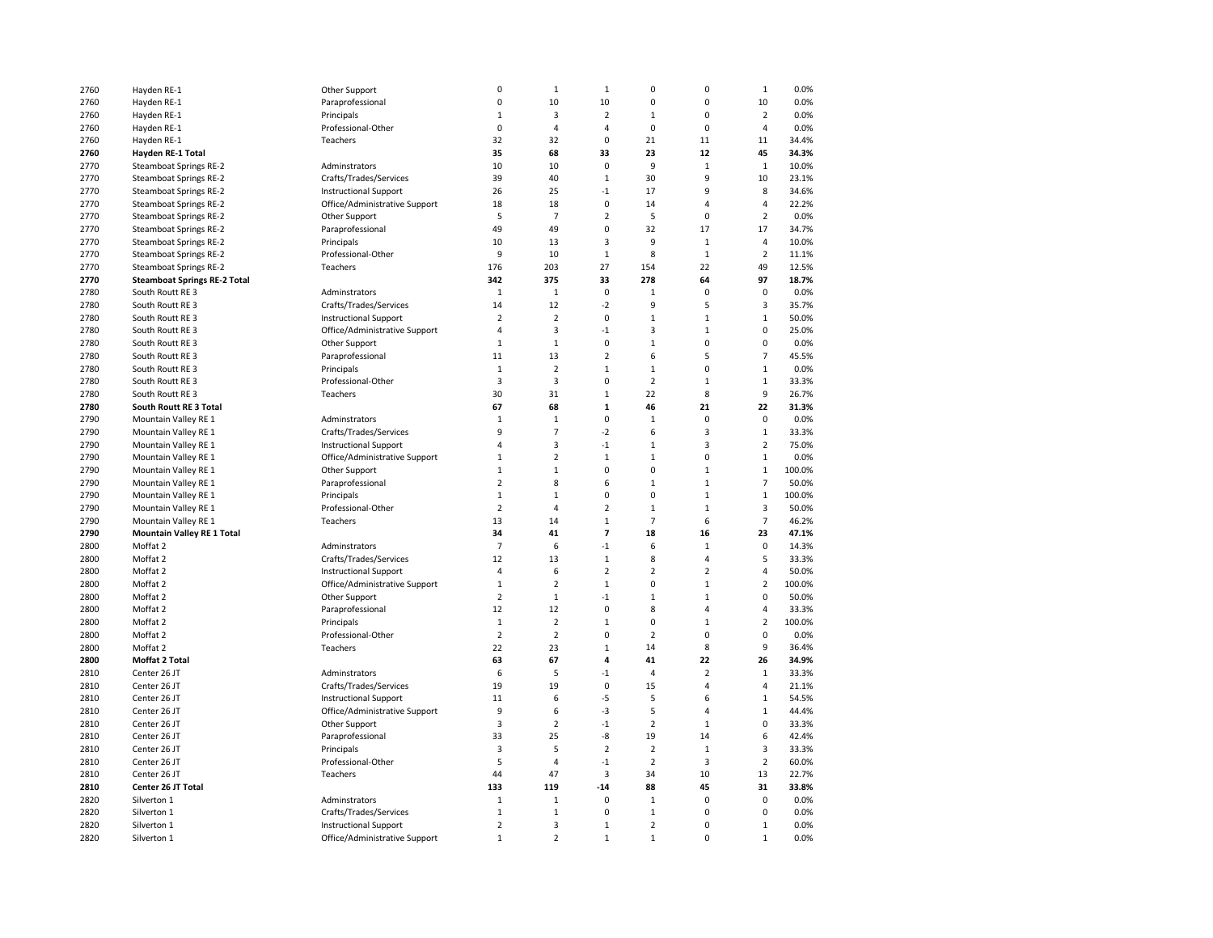| | | | | | | | | | |
|---|---|---|---|---|---|---|---|---|---|
| 2760 | Hayden RE-1 | Other Support | 0 | 1 | 1 | 0 | 0 | 1 | 0.0% |
| 2760 | Hayden RE-1 | Paraprofessional | 0 | 10 | 10 | 0 | 0 | 10 | 0.0% |
| 2760 | Hayden RE-1 | Principals | 1 | 3 | 2 | 1 | 0 | 2 | 0.0% |
| 2760 | Hayden RE-1 | Professional-Other | 0 | 4 | 4 | 0 | 0 | 4 | 0.0% |
| 2760 | Hayden RE-1 | Teachers | 32 | 32 | 0 | 21 | 11 | 11 | 34.4% |
| **2760** | **Hayden RE-1 Total** | | **35** | **68** | **33** | **23** | **12** | **45** | **34.3%** |
| 2770 | Steamboat Springs RE-2 | Adminstrators | 10 | 10 | 0 | 9 | 1 | 1 | 10.0% |
| 2770 | Steamboat Springs RE-2 | Crafts/Trades/Services | 39 | 40 | 1 | 30 | 9 | 10 | 23.1% |
| 2770 | Steamboat Springs RE-2 | Instructional Support | 26 | 25 | -1 | 17 | 9 | 8 | 34.6% |
| 2770 | Steamboat Springs RE-2 | Office/Administrative Support | 18 | 18 | 0 | 14 | 4 | 4 | 22.2% |
| 2770 | Steamboat Springs RE-2 | Other Support | 5 | 7 | 2 | 5 | 0 | 2 | 0.0% |
| 2770 | Steamboat Springs RE-2 | Paraprofessional | 49 | 49 | 0 | 32 | 17 | 17 | 34.7% |
| 2770 | Steamboat Springs RE-2 | Principals | 10 | 13 | 3 | 9 | 1 | 4 | 10.0% |
| 2770 | Steamboat Springs RE-2 | Professional-Other | 9 | 10 | 1 | 8 | 1 | 2 | 11.1% |
| 2770 | Steamboat Springs RE-2 | Teachers | 176 | 203 | 27 | 154 | 22 | 49 | 12.5% |
| **2770** | **Steamboat Springs RE-2 Total** | | **342** | **375** | **33** | **278** | **64** | **97** | **18.7%** |
| 2780 | South Routt RE 3 | Adminstrators | 1 | 1 | 0 | 1 | 0 | 0 | 0.0% |
| 2780 | South Routt RE 3 | Crafts/Trades/Services | 14 | 12 | -2 | 9 | 5 | 3 | 35.7% |
| 2780 | South Routt RE 3 | Instructional Support | 2 | 2 | 0 | 1 | 1 | 1 | 50.0% |
| 2780 | South Routt RE 3 | Office/Administrative Support | 4 | 3 | -1 | 3 | 1 | 0 | 25.0% |
| 2780 | South Routt RE 3 | Other Support | 1 | 1 | 0 | 1 | 0 | 0 | 0.0% |
| 2780 | South Routt RE 3 | Paraprofessional | 11 | 13 | 2 | 6 | 5 | 7 | 45.5% |
| 2780 | South Routt RE 3 | Principals | 1 | 2 | 1 | 1 | 0 | 1 | 0.0% |
| 2780 | South Routt RE 3 | Professional-Other | 3 | 3 | 0 | 2 | 1 | 1 | 33.3% |
| 2780 | South Routt RE 3 | Teachers | 30 | 31 | 1 | 22 | 8 | 9 | 26.7% |
| **2780** | **South Routt RE 3 Total** | | **67** | **68** | **1** | **46** | **21** | **22** | **31.3%** |
| 2790 | Mountain Valley RE 1 | Adminstrators | 1 | 1 | 0 | 1 | 0 | 0 | 0.0% |
| 2790 | Mountain Valley RE 1 | Crafts/Trades/Services | 9 | 7 | -2 | 6 | 3 | 1 | 33.3% |
| 2790 | Mountain Valley RE 1 | Instructional Support | 4 | 3 | -1 | 1 | 3 | 2 | 75.0% |
| 2790 | Mountain Valley RE 1 | Office/Administrative Support | 1 | 2 | 1 | 1 | 0 | 1 | 0.0% |
| 2790 | Mountain Valley RE 1 | Other Support | 1 | 1 | 0 | 0 | 1 | 1 | 100.0% |
| 2790 | Mountain Valley RE 1 | Paraprofessional | 2 | 8 | 6 | 1 | 1 | 7 | 50.0% |
| 2790 | Mountain Valley RE 1 | Principals | 1 | 1 | 0 | 0 | 1 | 1 | 100.0% |
| 2790 | Mountain Valley RE 1 | Professional-Other | 2 | 4 | 2 | 1 | 1 | 3 | 50.0% |
| 2790 | Mountain Valley RE 1 | Teachers | 13 | 14 | 1 | 7 | 6 | 7 | 46.2% |
| **2790** | **Mountain Valley RE 1 Total** | | **34** | **41** | **7** | **18** | **16** | **23** | **47.1%** |
| 2800 | Moffat 2 | Adminstrators | 7 | 6 | -1 | 6 | 1 | 0 | 14.3% |
| 2800 | Moffat 2 | Crafts/Trades/Services | 12 | 13 | 1 | 8 | 4 | 5 | 33.3% |
| 2800 | Moffat 2 | Instructional Support | 4 | 6 | 2 | 2 | 2 | 4 | 50.0% |
| 2800 | Moffat 2 | Office/Administrative Support | 1 | 2 | 1 | 0 | 1 | 2 | 100.0% |
| 2800 | Moffat 2 | Other Support | 2 | 1 | -1 | 1 | 1 | 0 | 50.0% |
| 2800 | Moffat 2 | Paraprofessional | 12 | 12 | 0 | 8 | 4 | 4 | 33.3% |
| 2800 | Moffat 2 | Principals | 1 | 2 | 1 | 0 | 1 | 2 | 100.0% |
| 2800 | Moffat 2 | Professional-Other | 2 | 2 | 0 | 2 | 0 | 0 | 0.0% |
| 2800 | Moffat 2 | Teachers | 22 | 23 | 1 | 14 | 8 | 9 | 36.4% |
| **2800** | **Moffat 2 Total** | | **63** | **67** | **4** | **41** | **22** | **26** | **34.9%** |
| 2810 | Center 26 JT | Adminstrators | 6 | 5 | -1 | 4 | 2 | 1 | 33.3% |
| 2810 | Center 26 JT | Crafts/Trades/Services | 19 | 19 | 0 | 15 | 4 | 4 | 21.1% |
| 2810 | Center 26 JT | Instructional Support | 11 | 6 | -5 | 5 | 6 | 1 | 54.5% |
| 2810 | Center 26 JT | Office/Administrative Support | 9 | 6 | -3 | 5 | 4 | 1 | 44.4% |
| 2810 | Center 26 JT | Other Support | 3 | 2 | -1 | 2 | 1 | 0 | 33.3% |
| 2810 | Center 26 JT | Paraprofessional | 33 | 25 | -8 | 19 | 14 | 6 | 42.4% |
| 2810 | Center 26 JT | Principals | 3 | 5 | 2 | 2 | 1 | 3 | 33.3% |
| 2810 | Center 26 JT | Professional-Other | 5 | 4 | -1 | 2 | 3 | 2 | 60.0% |
| 2810 | Center 26 JT | Teachers | 44 | 47 | 3 | 34 | 10 | 13 | 22.7% |
| **2810** | **Center 26 JT Total** | | **133** | **119** | **-14** | **88** | **45** | **31** | **33.8%** |
| 2820 | Silverton 1 | Adminstrators | 1 | 1 | 0 | 1 | 0 | 0 | 0.0% |
| 2820 | Silverton 1 | Crafts/Trades/Services | 1 | 1 | 0 | 1 | 0 | 0 | 0.0% |
| 2820 | Silverton 1 | Instructional Support | 2 | 3 | 1 | 2 | 0 | 1 | 0.0% |
| 2820 | Silverton 1 | Office/Administrative Support | 1 | 2 | 1 | 1 | 0 | 1 | 0.0% |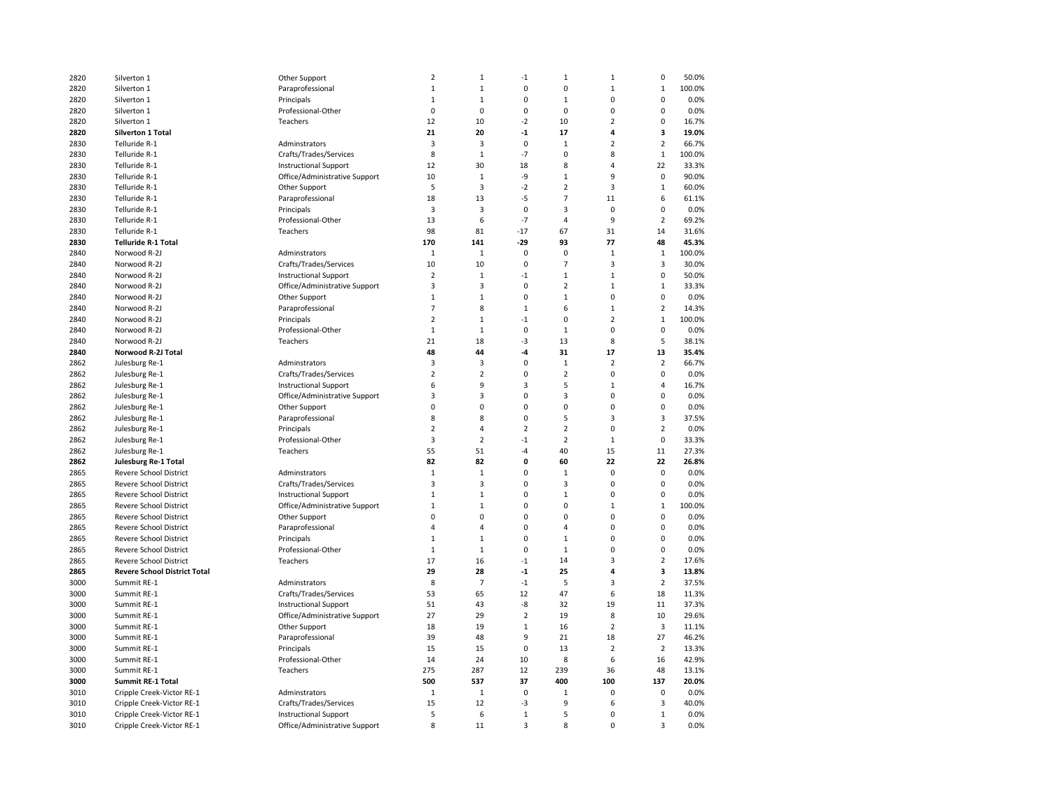| | | | | | | | | | |
|---|---|---|---|---|---|---|---|---|---|
| 2820 | Silverton 1 | Other Support | 2 | 1 | -1 | 1 | 1 | 0 | 50.0% |
| 2820 | Silverton 1 | Paraprofessional | 1 | 1 | 0 | 0 | 1 | 1 | 100.0% |
| 2820 | Silverton 1 | Principals | 1 | 1 | 0 | 1 | 0 | 0 | 0.0% |
| 2820 | Silverton 1 | Professional-Other | 0 | 0 | 0 | 0 | 0 | 0 | 0.0% |
| 2820 | Silverton 1 | Teachers | 12 | 10 | -2 | 10 | 2 | 0 | 16.7% |
| **2820** | **Silverton 1 Total** | | **21** | **20** | **-1** | **17** | **4** | **3** | **19.0%** |
| 2830 | Telluride R-1 | Adminstrators | 3 | 3 | 0 | 1 | 2 | 2 | 66.7% |
| 2830 | Telluride R-1 | Crafts/Trades/Services | 8 | 1 | -7 | 0 | 8 | 1 | 100.0% |
| 2830 | Telluride R-1 | Instructional Support | 12 | 30 | 18 | 8 | 4 | 22 | 33.3% |
| 2830 | Telluride R-1 | Office/Administrative Support | 10 | 1 | -9 | 1 | 9 | 0 | 90.0% |
| 2830 | Telluride R-1 | Other Support | 5 | 3 | -2 | 2 | 3 | 1 | 60.0% |
| 2830 | Telluride R-1 | Paraprofessional | 18 | 13 | -5 | 7 | 11 | 6 | 61.1% |
| 2830 | Telluride R-1 | Principals | 3 | 3 | 0 | 3 | 0 | 0 | 0.0% |
| 2830 | Telluride R-1 | Professional-Other | 13 | 6 | -7 | 4 | 9 | 2 | 69.2% |
| 2830 | Telluride R-1 | Teachers | 98 | 81 | -17 | 67 | 31 | 14 | 31.6% |
| **2830** | **Telluride R-1 Total** | | **170** | **141** | **-29** | **93** | **77** | **48** | **45.3%** |
| 2840 | Norwood R-2J | Adminstrators | 1 | 1 | 0 | 0 | 1 | 1 | 100.0% |
| 2840 | Norwood R-2J | Crafts/Trades/Services | 10 | 10 | 0 | 7 | 3 | 3 | 30.0% |
| 2840 | Norwood R-2J | Instructional Support | 2 | 1 | -1 | 1 | 1 | 0 | 50.0% |
| 2840 | Norwood R-2J | Office/Administrative Support | 3 | 3 | 0 | 2 | 1 | 1 | 33.3% |
| 2840 | Norwood R-2J | Other Support | 1 | 1 | 0 | 1 | 0 | 0 | 0.0% |
| 2840 | Norwood R-2J | Paraprofessional | 7 | 8 | 1 | 6 | 1 | 2 | 14.3% |
| 2840 | Norwood R-2J | Principals | 2 | 1 | -1 | 0 | 2 | 1 | 100.0% |
| 2840 | Norwood R-2J | Professional-Other | 1 | 1 | 0 | 1 | 0 | 0 | 0.0% |
| 2840 | Norwood R-2J | Teachers | 21 | 18 | -3 | 13 | 8 | 5 | 38.1% |
| **2840** | **Norwood R-2J Total** | | **48** | **44** | **-4** | **31** | **17** | **13** | **35.4%** |
| 2862 | Julesburg Re-1 | Adminstrators | 3 | 3 | 0 | 1 | 2 | 2 | 66.7% |
| 2862 | Julesburg Re-1 | Crafts/Trades/Services | 2 | 2 | 0 | 2 | 0 | 0 | 0.0% |
| 2862 | Julesburg Re-1 | Instructional Support | 6 | 9 | 3 | 5 | 1 | 4 | 16.7% |
| 2862 | Julesburg Re-1 | Office/Administrative Support | 3 | 3 | 0 | 3 | 0 | 0 | 0.0% |
| 2862 | Julesburg Re-1 | Other Support | 0 | 0 | 0 | 0 | 0 | 0 | 0.0% |
| 2862 | Julesburg Re-1 | Paraprofessional | 8 | 8 | 0 | 5 | 3 | 3 | 37.5% |
| 2862 | Julesburg Re-1 | Principals | 2 | 4 | 2 | 2 | 0 | 2 | 0.0% |
| 2862 | Julesburg Re-1 | Professional-Other | 3 | 2 | -1 | 2 | 1 | 0 | 33.3% |
| 2862 | Julesburg Re-1 | Teachers | 55 | 51 | -4 | 40 | 15 | 11 | 27.3% |
| **2862** | **Julesburg Re-1 Total** | | **82** | **82** | **0** | **60** | **22** | **22** | **26.8%** |
| 2865 | Revere School District | Adminstrators | 1 | 1 | 0 | 1 | 0 | 0 | 0.0% |
| 2865 | Revere School District | Crafts/Trades/Services | 3 | 3 | 0 | 3 | 0 | 0 | 0.0% |
| 2865 | Revere School District | Instructional Support | 1 | 1 | 0 | 1 | 0 | 0 | 0.0% |
| 2865 | Revere School District | Office/Administrative Support | 1 | 1 | 0 | 0 | 1 | 1 | 100.0% |
| 2865 | Revere School District | Other Support | 0 | 0 | 0 | 0 | 0 | 0 | 0.0% |
| 2865 | Revere School District | Paraprofessional | 4 | 4 | 0 | 4 | 0 | 0 | 0.0% |
| 2865 | Revere School District | Principals | 1 | 1 | 0 | 1 | 0 | 0 | 0.0% |
| 2865 | Revere School District | Professional-Other | 1 | 1 | 0 | 1 | 0 | 0 | 0.0% |
| 2865 | Revere School District | Teachers | 17 | 16 | -1 | 14 | 3 | 2 | 17.6% |
| **2865** | **Revere School District Total** | | **29** | **28** | **-1** | **25** | **4** | **3** | **13.8%** |
| 3000 | Summit RE-1 | Adminstrators | 8 | 7 | -1 | 5 | 3 | 2 | 37.5% |
| 3000 | Summit RE-1 | Crafts/Trades/Services | 53 | 65 | 12 | 47 | 6 | 18 | 11.3% |
| 3000 | Summit RE-1 | Instructional Support | 51 | 43 | -8 | 32 | 19 | 11 | 37.3% |
| 3000 | Summit RE-1 | Office/Administrative Support | 27 | 29 | 2 | 19 | 8 | 10 | 29.6% |
| 3000 | Summit RE-1 | Other Support | 18 | 19 | 1 | 16 | 2 | 3 | 11.1% |
| 3000 | Summit RE-1 | Paraprofessional | 39 | 48 | 9 | 21 | 18 | 27 | 46.2% |
| 3000 | Summit RE-1 | Principals | 15 | 15 | 0 | 13 | 2 | 2 | 13.3% |
| 3000 | Summit RE-1 | Professional-Other | 14 | 24 | 10 | 8 | 6 | 16 | 42.9% |
| 3000 | Summit RE-1 | Teachers | 275 | 287 | 12 | 239 | 36 | 48 | 13.1% |
| **3000** | **Summit RE-1 Total** | | **500** | **537** | **37** | **400** | **100** | **137** | **20.0%** |
| 3010 | Cripple Creek-Victor RE-1 | Adminstrators | 1 | 1 | 0 | 1 | 0 | 0 | 0.0% |
| 3010 | Cripple Creek-Victor RE-1 | Crafts/Trades/Services | 15 | 12 | -3 | 9 | 6 | 3 | 40.0% |
| 3010 | Cripple Creek-Victor RE-1 | Instructional Support | 5 | 6 | 1 | 5 | 0 | 1 | 0.0% |
| 3010 | Cripple Creek-Victor RE-1 | Office/Administrative Support | 8 | 11 | 3 | 8 | 0 | 3 | 0.0% |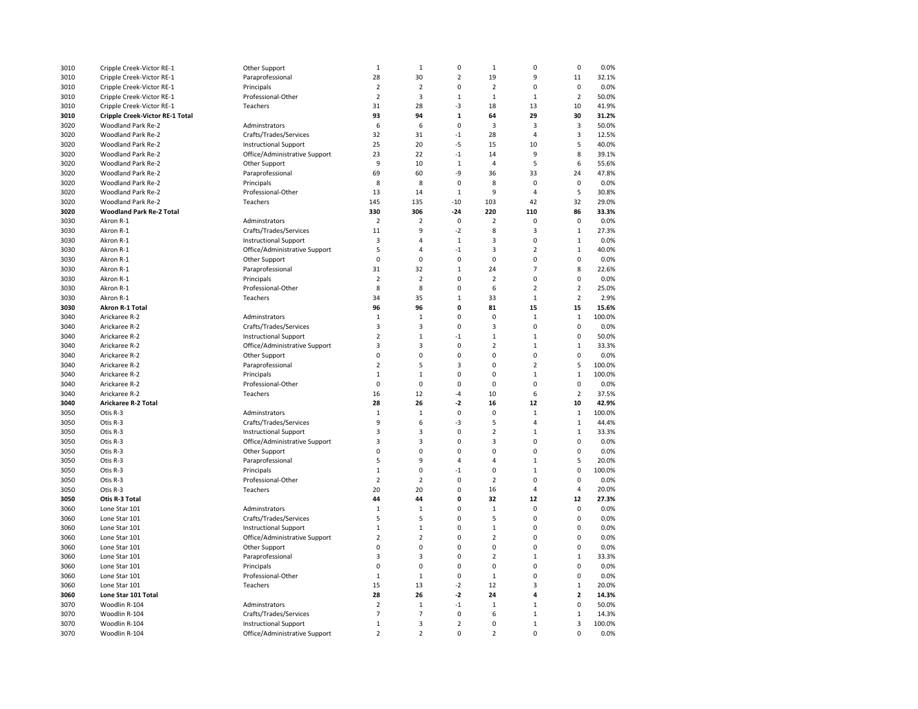| | | | | | | | | | |
|---|---|---|---|---|---|---|---|---|---|
| 3010 | Cripple Creek-Victor RE-1 | Other Support | 1 | 1 | 0 | 1 | 0 | 0 | 0.0% |
| 3010 | Cripple Creek-Victor RE-1 | Paraprofessional | 28 | 30 | 2 | 19 | 9 | 11 | 32.1% |
| 3010 | Cripple Creek-Victor RE-1 | Principals | 2 | 2 | 0 | 2 | 0 | 0 | 0.0% |
| 3010 | Cripple Creek-Victor RE-1 | Professional-Other | 2 | 3 | 1 | 1 | 1 | 2 | 50.0% |
| 3010 | Cripple Creek-Victor RE-1 | Teachers | 31 | 28 | -3 | 18 | 13 | 10 | 41.9% |
| **3010** | **Cripple Creek-Victor RE-1 Total** | | **93** | **94** | **1** | **64** | **29** | **30** | **31.2%** |
| 3020 | Woodland Park Re-2 | Adminstrators | 6 | 6 | 0 | 3 | 3 | 3 | 50.0% |
| 3020 | Woodland Park Re-2 | Crafts/Trades/Services | 32 | 31 | -1 | 28 | 4 | 3 | 12.5% |
| 3020 | Woodland Park Re-2 | Instructional Support | 25 | 20 | -5 | 15 | 10 | 5 | 40.0% |
| 3020 | Woodland Park Re-2 | Office/Administrative Support | 23 | 22 | -1 | 14 | 9 | 8 | 39.1% |
| 3020 | Woodland Park Re-2 | Other Support | 9 | 10 | 1 | 4 | 5 | 6 | 55.6% |
| 3020 | Woodland Park Re-2 | Paraprofessional | 69 | 60 | -9 | 36 | 33 | 24 | 47.8% |
| 3020 | Woodland Park Re-2 | Principals | 8 | 8 | 0 | 8 | 0 | 0 | 0.0% |
| 3020 | Woodland Park Re-2 | Professional-Other | 13 | 14 | 1 | 9 | 4 | 5 | 30.8% |
| 3020 | Woodland Park Re-2 | Teachers | 145 | 135 | -10 | 103 | 42 | 32 | 29.0% |
| **3020** | **Woodland Park Re-2 Total** | | **330** | **306** | **-24** | **220** | **110** | **86** | **33.3%** |
| 3030 | Akron R-1 | Adminstrators | 2 | 2 | 0 | 2 | 0 | 0 | 0.0% |
| 3030 | Akron R-1 | Crafts/Trades/Services | 11 | 9 | -2 | 8 | 3 | 1 | 27.3% |
| 3030 | Akron R-1 | Instructional Support | 3 | 4 | 1 | 3 | 0 | 1 | 0.0% |
| 3030 | Akron R-1 | Office/Administrative Support | 5 | 4 | -1 | 3 | 2 | 1 | 40.0% |
| 3030 | Akron R-1 | Other Support | 0 | 0 | 0 | 0 | 0 | 0 | 0.0% |
| 3030 | Akron R-1 | Paraprofessional | 31 | 32 | 1 | 24 | 7 | 8 | 22.6% |
| 3030 | Akron R-1 | Principals | 2 | 2 | 0 | 2 | 0 | 0 | 0.0% |
| 3030 | Akron R-1 | Professional-Other | 8 | 8 | 0 | 6 | 2 | 2 | 25.0% |
| 3030 | Akron R-1 | Teachers | 34 | 35 | 1 | 33 | 1 | 2 | 2.9% |
| **3030** | **Akron R-1 Total** | | **96** | **96** | **0** | **81** | **15** | **15** | **15.6%** |
| 3040 | Arickaree R-2 | Adminstrators | 1 | 1 | 0 | 0 | 1 | 1 | 100.0% |
| 3040 | Arickaree R-2 | Crafts/Trades/Services | 3 | 3 | 0 | 3 | 0 | 0 | 0.0% |
| 3040 | Arickaree R-2 | Instructional Support | 2 | 1 | -1 | 1 | 1 | 0 | 50.0% |
| 3040 | Arickaree R-2 | Office/Administrative Support | 3 | 3 | 0 | 2 | 1 | 1 | 33.3% |
| 3040 | Arickaree R-2 | Other Support | 0 | 0 | 0 | 0 | 0 | 0 | 0.0% |
| 3040 | Arickaree R-2 | Paraprofessional | 2 | 5 | 3 | 0 | 2 | 5 | 100.0% |
| 3040 | Arickaree R-2 | Principals | 1 | 1 | 0 | 0 | 1 | 1 | 100.0% |
| 3040 | Arickaree R-2 | Professional-Other | 0 | 0 | 0 | 0 | 0 | 0 | 0.0% |
| 3040 | Arickaree R-2 | Teachers | 16 | 12 | -4 | 10 | 6 | 2 | 37.5% |
| **3040** | **Arickaree R-2 Total** | | **28** | **26** | **-2** | **16** | **12** | **10** | **42.9%** |
| 3050 | Otis R-3 | Adminstrators | 1 | 1 | 0 | 0 | 1 | 1 | 100.0% |
| 3050 | Otis R-3 | Crafts/Trades/Services | 9 | 6 | -3 | 5 | 4 | 1 | 44.4% |
| 3050 | Otis R-3 | Instructional Support | 3 | 3 | 0 | 2 | 1 | 1 | 33.3% |
| 3050 | Otis R-3 | Office/Administrative Support | 3 | 3 | 0 | 3 | 0 | 0 | 0.0% |
| 3050 | Otis R-3 | Other Support | 0 | 0 | 0 | 0 | 0 | 0 | 0.0% |
| 3050 | Otis R-3 | Paraprofessional | 5 | 9 | 4 | 4 | 1 | 5 | 20.0% |
| 3050 | Otis R-3 | Principals | 1 | 0 | -1 | 0 | 1 | 0 | 100.0% |
| 3050 | Otis R-3 | Professional-Other | 2 | 2 | 0 | 2 | 0 | 0 | 0.0% |
| 3050 | Otis R-3 | Teachers | 20 | 20 | 0 | 16 | 4 | 4 | 20.0% |
| **3050** | **Otis R-3 Total** | | **44** | **44** | **0** | **32** | **12** | **12** | **27.3%** |
| 3060 | Lone Star 101 | Adminstrators | 1 | 1 | 0 | 1 | 0 | 0 | 0.0% |
| 3060 | Lone Star 101 | Crafts/Trades/Services | 5 | 5 | 0 | 5 | 0 | 0 | 0.0% |
| 3060 | Lone Star 101 | Instructional Support | 1 | 1 | 0 | 1 | 0 | 0 | 0.0% |
| 3060 | Lone Star 101 | Office/Administrative Support | 2 | 2 | 0 | 2 | 0 | 0 | 0.0% |
| 3060 | Lone Star 101 | Other Support | 0 | 0 | 0 | 0 | 0 | 0 | 0.0% |
| 3060 | Lone Star 101 | Paraprofessional | 3 | 3 | 0 | 2 | 1 | 1 | 33.3% |
| 3060 | Lone Star 101 | Principals | 0 | 0 | 0 | 0 | 0 | 0 | 0.0% |
| 3060 | Lone Star 101 | Professional-Other | 1 | 1 | 0 | 1 | 0 | 0 | 0.0% |
| 3060 | Lone Star 101 | Teachers | 15 | 13 | -2 | 12 | 3 | 1 | 20.0% |
| **3060** | **Lone Star 101 Total** | | **28** | **26** | **-2** | **24** | **4** | **2** | **14.3%** |
| 3070 | Woodlin R-104 | Adminstrators | 2 | 1 | -1 | 1 | 1 | 0 | 50.0% |
| 3070 | Woodlin R-104 | Crafts/Trades/Services | 7 | 7 | 0 | 6 | 1 | 1 | 14.3% |
| 3070 | Woodlin R-104 | Instructional Support | 1 | 3 | 2 | 0 | 1 | 3 | 100.0% |
| 3070 | Woodlin R-104 | Office/Administrative Support | 2 | 2 | 0 | 2 | 0 | 0 | 0.0% |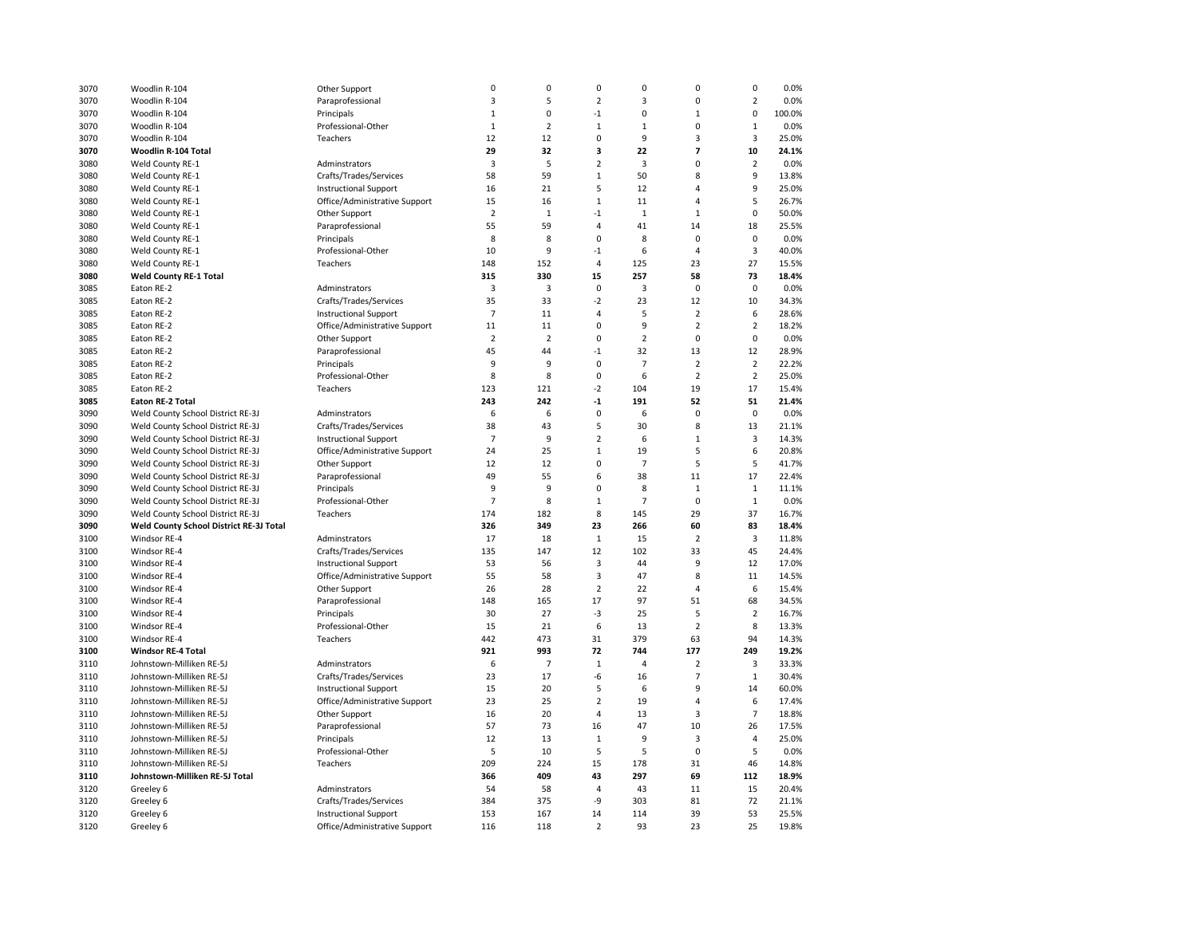| | | | | | | | | | |
|---|---|---|---|---|---|---|---|---|---|
| 3070 | Woodlin R-104 | Other Support | 0 | 0 | 0 | 0 | 0 | 0 | 0.0% |
| 3070 | Woodlin R-104 | Paraprofessional | 3 | 5 | 2 | 3 | 0 | 2 | 0.0% |
| 3070 | Woodlin R-104 | Principals | 1 | 0 | -1 | 0 | 1 | 0 | 100.0% |
| 3070 | Woodlin R-104 | Professional-Other | 1 | 2 | 1 | 1 | 0 | 1 | 0.0% |
| 3070 | Woodlin R-104 | Teachers | 12 | 12 | 0 | 9 | 3 | 3 | 25.0% |
| **3070** | **Woodlin R-104 Total** | | **29** | **32** | **3** | **22** | **7** | **10** | **24.1%** |
| 3080 | Weld County RE-1 | Adminstrators | 3 | 5 | 2 | 3 | 0 | 2 | 0.0% |
| 3080 | Weld County RE-1 | Crafts/Trades/Services | 58 | 59 | 1 | 50 | 8 | 9 | 13.8% |
| 3080 | Weld County RE-1 | Instructional Support | 16 | 21 | 5 | 12 | 4 | 9 | 25.0% |
| 3080 | Weld County RE-1 | Office/Administrative Support | 15 | 16 | 1 | 11 | 4 | 5 | 26.7% |
| 3080 | Weld County RE-1 | Other Support | 2 | 1 | -1 | 1 | 1 | 0 | 50.0% |
| 3080 | Weld County RE-1 | Paraprofessional | 55 | 59 | 4 | 41 | 14 | 18 | 25.5% |
| 3080 | Weld County RE-1 | Principals | 8 | 8 | 0 | 8 | 0 | 0 | 0.0% |
| 3080 | Weld County RE-1 | Professional-Other | 10 | 9 | -1 | 6 | 4 | 3 | 40.0% |
| 3080 | Weld County RE-1 | Teachers | 148 | 152 | 4 | 125 | 23 | 27 | 15.5% |
| **3080** | **Weld County RE-1 Total** | | **315** | **330** | **15** | **257** | **58** | **73** | **18.4%** |
| 3085 | Eaton RE-2 | Adminstrators | 3 | 3 | 0 | 3 | 0 | 0 | 0.0% |
| 3085 | Eaton RE-2 | Crafts/Trades/Services | 35 | 33 | -2 | 23 | 12 | 10 | 34.3% |
| 3085 | Eaton RE-2 | Instructional Support | 7 | 11 | 4 | 5 | 2 | 6 | 28.6% |
| 3085 | Eaton RE-2 | Office/Administrative Support | 11 | 11 | 0 | 9 | 2 | 2 | 18.2% |
| 3085 | Eaton RE-2 | Other Support | 2 | 2 | 0 | 2 | 0 | 0 | 0.0% |
| 3085 | Eaton RE-2 | Paraprofessional | 45 | 44 | -1 | 32 | 13 | 12 | 28.9% |
| 3085 | Eaton RE-2 | Principals | 9 | 9 | 0 | 7 | 2 | 2 | 22.2% |
| 3085 | Eaton RE-2 | Professional-Other | 8 | 8 | 0 | 6 | 2 | 2 | 25.0% |
| 3085 | Eaton RE-2 | Teachers | 123 | 121 | -2 | 104 | 19 | 17 | 15.4% |
| **3085** | **Eaton RE-2 Total** | | **243** | **242** | **-1** | **191** | **52** | **51** | **21.4%** |
| 3090 | Weld County School District RE-3J | Adminstrators | 6 | 6 | 0 | 6 | 0 | 0 | 0.0% |
| 3090 | Weld County School District RE-3J | Crafts/Trades/Services | 38 | 43 | 5 | 30 | 8 | 13 | 21.1% |
| 3090 | Weld County School District RE-3J | Instructional Support | 7 | 9 | 2 | 6 | 1 | 3 | 14.3% |
| 3090 | Weld County School District RE-3J | Office/Administrative Support | 24 | 25 | 1 | 19 | 5 | 6 | 20.8% |
| 3090 | Weld County School District RE-3J | Other Support | 12 | 12 | 0 | 7 | 5 | 5 | 41.7% |
| 3090 | Weld County School District RE-3J | Paraprofessional | 49 | 55 | 6 | 38 | 11 | 17 | 22.4% |
| 3090 | Weld County School District RE-3J | Principals | 9 | 9 | 0 | 8 | 1 | 1 | 11.1% |
| 3090 | Weld County School District RE-3J | Professional-Other | 7 | 8 | 1 | 7 | 0 | 1 | 0.0% |
| 3090 | Weld County School District RE-3J | Teachers | 174 | 182 | 8 | 145 | 29 | 37 | 16.7% |
| **3090** | **Weld County School District RE-3J Total** | | **326** | **349** | **23** | **266** | **60** | **83** | **18.4%** |
| 3100 | Windsor RE-4 | Adminstrators | 17 | 18 | 1 | 15 | 2 | 3 | 11.8% |
| 3100 | Windsor RE-4 | Crafts/Trades/Services | 135 | 147 | 12 | 102 | 33 | 45 | 24.4% |
| 3100 | Windsor RE-4 | Instructional Support | 53 | 56 | 3 | 44 | 9 | 12 | 17.0% |
| 3100 | Windsor RE-4 | Office/Administrative Support | 55 | 58 | 3 | 47 | 8 | 11 | 14.5% |
| 3100 | Windsor RE-4 | Other Support | 26 | 28 | 2 | 22 | 4 | 6 | 15.4% |
| 3100 | Windsor RE-4 | Paraprofessional | 148 | 165 | 17 | 97 | 51 | 68 | 34.5% |
| 3100 | Windsor RE-4 | Principals | 30 | 27 | -3 | 25 | 5 | 2 | 16.7% |
| 3100 | Windsor RE-4 | Professional-Other | 15 | 21 | 6 | 13 | 2 | 8 | 13.3% |
| 3100 | Windsor RE-4 | Teachers | 442 | 473 | 31 | 379 | 63 | 94 | 14.3% |
| **3100** | **Windsor RE-4 Total** | | **921** | **993** | **72** | **744** | **177** | **249** | **19.2%** |
| 3110 | Johnstown-Milliken RE-5J | Adminstrators | 6 | 7 | 1 | 4 | 2 | 3 | 33.3% |
| 3110 | Johnstown-Milliken RE-5J | Crafts/Trades/Services | 23 | 17 | -6 | 16 | 7 | 1 | 30.4% |
| 3110 | Johnstown-Milliken RE-5J | Instructional Support | 15 | 20 | 5 | 6 | 9 | 14 | 60.0% |
| 3110 | Johnstown-Milliken RE-5J | Office/Administrative Support | 23 | 25 | 2 | 19 | 4 | 6 | 17.4% |
| 3110 | Johnstown-Milliken RE-5J | Other Support | 16 | 20 | 4 | 13 | 3 | 7 | 18.8% |
| 3110 | Johnstown-Milliken RE-5J | Paraprofessional | 57 | 73 | 16 | 47 | 10 | 26 | 17.5% |
| 3110 | Johnstown-Milliken RE-5J | Principals | 12 | 13 | 1 | 9 | 3 | 4 | 25.0% |
| 3110 | Johnstown-Milliken RE-5J | Professional-Other | 5 | 10 | 5 | 5 | 0 | 5 | 0.0% |
| 3110 | Johnstown-Milliken RE-5J | Teachers | 209 | 224 | 15 | 178 | 31 | 46 | 14.8% |
| **3110** | **Johnstown-Milliken RE-5J Total** | | **366** | **409** | **43** | **297** | **69** | **112** | **18.9%** |
| 3120 | Greeley 6 | Adminstrators | 54 | 58 | 4 | 43 | 11 | 15 | 20.4% |
| 3120 | Greeley 6 | Crafts/Trades/Services | 384 | 375 | -9 | 303 | 81 | 72 | 21.1% |
| 3120 | Greeley 6 | Instructional Support | 153 | 167 | 14 | 114 | 39 | 53 | 25.5% |
| 3120 | Greeley 6 | Office/Administrative Support | 116 | 118 | 2 | 93 | 23 | 25 | 19.8% |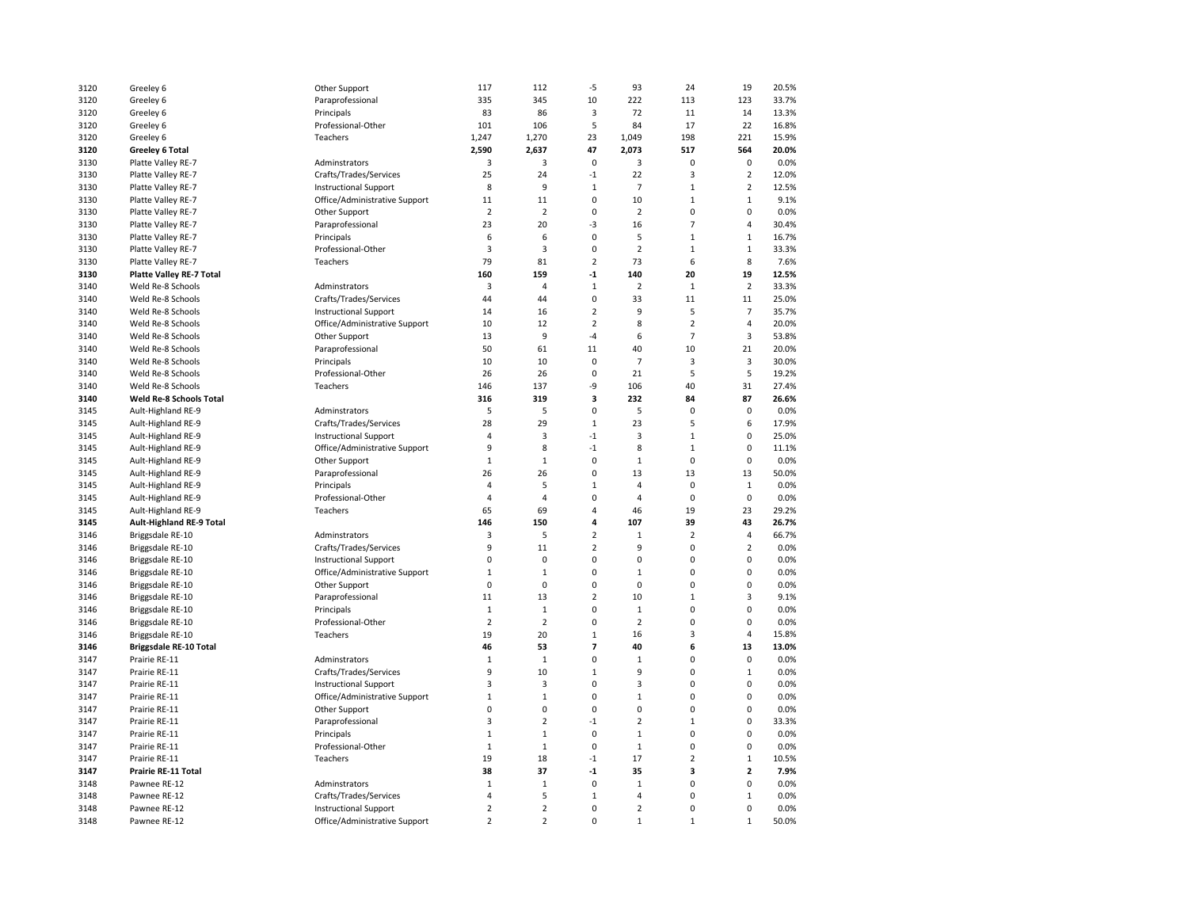| | | | | | | | | | |
|---|---|---|---|---|---|---|---|---|---|
| 3120 | Greeley 6 | Other Support | 117 | 112 | -5 | 93 | 24 | 19 | 20.5% |
| 3120 | Greeley 6 | Paraprofessional | 335 | 345 | 10 | 222 | 113 | 123 | 33.7% |
| 3120 | Greeley 6 | Principals | 83 | 86 | 3 | 72 | 11 | 14 | 13.3% |
| 3120 | Greeley 6 | Professional-Other | 101 | 106 | 5 | 84 | 17 | 22 | 16.8% |
| 3120 | Greeley 6 | Teachers | 1,247 | 1,270 | 23 | 1,049 | 198 | 221 | 15.9% |
| **3120** | **Greeley 6 Total** | | **2,590** | **2,637** | **47** | **2,073** | **517** | **564** | **20.0%** |
| 3130 | Platte Valley RE-7 | Adminstrators | 3 | 3 | 0 | 3 | 0 | 0 | 0.0% |
| 3130 | Platte Valley RE-7 | Crafts/Trades/Services | 25 | 24 | -1 | 22 | 3 | 2 | 12.0% |
| 3130 | Platte Valley RE-7 | Instructional Support | 8 | 9 | 1 | 7 | 1 | 2 | 12.5% |
| 3130 | Platte Valley RE-7 | Office/Administrative Support | 11 | 11 | 0 | 10 | 1 | 1 | 9.1% |
| 3130 | Platte Valley RE-7 | Other Support | 2 | 2 | 0 | 2 | 0 | 0 | 0.0% |
| 3130 | Platte Valley RE-7 | Paraprofessional | 23 | 20 | -3 | 16 | 7 | 4 | 30.4% |
| 3130 | Platte Valley RE-7 | Principals | 6 | 6 | 0 | 5 | 1 | 1 | 16.7% |
| 3130 | Platte Valley RE-7 | Professional-Other | 3 | 3 | 0 | 2 | 1 | 1 | 33.3% |
| 3130 | Platte Valley RE-7 | Teachers | 79 | 81 | 2 | 73 | 6 | 8 | 7.6% |
| **3130** | **Platte Valley RE-7 Total** | | **160** | **159** | **-1** | **140** | **20** | **19** | **12.5%** |
| 3140 | Weld Re-8 Schools | Adminstrators | 3 | 4 | 1 | 2 | 1 | 2 | 33.3% |
| 3140 | Weld Re-8 Schools | Crafts/Trades/Services | 44 | 44 | 0 | 33 | 11 | 11 | 25.0% |
| 3140 | Weld Re-8 Schools | Instructional Support | 14 | 16 | 2 | 9 | 5 | 7 | 35.7% |
| 3140 | Weld Re-8 Schools | Office/Administrative Support | 10 | 12 | 2 | 8 | 2 | 4 | 20.0% |
| 3140 | Weld Re-8 Schools | Other Support | 13 | 9 | -4 | 6 | 7 | 3 | 53.8% |
| 3140 | Weld Re-8 Schools | Paraprofessional | 50 | 61 | 11 | 40 | 10 | 21 | 20.0% |
| 3140 | Weld Re-8 Schools | Principals | 10 | 10 | 0 | 7 | 3 | 3 | 30.0% |
| 3140 | Weld Re-8 Schools | Professional-Other | 26 | 26 | 0 | 21 | 5 | 5 | 19.2% |
| 3140 | Weld Re-8 Schools | Teachers | 146 | 137 | -9 | 106 | 40 | 31 | 27.4% |
| **3140** | **Weld Re-8 Schools Total** | | **316** | **319** | **3** | **232** | **84** | **87** | **26.6%** |
| 3145 | Ault-Highland RE-9 | Adminstrators | 5 | 5 | 0 | 5 | 0 | 0 | 0.0% |
| 3145 | Ault-Highland RE-9 | Crafts/Trades/Services | 28 | 29 | 1 | 23 | 5 | 6 | 17.9% |
| 3145 | Ault-Highland RE-9 | Instructional Support | 4 | 3 | -1 | 3 | 1 | 0 | 25.0% |
| 3145 | Ault-Highland RE-9 | Office/Administrative Support | 9 | 8 | -1 | 8 | 1 | 0 | 11.1% |
| 3145 | Ault-Highland RE-9 | Other Support | 1 | 1 | 0 | 1 | 0 | 0 | 0.0% |
| 3145 | Ault-Highland RE-9 | Paraprofessional | 26 | 26 | 0 | 13 | 13 | 13 | 50.0% |
| 3145 | Ault-Highland RE-9 | Principals | 4 | 5 | 1 | 4 | 0 | 1 | 0.0% |
| 3145 | Ault-Highland RE-9 | Professional-Other | 4 | 4 | 0 | 4 | 0 | 0 | 0.0% |
| 3145 | Ault-Highland RE-9 | Teachers | 65 | 69 | 4 | 46 | 19 | 23 | 29.2% |
| **3145** | **Ault-Highland RE-9 Total** | | **146** | **150** | **4** | **107** | **39** | **43** | **26.7%** |
| 3146 | Briggsdale RE-10 | Adminstrators | 3 | 5 | 2 | 1 | 2 | 4 | 66.7% |
| 3146 | Briggsdale RE-10 | Crafts/Trades/Services | 9 | 11 | 2 | 9 | 0 | 2 | 0.0% |
| 3146 | Briggsdale RE-10 | Instructional Support | 0 | 0 | 0 | 0 | 0 | 0 | 0.0% |
| 3146 | Briggsdale RE-10 | Office/Administrative Support | 1 | 1 | 0 | 1 | 0 | 0 | 0.0% |
| 3146 | Briggsdale RE-10 | Other Support | 0 | 0 | 0 | 0 | 0 | 0 | 0.0% |
| 3146 | Briggsdale RE-10 | Paraprofessional | 11 | 13 | 2 | 10 | 1 | 3 | 9.1% |
| 3146 | Briggsdale RE-10 | Principals | 1 | 1 | 0 | 1 | 0 | 0 | 0.0% |
| 3146 | Briggsdale RE-10 | Professional-Other | 2 | 2 | 0 | 2 | 0 | 0 | 0.0% |
| 3146 | Briggsdale RE-10 | Teachers | 19 | 20 | 1 | 16 | 3 | 4 | 15.8% |
| **3146** | **Briggsdale RE-10 Total** | | **46** | **53** | **7** | **40** | **6** | **13** | **13.0%** |
| 3147 | Prairie RE-11 | Adminstrators | 1 | 1 | 0 | 1 | 0 | 0 | 0.0% |
| 3147 | Prairie RE-11 | Crafts/Trades/Services | 9 | 10 | 1 | 9 | 0 | 1 | 0.0% |
| 3147 | Prairie RE-11 | Instructional Support | 3 | 3 | 0 | 3 | 0 | 0 | 0.0% |
| 3147 | Prairie RE-11 | Office/Administrative Support | 1 | 1 | 0 | 1 | 0 | 0 | 0.0% |
| 3147 | Prairie RE-11 | Other Support | 0 | 0 | 0 | 0 | 0 | 0 | 0.0% |
| 3147 | Prairie RE-11 | Paraprofessional | 3 | 2 | -1 | 2 | 1 | 0 | 33.3% |
| 3147 | Prairie RE-11 | Principals | 1 | 1 | 0 | 1 | 0 | 0 | 0.0% |
| 3147 | Prairie RE-11 | Professional-Other | 1 | 1 | 0 | 1 | 0 | 0 | 0.0% |
| 3147 | Prairie RE-11 | Teachers | 19 | 18 | -1 | 17 | 2 | 1 | 10.5% |
| **3147** | **Prairie RE-11 Total** | | **38** | **37** | **-1** | **35** | **3** | **2** | **7.9%** |
| 3148 | Pawnee RE-12 | Adminstrators | 1 | 1 | 0 | 1 | 0 | 0 | 0.0% |
| 3148 | Pawnee RE-12 | Crafts/Trades/Services | 4 | 5 | 1 | 4 | 0 | 1 | 0.0% |
| 3148 | Pawnee RE-12 | Instructional Support | 2 | 2 | 0 | 2 | 0 | 0 | 0.0% |
| 3148 | Pawnee RE-12 | Office/Administrative Support | 2 | 2 | 0 | 1 | 1 | 1 | 50.0% |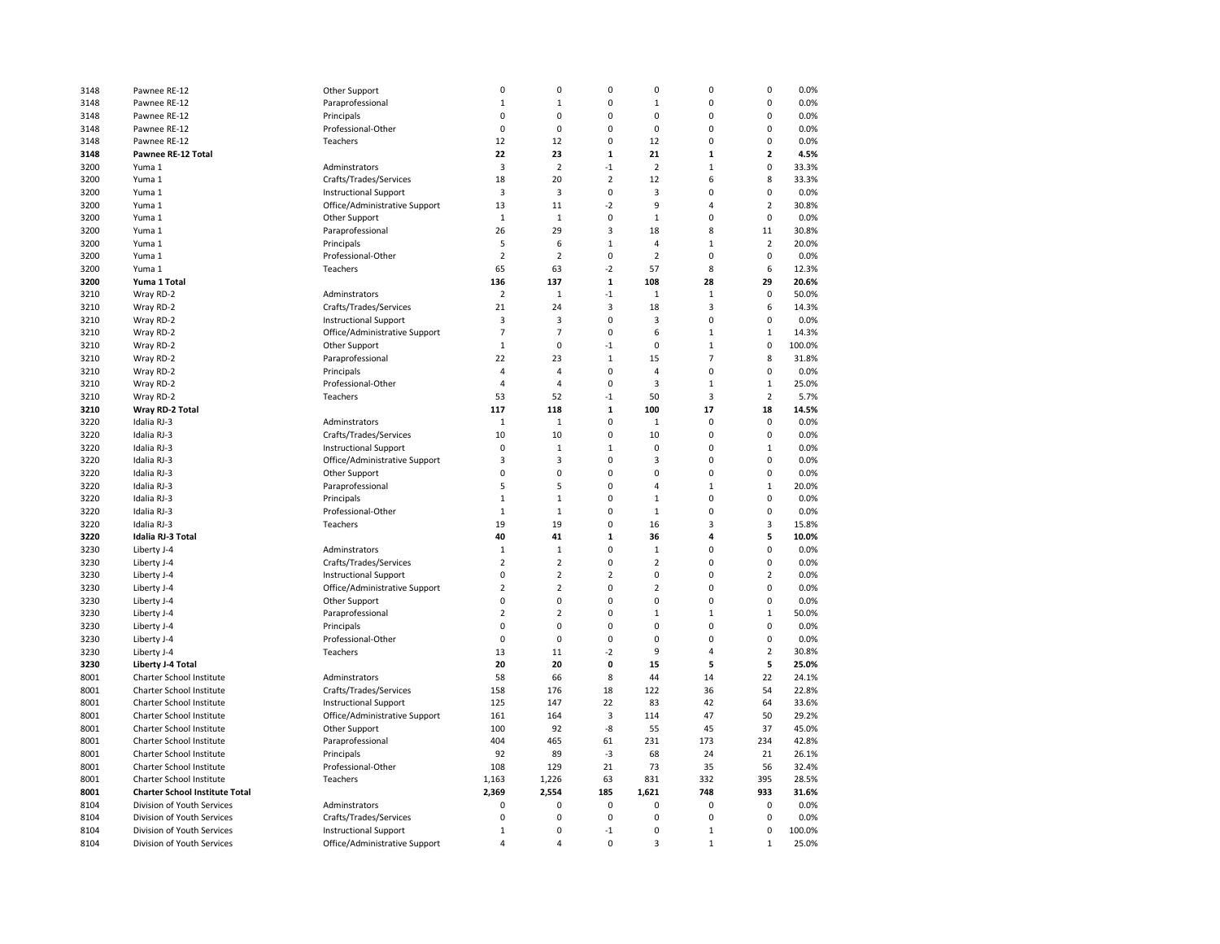| | | | | | | | | | |
|---|---|---|---|---|---|---|---|---|---|
| 3148 | Pawnee RE-12 | Other Support | 0 | 0 | 0 | 0 | 0 | 0 | 0.0% |
| 3148 | Pawnee RE-12 | Paraprofessional | 1 | 1 | 0 | 1 | 0 | 0 | 0.0% |
| 3148 | Pawnee RE-12 | Principals | 0 | 0 | 0 | 0 | 0 | 0 | 0.0% |
| 3148 | Pawnee RE-12 | Professional-Other | 0 | 0 | 0 | 0 | 0 | 0 | 0.0% |
| 3148 | Pawnee RE-12 | Teachers | 12 | 12 | 0 | 12 | 0 | 0 | 0.0% |
| **3148** | **Pawnee RE-12 Total** | | **22** | **23** | **1** | **21** | **1** | **2** | **4.5%** |
| 3200 | Yuma 1 | Adminstrators | 3 | 2 | -1 | 2 | 1 | 0 | 33.3% |
| 3200 | Yuma 1 | Crafts/Trades/Services | 18 | 20 | 2 | 12 | 6 | 8 | 33.3% |
| 3200 | Yuma 1 | Instructional Support | 3 | 3 | 0 | 3 | 0 | 0 | 0.0% |
| 3200 | Yuma 1 | Office/Administrative Support | 13 | 11 | -2 | 9 | 4 | 2 | 30.8% |
| 3200 | Yuma 1 | Other Support | 1 | 1 | 0 | 1 | 0 | 0 | 0.0% |
| 3200 | Yuma 1 | Paraprofessional | 26 | 29 | 3 | 18 | 8 | 11 | 30.8% |
| 3200 | Yuma 1 | Principals | 5 | 6 | 1 | 4 | 1 | 2 | 20.0% |
| 3200 | Yuma 1 | Professional-Other | 2 | 2 | 0 | 2 | 0 | 0 | 0.0% |
| 3200 | Yuma 1 | Teachers | 65 | 63 | -2 | 57 | 8 | 6 | 12.3% |
| **3200** | **Yuma 1 Total** | | **136** | **137** | **1** | **108** | **28** | **29** | **20.6%** |
| 3210 | Wray RD-2 | Adminstrators | 2 | 1 | -1 | 1 | 1 | 0 | 50.0% |
| 3210 | Wray RD-2 | Crafts/Trades/Services | 21 | 24 | 3 | 18 | 3 | 6 | 14.3% |
| 3210 | Wray RD-2 | Instructional Support | 3 | 3 | 0 | 3 | 0 | 0 | 0.0% |
| 3210 | Wray RD-2 | Office/Administrative Support | 7 | 7 | 0 | 6 | 1 | 1 | 14.3% |
| 3210 | Wray RD-2 | Other Support | 1 | 0 | -1 | 0 | 1 | 0 | 100.0% |
| 3210 | Wray RD-2 | Paraprofessional | 22 | 23 | 1 | 15 | 7 | 8 | 31.8% |
| 3210 | Wray RD-2 | Principals | 4 | 4 | 0 | 4 | 0 | 0 | 0.0% |
| 3210 | Wray RD-2 | Professional-Other | 4 | 4 | 0 | 3 | 1 | 1 | 25.0% |
| 3210 | Wray RD-2 | Teachers | 53 | 52 | -1 | 50 | 3 | 2 | 5.7% |
| **3210** | **Wray RD-2 Total** | | **117** | **118** | **1** | **100** | **17** | **18** | **14.5%** |
| 3220 | Idalia RJ-3 | Adminstrators | 1 | 1 | 0 | 1 | 0 | 0 | 0.0% |
| 3220 | Idalia RJ-3 | Crafts/Trades/Services | 10 | 10 | 0 | 10 | 0 | 0 | 0.0% |
| 3220 | Idalia RJ-3 | Instructional Support | 0 | 1 | 1 | 0 | 0 | 1 | 0.0% |
| 3220 | Idalia RJ-3 | Office/Administrative Support | 3 | 3 | 0 | 3 | 0 | 0 | 0.0% |
| 3220 | Idalia RJ-3 | Other Support | 0 | 0 | 0 | 0 | 0 | 0 | 0.0% |
| 3220 | Idalia RJ-3 | Paraprofessional | 5 | 5 | 0 | 4 | 1 | 1 | 20.0% |
| 3220 | Idalia RJ-3 | Principals | 1 | 1 | 0 | 1 | 0 | 0 | 0.0% |
| 3220 | Idalia RJ-3 | Professional-Other | 1 | 1 | 0 | 1 | 0 | 0 | 0.0% |
| 3220 | Idalia RJ-3 | Teachers | 19 | 19 | 0 | 16 | 3 | 3 | 15.8% |
| **3220** | **Idalia RJ-3 Total** | | **40** | **41** | **1** | **36** | **4** | **5** | **10.0%** |
| 3230 | Liberty J-4 | Adminstrators | 1 | 1 | 0 | 1 | 0 | 0 | 0.0% |
| 3230 | Liberty J-4 | Crafts/Trades/Services | 2 | 2 | 0 | 2 | 0 | 0 | 0.0% |
| 3230 | Liberty J-4 | Instructional Support | 0 | 2 | 2 | 0 | 0 | 2 | 0.0% |
| 3230 | Liberty J-4 | Office/Administrative Support | 2 | 2 | 0 | 2 | 0 | 0 | 0.0% |
| 3230 | Liberty J-4 | Other Support | 0 | 0 | 0 | 0 | 0 | 0 | 0.0% |
| 3230 | Liberty J-4 | Paraprofessional | 2 | 2 | 0 | 1 | 1 | 1 | 50.0% |
| 3230 | Liberty J-4 | Principals | 0 | 0 | 0 | 0 | 0 | 0 | 0.0% |
| 3230 | Liberty J-4 | Professional-Other | 0 | 0 | 0 | 0 | 0 | 0 | 0.0% |
| 3230 | Liberty J-4 | Teachers | 13 | 11 | -2 | 9 | 4 | 2 | 30.8% |
| **3230** | **Liberty J-4 Total** | | **20** | **20** | **0** | **15** | **5** | **5** | **25.0%** |
| 8001 | Charter School Institute | Adminstrators | 58 | 66 | 8 | 44 | 14 | 22 | 24.1% |
| 8001 | Charter School Institute | Crafts/Trades/Services | 158 | 176 | 18 | 122 | 36 | 54 | 22.8% |
| 8001 | Charter School Institute | Instructional Support | 125 | 147 | 22 | 83 | 42 | 64 | 33.6% |
| 8001 | Charter School Institute | Office/Administrative Support | 161 | 164 | 3 | 114 | 47 | 50 | 29.2% |
| 8001 | Charter School Institute | Other Support | 100 | 92 | -8 | 55 | 45 | 37 | 45.0% |
| 8001 | Charter School Institute | Paraprofessional | 404 | 465 | 61 | 231 | 173 | 234 | 42.8% |
| 8001 | Charter School Institute | Principals | 92 | 89 | -3 | 68 | 24 | 21 | 26.1% |
| 8001 | Charter School Institute | Professional-Other | 108 | 129 | 21 | 73 | 35 | 56 | 32.4% |
| 8001 | Charter School Institute | Teachers | 1,163 | 1,226 | 63 | 831 | 332 | 395 | 28.5% |
| **8001** | **Charter School Institute Total** | | **2,369** | **2,554** | **185** | **1,621** | **748** | **933** | **31.6%** |
| 8104 | Division of Youth Services | Adminstrators | 0 | 0 | 0 | 0 | 0 | 0 | 0.0% |
| 8104 | Division of Youth Services | Crafts/Trades/Services | 0 | 0 | 0 | 0 | 0 | 0 | 0.0% |
| 8104 | Division of Youth Services | Instructional Support | 1 | 0 | -1 | 0 | 1 | 0 | 100.0% |
| 8104 | Division of Youth Services | Office/Administrative Support | 4 | 4 | 0 | 3 | 1 | 1 | 25.0% |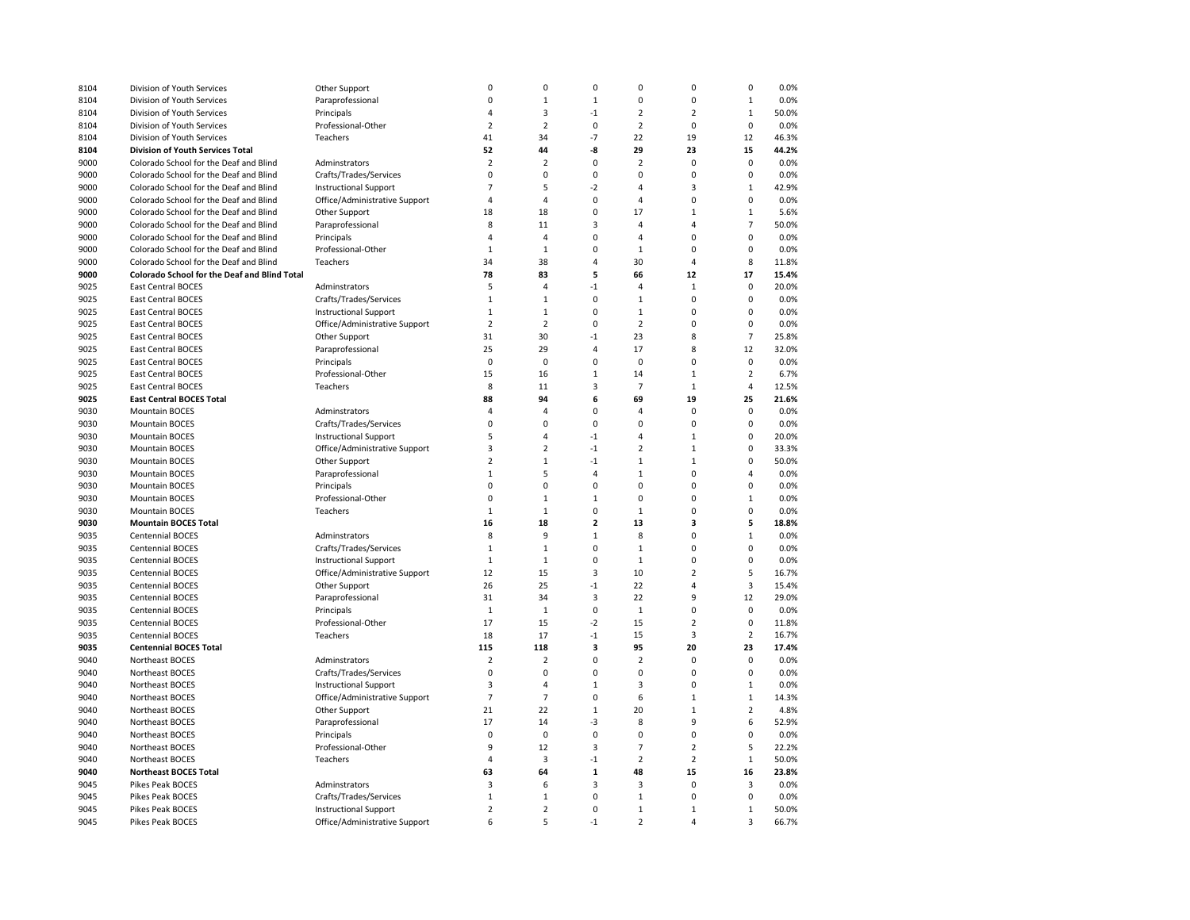| | | | | | | | | | |
|---|---|---|---|---|---|---|---|---|---|
| 8104 | Division of Youth Services | Other Support | 0 | 0 | 0 | 0 | 0 | 0 | 0.0% |
| 8104 | Division of Youth Services | Paraprofessional | 0 | 1 | 1 | 0 | 0 | 1 | 0.0% |
| 8104 | Division of Youth Services | Principals | 4 | 3 | -1 | 2 | 2 | 1 | 50.0% |
| 8104 | Division of Youth Services | Professional-Other | 2 | 2 | 0 | 2 | 0 | 0 | 0.0% |
| 8104 | Division of Youth Services | Teachers | 41 | 34 | -7 | 22 | 19 | 12 | 46.3% |
| **8104** | **Division of Youth Services Total** | | **52** | **44** | **-8** | **29** | **23** | **15** | **44.2%** |
| 9000 | Colorado School for the Deaf and Blind | Adminstrators | 2 | 2 | 0 | 2 | 0 | 0 | 0.0% |
| 9000 | Colorado School for the Deaf and Blind | Crafts/Trades/Services | 0 | 0 | 0 | 0 | 0 | 0 | 0.0% |
| 9000 | Colorado School for the Deaf and Blind | Instructional Support | 7 | 5 | -2 | 4 | 3 | 1 | 42.9% |
| 9000 | Colorado School for the Deaf and Blind | Office/Administrative Support | 4 | 4 | 0 | 4 | 0 | 0 | 0.0% |
| 9000 | Colorado School for the Deaf and Blind | Other Support | 18 | 18 | 0 | 17 | 1 | 1 | 5.6% |
| 9000 | Colorado School for the Deaf and Blind | Paraprofessional | 8 | 11 | 3 | 4 | 4 | 7 | 50.0% |
| 9000 | Colorado School for the Deaf and Blind | Principals | 4 | 4 | 0 | 4 | 0 | 0 | 0.0% |
| 9000 | Colorado School for the Deaf and Blind | Professional-Other | 1 | 1 | 0 | 1 | 0 | 0 | 0.0% |
| 9000 | Colorado School for the Deaf and Blind | Teachers | 34 | 38 | 4 | 30 | 4 | 8 | 11.8% |
| **9000** | **Colorado School for the Deaf and Blind Total** | | **78** | **83** | **5** | **66** | **12** | **17** | **15.4%** |
| 9025 | East Central BOCES | Adminstrators | 5 | 4 | -1 | 4 | 1 | 0 | 20.0% |
| 9025 | East Central BOCES | Crafts/Trades/Services | 1 | 1 | 0 | 1 | 0 | 0 | 0.0% |
| 9025 | East Central BOCES | Instructional Support | 1 | 1 | 0 | 1 | 0 | 0 | 0.0% |
| 9025 | East Central BOCES | Office/Administrative Support | 2 | 2 | 0 | 2 | 0 | 0 | 0.0% |
| 9025 | East Central BOCES | Other Support | 31 | 30 | -1 | 23 | 8 | 7 | 25.8% |
| 9025 | East Central BOCES | Paraprofessional | 25 | 29 | 4 | 17 | 8 | 12 | 32.0% |
| 9025 | East Central BOCES | Principals | 0 | 0 | 0 | 0 | 0 | 0 | 0.0% |
| 9025 | East Central BOCES | Professional-Other | 15 | 16 | 1 | 14 | 1 | 2 | 6.7% |
| 9025 | East Central BOCES | Teachers | 8 | 11 | 3 | 7 | 1 | 4 | 12.5% |
| **9025** | **East Central BOCES Total** | | **88** | **94** | **6** | **69** | **19** | **25** | **21.6%** |
| 9030 | Mountain BOCES | Adminstrators | 4 | 4 | 0 | 4 | 0 | 0 | 0.0% |
| 9030 | Mountain BOCES | Crafts/Trades/Services | 0 | 0 | 0 | 0 | 0 | 0 | 0.0% |
| 9030 | Mountain BOCES | Instructional Support | 5 | 4 | -1 | 4 | 1 | 0 | 20.0% |
| 9030 | Mountain BOCES | Office/Administrative Support | 3 | 2 | -1 | 2 | 1 | 0 | 33.3% |
| 9030 | Mountain BOCES | Other Support | 2 | 1 | -1 | 1 | 1 | 0 | 50.0% |
| 9030 | Mountain BOCES | Paraprofessional | 1 | 5 | 4 | 1 | 0 | 4 | 0.0% |
| 9030 | Mountain BOCES | Principals | 0 | 0 | 0 | 0 | 0 | 0 | 0.0% |
| 9030 | Mountain BOCES | Professional-Other | 0 | 1 | 1 | 0 | 0 | 1 | 0.0% |
| 9030 | Mountain BOCES | Teachers | 1 | 1 | 0 | 1 | 0 | 0 | 0.0% |
| **9030** | **Mountain BOCES Total** | | **16** | **18** | **2** | **13** | **3** | **5** | **18.8%** |
| 9035 | Centennial BOCES | Adminstrators | 8 | 9 | 1 | 8 | 0 | 1 | 0.0% |
| 9035 | Centennial BOCES | Crafts/Trades/Services | 1 | 1 | 0 | 1 | 0 | 0 | 0.0% |
| 9035 | Centennial BOCES | Instructional Support | 1 | 1 | 0 | 1 | 0 | 0 | 0.0% |
| 9035 | Centennial BOCES | Office/Administrative Support | 12 | 15 | 3 | 10 | 2 | 5 | 16.7% |
| 9035 | Centennial BOCES | Other Support | 26 | 25 | -1 | 22 | 4 | 3 | 15.4% |
| 9035 | Centennial BOCES | Paraprofessional | 31 | 34 | 3 | 22 | 9 | 12 | 29.0% |
| 9035 | Centennial BOCES | Principals | 1 | 1 | 0 | 1 | 0 | 0 | 0.0% |
| 9035 | Centennial BOCES | Professional-Other | 17 | 15 | -2 | 15 | 2 | 0 | 11.8% |
| 9035 | Centennial BOCES | Teachers | 18 | 17 | -1 | 15 | 3 | 2 | 16.7% |
| **9035** | **Centennial BOCES Total** | | **115** | **118** | **3** | **95** | **20** | **23** | **17.4%** |
| 9040 | Northeast BOCES | Adminstrators | 2 | 2 | 0 | 2 | 0 | 0 | 0.0% |
| 9040 | Northeast BOCES | Crafts/Trades/Services | 0 | 0 | 0 | 0 | 0 | 0 | 0.0% |
| 9040 | Northeast BOCES | Instructional Support | 3 | 4 | 1 | 3 | 0 | 1 | 0.0% |
| 9040 | Northeast BOCES | Office/Administrative Support | 7 | 7 | 0 | 6 | 1 | 1 | 14.3% |
| 9040 | Northeast BOCES | Other Support | 21 | 22 | 1 | 20 | 1 | 2 | 4.8% |
| 9040 | Northeast BOCES | Paraprofessional | 17 | 14 | -3 | 8 | 9 | 6 | 52.9% |
| 9040 | Northeast BOCES | Principals | 0 | 0 | 0 | 0 | 0 | 0 | 0.0% |
| 9040 | Northeast BOCES | Professional-Other | 9 | 12 | 3 | 7 | 2 | 5 | 22.2% |
| 9040 | Northeast BOCES | Teachers | 4 | 3 | -1 | 2 | 2 | 1 | 50.0% |
| **9040** | **Northeast BOCES Total** | | **63** | **64** | **1** | **48** | **15** | **16** | **23.8%** |
| 9045 | Pikes Peak BOCES | Adminstrators | 3 | 6 | 3 | 3 | 0 | 3 | 0.0% |
| 9045 | Pikes Peak BOCES | Crafts/Trades/Services | 1 | 1 | 0 | 1 | 0 | 0 | 0.0% |
| 9045 | Pikes Peak BOCES | Instructional Support | 2 | 2 | 0 | 1 | 1 | 1 | 50.0% |
| 9045 | Pikes Peak BOCES | Office/Administrative Support | 6 | 5 | -1 | 2 | 4 | 3 | 66.7% |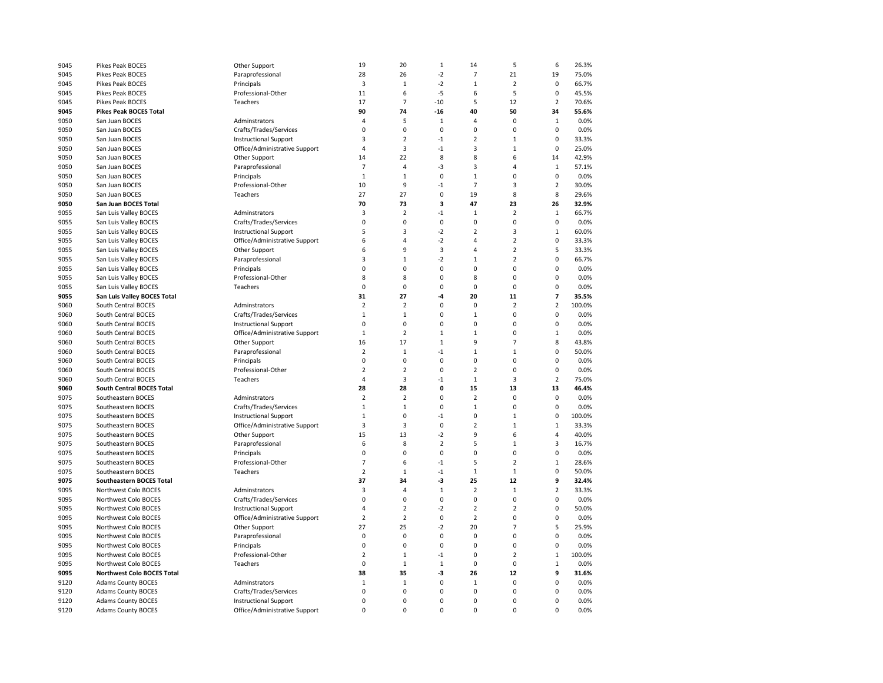| | | | | | | | | | |
|---|---|---|---|---|---|---|---|---|---|
| 9045 | Pikes Peak BOCES | Other Support | 19 | 20 | 1 | 14 | 5 | 6 | 26.3% |
| 9045 | Pikes Peak BOCES | Paraprofessional | 28 | 26 | -2 | 7 | 21 | 19 | 75.0% |
| 9045 | Pikes Peak BOCES | Principals | 3 | 1 | -2 | 1 | 2 | 0 | 66.7% |
| 9045 | Pikes Peak BOCES | Professional-Other | 11 | 6 | -5 | 6 | 5 | 0 | 45.5% |
| 9045 | Pikes Peak BOCES | Teachers | 17 | 7 | -10 | 5 | 12 | 2 | 70.6% |
| **9045** | **Pikes Peak BOCES Total** | | **90** | **74** | **-16** | **40** | **50** | **34** | **55.6%** |
| 9050 | San Juan BOCES | Adminstrators | 4 | 5 | 1 | 4 | 0 | 1 | 0.0% |
| 9050 | San Juan BOCES | Crafts/Trades/Services | 0 | 0 | 0 | 0 | 0 | 0 | 0.0% |
| 9050 | San Juan BOCES | Instructional Support | 3 | 2 | -1 | 2 | 1 | 0 | 33.3% |
| 9050 | San Juan BOCES | Office/Administrative Support | 4 | 3 | -1 | 3 | 1 | 0 | 25.0% |
| 9050 | San Juan BOCES | Other Support | 14 | 22 | 8 | 8 | 6 | 14 | 42.9% |
| 9050 | San Juan BOCES | Paraprofessional | 7 | 4 | -3 | 3 | 4 | 1 | 57.1% |
| 9050 | San Juan BOCES | Principals | 1 | 1 | 0 | 1 | 0 | 0 | 0.0% |
| 9050 | San Juan BOCES | Professional-Other | 10 | 9 | -1 | 7 | 3 | 2 | 30.0% |
| 9050 | San Juan BOCES | Teachers | 27 | 27 | 0 | 19 | 8 | 8 | 29.6% |
| **9050** | **San Juan BOCES Total** | | **70** | **73** | **3** | **47** | **23** | **26** | **32.9%** |
| 9055 | San Luis Valley BOCES | Adminstrators | 3 | 2 | -1 | 1 | 2 | 1 | 66.7% |
| 9055 | San Luis Valley BOCES | Crafts/Trades/Services | 0 | 0 | 0 | 0 | 0 | 0 | 0.0% |
| 9055 | San Luis Valley BOCES | Instructional Support | 5 | 3 | -2 | 2 | 3 | 1 | 60.0% |
| 9055 | San Luis Valley BOCES | Office/Administrative Support | 6 | 4 | -2 | 4 | 2 | 0 | 33.3% |
| 9055 | San Luis Valley BOCES | Other Support | 6 | 9 | 3 | 4 | 2 | 5 | 33.3% |
| 9055 | San Luis Valley BOCES | Paraprofessional | 3 | 1 | -2 | 1 | 2 | 0 | 66.7% |
| 9055 | San Luis Valley BOCES | Principals | 0 | 0 | 0 | 0 | 0 | 0 | 0.0% |
| 9055 | San Luis Valley BOCES | Professional-Other | 8 | 8 | 0 | 8 | 0 | 0 | 0.0% |
| 9055 | San Luis Valley BOCES | Teachers | 0 | 0 | 0 | 0 | 0 | 0 | 0.0% |
| **9055** | **San Luis Valley BOCES Total** | | **31** | **27** | **-4** | **20** | **11** | **7** | **35.5%** |
| 9060 | South Central BOCES | Adminstrators | 2 | 2 | 0 | 0 | 2 | 2 | 100.0% |
| 9060 | South Central BOCES | Crafts/Trades/Services | 1 | 1 | 0 | 1 | 0 | 0 | 0.0% |
| 9060 | South Central BOCES | Instructional Support | 0 | 0 | 0 | 0 | 0 | 0 | 0.0% |
| 9060 | South Central BOCES | Office/Administrative Support | 1 | 2 | 1 | 1 | 0 | 1 | 0.0% |
| 9060 | South Central BOCES | Other Support | 16 | 17 | 1 | 9 | 7 | 8 | 43.8% |
| 9060 | South Central BOCES | Paraprofessional | 2 | 1 | -1 | 1 | 1 | 0 | 50.0% |
| 9060 | South Central BOCES | Principals | 0 | 0 | 0 | 0 | 0 | 0 | 0.0% |
| 9060 | South Central BOCES | Professional-Other | 2 | 2 | 0 | 2 | 0 | 0 | 0.0% |
| 9060 | South Central BOCES | Teachers | 4 | 3 | -1 | 1 | 3 | 2 | 75.0% |
| **9060** | **South Central BOCES Total** | | **28** | **28** | **0** | **15** | **13** | **13** | **46.4%** |
| 9075 | Southeastern BOCES | Adminstrators | 2 | 2 | 0 | 2 | 0 | 0 | 0.0% |
| 9075 | Southeastern BOCES | Crafts/Trades/Services | 1 | 1 | 0 | 1 | 0 | 0 | 0.0% |
| 9075 | Southeastern BOCES | Instructional Support | 1 | 0 | -1 | 0 | 1 | 0 | 100.0% |
| 9075 | Southeastern BOCES | Office/Administrative Support | 3 | 3 | 0 | 2 | 1 | 1 | 33.3% |
| 9075 | Southeastern BOCES | Other Support | 15 | 13 | -2 | 9 | 6 | 4 | 40.0% |
| 9075 | Southeastern BOCES | Paraprofessional | 6 | 8 | 2 | 5 | 1 | 3 | 16.7% |
| 9075 | Southeastern BOCES | Principals | 0 | 0 | 0 | 0 | 0 | 0 | 0.0% |
| 9075 | Southeastern BOCES | Professional-Other | 7 | 6 | -1 | 5 | 2 | 1 | 28.6% |
| 9075 | Southeastern BOCES | Teachers | 2 | 1 | -1 | 1 | 1 | 0 | 50.0% |
| **9075** | **Southeastern BOCES Total** | | **37** | **34** | **-3** | **25** | **12** | **9** | **32.4%** |
| 9095 | Northwest Colo BOCES | Adminstrators | 3 | 4 | 1 | 2 | 1 | 2 | 33.3% |
| 9095 | Northwest Colo BOCES | Crafts/Trades/Services | 0 | 0 | 0 | 0 | 0 | 0 | 0.0% |
| 9095 | Northwest Colo BOCES | Instructional Support | 4 | 2 | -2 | 2 | 2 | 0 | 50.0% |
| 9095 | Northwest Colo BOCES | Office/Administrative Support | 2 | 2 | 0 | 2 | 0 | 0 | 0.0% |
| 9095 | Northwest Colo BOCES | Other Support | 27 | 25 | -2 | 20 | 7 | 5 | 25.9% |
| 9095 | Northwest Colo BOCES | Paraprofessional | 0 | 0 | 0 | 0 | 0 | 0 | 0.0% |
| 9095 | Northwest Colo BOCES | Principals | 0 | 0 | 0 | 0 | 0 | 0 | 0.0% |
| 9095 | Northwest Colo BOCES | Professional-Other | 2 | 1 | -1 | 0 | 2 | 1 | 100.0% |
| 9095 | Northwest Colo BOCES | Teachers | 0 | 1 | 1 | 0 | 0 | 1 | 0.0% |
| **9095** | **Northwest Colo BOCES Total** | | **38** | **35** | **-3** | **26** | **12** | **9** | **31.6%** |
| 9120 | Adams County BOCES | Adminstrators | 1 | 1 | 0 | 1 | 0 | 0 | 0.0% |
| 9120 | Adams County BOCES | Crafts/Trades/Services | 0 | 0 | 0 | 0 | 0 | 0 | 0.0% |
| 9120 | Adams County BOCES | Instructional Support | 0 | 0 | 0 | 0 | 0 | 0 | 0.0% |
| 9120 | Adams County BOCES | Office/Administrative Support | 0 | 0 | 0 | 0 | 0 | 0 | 0.0% |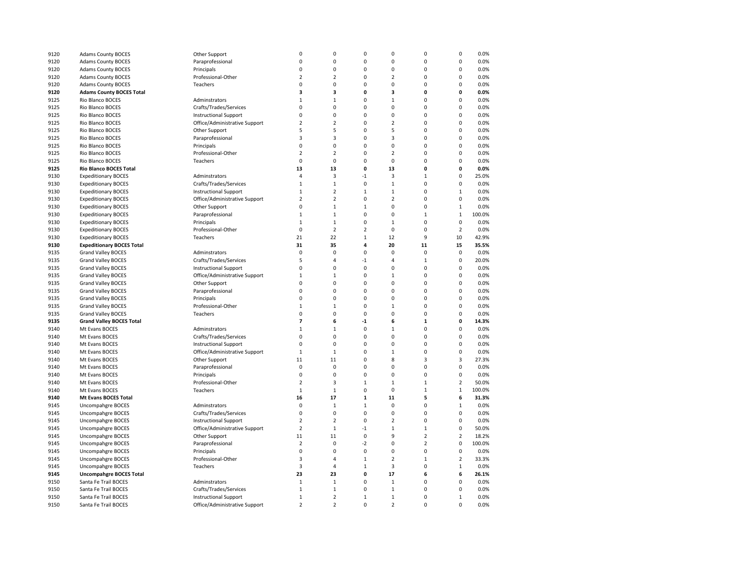| | | | | | | | | | |
|---|---|---|---|---|---|---|---|---|---|
| 9120 | Adams County BOCES | Other Support | 0 | 0 | 0 | 0 | 0 | 0 | 0.0% |
| 9120 | Adams County BOCES | Paraprofessional | 0 | 0 | 0 | 0 | 0 | 0 | 0.0% |
| 9120 | Adams County BOCES | Principals | 0 | 0 | 0 | 0 | 0 | 0 | 0.0% |
| 9120 | Adams County BOCES | Professional-Other | 2 | 2 | 0 | 2 | 0 | 0 | 0.0% |
| 9120 | Adams County BOCES | Teachers | 0 | 0 | 0 | 0 | 0 | 0 | 0.0% |
| **9120** | **Adams County BOCES Total** | | **3** | **3** | **0** | **3** | **0** | **0** | **0.0%** |
| 9125 | Rio Blanco BOCES | Adminstrators | 1 | 1 | 0 | 1 | 0 | 0 | 0.0% |
| 9125 | Rio Blanco BOCES | Crafts/Trades/Services | 0 | 0 | 0 | 0 | 0 | 0 | 0.0% |
| 9125 | Rio Blanco BOCES | Instructional Support | 0 | 0 | 0 | 0 | 0 | 0 | 0.0% |
| 9125 | Rio Blanco BOCES | Office/Administrative Support | 2 | 2 | 0 | 2 | 0 | 0 | 0.0% |
| 9125 | Rio Blanco BOCES | Other Support | 5 | 5 | 0 | 5 | 0 | 0 | 0.0% |
| 9125 | Rio Blanco BOCES | Paraprofessional | 3 | 3 | 0 | 3 | 0 | 0 | 0.0% |
| 9125 | Rio Blanco BOCES | Principals | 0 | 0 | 0 | 0 | 0 | 0 | 0.0% |
| 9125 | Rio Blanco BOCES | Professional-Other | 2 | 2 | 0 | 2 | 0 | 0 | 0.0% |
| 9125 | Rio Blanco BOCES | Teachers | 0 | 0 | 0 | 0 | 0 | 0 | 0.0% |
| **9125** | **Rio Blanco BOCES Total** | | **13** | **13** | **0** | **13** | **0** | **0** | **0.0%** |
| 9130 | Expeditionary BOCES | Adminstrators | 4 | 3 | -1 | 3 | 1 | 0 | 25.0% |
| 9130 | Expeditionary BOCES | Crafts/Trades/Services | 1 | 1 | 0 | 1 | 0 | 0 | 0.0% |
| 9130 | Expeditionary BOCES | Instructional Support | 1 | 2 | 1 | 1 | 0 | 1 | 0.0% |
| 9130 | Expeditionary BOCES | Office/Administrative Support | 2 | 2 | 0 | 2 | 0 | 0 | 0.0% |
| 9130 | Expeditionary BOCES | Other Support | 0 | 1 | 1 | 0 | 0 | 1 | 0.0% |
| 9130 | Expeditionary BOCES | Paraprofessional | 1 | 1 | 0 | 0 | 1 | 1 | 100.0% |
| 9130 | Expeditionary BOCES | Principals | 1 | 1 | 0 | 1 | 0 | 0 | 0.0% |
| 9130 | Expeditionary BOCES | Professional-Other | 0 | 2 | 2 | 0 | 0 | 2 | 0.0% |
| 9130 | Expeditionary BOCES | Teachers | 21 | 22 | 1 | 12 | 9 | 10 | 42.9% |
| **9130** | **Expeditionary BOCES Total** | | **31** | **35** | **4** | **20** | **11** | **15** | **35.5%** |
| 9135 | Grand Valley BOCES | Adminstrators | 0 | 0 | 0 | 0 | 0 | 0 | 0.0% |
| 9135 | Grand Valley BOCES | Crafts/Trades/Services | 5 | 4 | -1 | 4 | 1 | 0 | 20.0% |
| 9135 | Grand Valley BOCES | Instructional Support | 0 | 0 | 0 | 0 | 0 | 0 | 0.0% |
| 9135 | Grand Valley BOCES | Office/Administrative Support | 1 | 1 | 0 | 1 | 0 | 0 | 0.0% |
| 9135 | Grand Valley BOCES | Other Support | 0 | 0 | 0 | 0 | 0 | 0 | 0.0% |
| 9135 | Grand Valley BOCES | Paraprofessional | 0 | 0 | 0 | 0 | 0 | 0 | 0.0% |
| 9135 | Grand Valley BOCES | Principals | 0 | 0 | 0 | 0 | 0 | 0 | 0.0% |
| 9135 | Grand Valley BOCES | Professional-Other | 1 | 1 | 0 | 1 | 0 | 0 | 0.0% |
| 9135 | Grand Valley BOCES | Teachers | 0 | 0 | 0 | 0 | 0 | 0 | 0.0% |
| **9135** | **Grand Valley BOCES Total** | | **7** | **6** | **-1** | **6** | **1** | **0** | **14.3%** |
| 9140 | Mt Evans BOCES | Adminstrators | 1 | 1 | 0 | 1 | 0 | 0 | 0.0% |
| 9140 | Mt Evans BOCES | Crafts/Trades/Services | 0 | 0 | 0 | 0 | 0 | 0 | 0.0% |
| 9140 | Mt Evans BOCES | Instructional Support | 0 | 0 | 0 | 0 | 0 | 0 | 0.0% |
| 9140 | Mt Evans BOCES | Office/Administrative Support | 1 | 1 | 0 | 1 | 0 | 0 | 0.0% |
| 9140 | Mt Evans BOCES | Other Support | 11 | 11 | 0 | 8 | 3 | 3 | 27.3% |
| 9140 | Mt Evans BOCES | Paraprofessional | 0 | 0 | 0 | 0 | 0 | 0 | 0.0% |
| 9140 | Mt Evans BOCES | Principals | 0 | 0 | 0 | 0 | 0 | 0 | 0.0% |
| 9140 | Mt Evans BOCES | Professional-Other | 2 | 3 | 1 | 1 | 1 | 2 | 50.0% |
| 9140 | Mt Evans BOCES | Teachers | 1 | 1 | 0 | 0 | 1 | 1 | 100.0% |
| **9140** | **Mt Evans BOCES Total** | | **16** | **17** | **1** | **11** | **5** | **6** | **31.3%** |
| 9145 | Uncompahgre BOCES | Adminstrators | 0 | 1 | 1 | 0 | 0 | 1 | 0.0% |
| 9145 | Uncompahgre BOCES | Crafts/Trades/Services | 0 | 0 | 0 | 0 | 0 | 0 | 0.0% |
| 9145 | Uncompahgre BOCES | Instructional Support | 2 | 2 | 0 | 2 | 0 | 0 | 0.0% |
| 9145 | Uncompahgre BOCES | Office/Administrative Support | 2 | 1 | -1 | 1 | 1 | 0 | 50.0% |
| 9145 | Uncompahgre BOCES | Other Support | 11 | 11 | 0 | 9 | 2 | 2 | 18.2% |
| 9145 | Uncompahgre BOCES | Paraprofessional | 2 | 0 | -2 | 0 | 2 | 0 | 100.0% |
| 9145 | Uncompahgre BOCES | Principals | 0 | 0 | 0 | 0 | 0 | 0 | 0.0% |
| 9145 | Uncompahgre BOCES | Professional-Other | 3 | 4 | 1 | 2 | 1 | 2 | 33.3% |
| 9145 | Uncompahgre BOCES | Teachers | 3 | 4 | 1 | 3 | 0 | 1 | 0.0% |
| **9145** | **Uncompahgre BOCES Total** | | **23** | **23** | **0** | **17** | **6** | **6** | **26.1%** |
| 9150 | Santa Fe Trail BOCES | Adminstrators | 1 | 1 | 0 | 1 | 0 | 0 | 0.0% |
| 9150 | Santa Fe Trail BOCES | Crafts/Trades/Services | 1 | 1 | 0 | 1 | 0 | 0 | 0.0% |
| 9150 | Santa Fe Trail BOCES | Instructional Support | 1 | 2 | 1 | 1 | 0 | 1 | 0.0% |
| 9150 | Santa Fe Trail BOCES | Office/Administrative Support | 2 | 2 | 0 | 2 | 0 | 0 | 0.0% |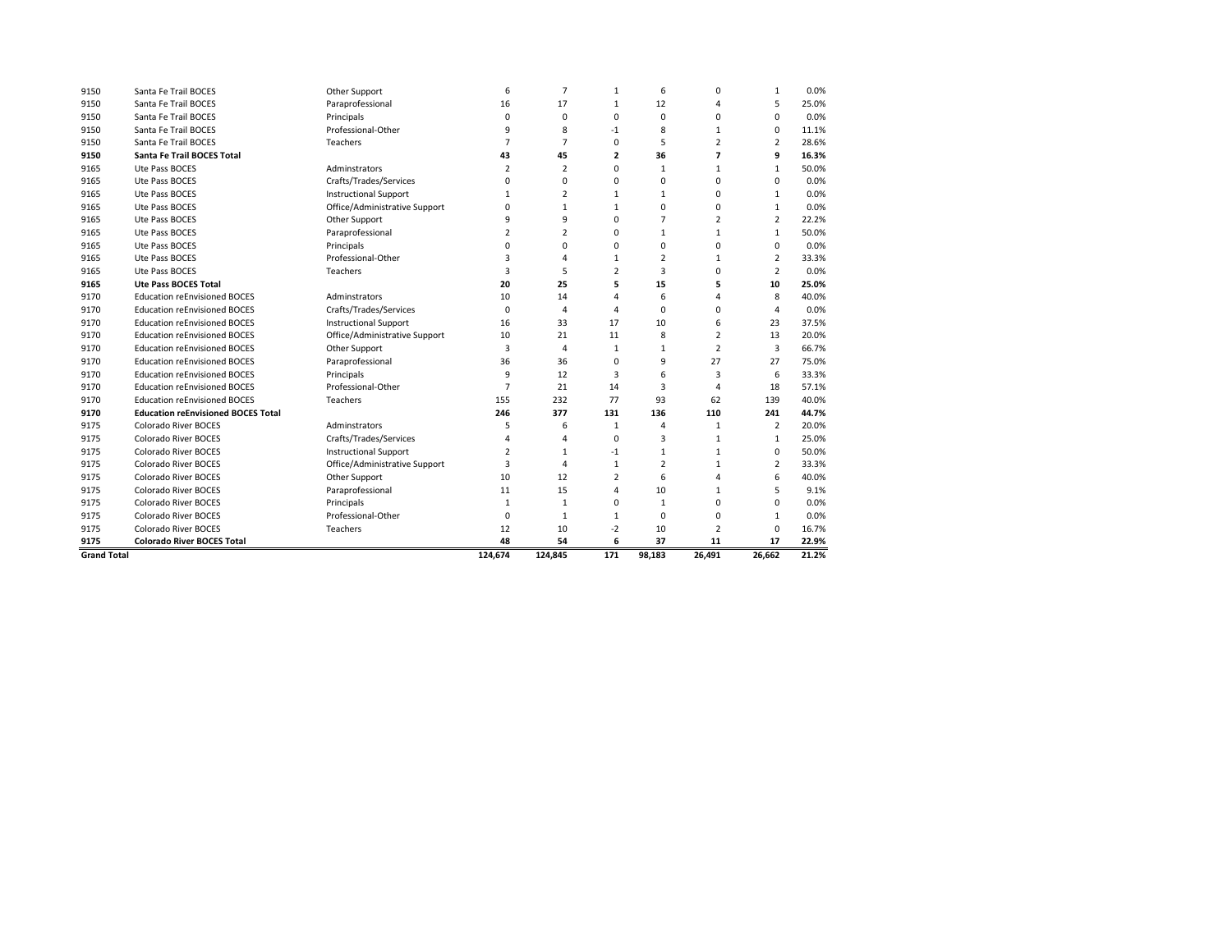| | | | | | | | | | |
|---|---|---|---|---|---|---|---|---|---|
| 9150 | Santa Fe Trail BOCES | Other Support | 6 | 7 | 1 | 6 | 0 | 1 | 0.0% |
| 9150 | Santa Fe Trail BOCES | Paraprofessional | 16 | 17 | 1 | 12 | 4 | 5 | 25.0% |
| 9150 | Santa Fe Trail BOCES | Principals | 0 | 0 | 0 | 0 | 0 | 0 | 0.0% |
| 9150 | Santa Fe Trail BOCES | Professional-Other | 9 | 8 | -1 | 8 | 1 | 0 | 11.1% |
| 9150 | Santa Fe Trail BOCES | Teachers | 7 | 7 | 0 | 5 | 2 | 2 | 28.6% |
| **9150** | **Santa Fe Trail BOCES Total** | | **43** | **45** | **2** | **36** | **7** | **9** | **16.3%** |
| 9165 | Ute Pass BOCES | Adminstrators | 2 | 2 | 0 | 1 | 1 | 1 | 50.0% |
| 9165 | Ute Pass BOCES | Crafts/Trades/Services | 0 | 0 | 0 | 0 | 0 | 0 | 0.0% |
| 9165 | Ute Pass BOCES | Instructional Support | 1 | 2 | 1 | 1 | 0 | 1 | 0.0% |
| 9165 | Ute Pass BOCES | Office/Administrative Support | 0 | 1 | 1 | 0 | 0 | 1 | 0.0% |
| 9165 | Ute Pass BOCES | Other Support | 9 | 9 | 0 | 7 | 2 | 2 | 22.2% |
| 9165 | Ute Pass BOCES | Paraprofessional | 2 | 2 | 0 | 1 | 1 | 1 | 50.0% |
| 9165 | Ute Pass BOCES | Principals | 0 | 0 | 0 | 0 | 0 | 0 | 0.0% |
| 9165 | Ute Pass BOCES | Professional-Other | 3 | 4 | 1 | 2 | 1 | 2 | 33.3% |
| 9165 | Ute Pass BOCES | Teachers | 3 | 5 | 2 | 3 | 0 | 2 | 0.0% |
| **9165** | **Ute Pass BOCES Total** | | **20** | **25** | **5** | **15** | **5** | **10** | **25.0%** |
| 9170 | Education reEnvisioned BOCES | Adminstrators | 10 | 14 | 4 | 6 | 4 | 8 | 40.0% |
| 9170 | Education reEnvisioned BOCES | Crafts/Trades/Services | 0 | 4 | 4 | 0 | 0 | 4 | 0.0% |
| 9170 | Education reEnvisioned BOCES | Instructional Support | 16 | 33 | 17 | 10 | 6 | 23 | 37.5% |
| 9170 | Education reEnvisioned BOCES | Office/Administrative Support | 10 | 21 | 11 | 8 | 2 | 13 | 20.0% |
| 9170 | Education reEnvisioned BOCES | Other Support | 3 | 4 | 1 | 1 | 2 | 3 | 66.7% |
| 9170 | Education reEnvisioned BOCES | Paraprofessional | 36 | 36 | 0 | 9 | 27 | 27 | 75.0% |
| 9170 | Education reEnvisioned BOCES | Principals | 9 | 12 | 3 | 6 | 3 | 6 | 33.3% |
| 9170 | Education reEnvisioned BOCES | Professional-Other | 7 | 21 | 14 | 3 | 4 | 18 | 57.1% |
| 9170 | Education reEnvisioned BOCES | Teachers | 155 | 232 | 77 | 93 | 62 | 139 | 40.0% |
| **9170** | **Education reEnvisioned BOCES Total** | | **246** | **377** | **131** | **136** | **110** | **241** | **44.7%** |
| 9175 | Colorado River BOCES | Adminstrators | 5 | 6 | 1 | 4 | 1 | 2 | 20.0% |
| 9175 | Colorado River BOCES | Crafts/Trades/Services | 4 | 4 | 0 | 3 | 1 | 1 | 25.0% |
| 9175 | Colorado River BOCES | Instructional Support | 2 | 1 | -1 | 1 | 1 | 0 | 50.0% |
| 9175 | Colorado River BOCES | Office/Administrative Support | 3 | 4 | 1 | 2 | 1 | 2 | 33.3% |
| 9175 | Colorado River BOCES | Other Support | 10 | 12 | 2 | 6 | 4 | 6 | 40.0% |
| 9175 | Colorado River BOCES | Paraprofessional | 11 | 15 | 4 | 10 | 1 | 5 | 9.1% |
| 9175 | Colorado River BOCES | Principals | 1 | 1 | 0 | 1 | 0 | 0 | 0.0% |
| 9175 | Colorado River BOCES | Professional-Other | 0 | 1 | 1 | 0 | 0 | 1 | 0.0% |
| 9175 | Colorado River BOCES | Teachers | 12 | 10 | -2 | 10 | 2 | 0 | 16.7% |
| **9175** | **Colorado River BOCES Total** | | **48** | **54** | **6** | **37** | **11** | **17** | **22.9%** |
| **Grand Total** | | | **124,674** | **124,845** | **171** | **98,183** | **26,491** | **26,662** | **21.2%** |